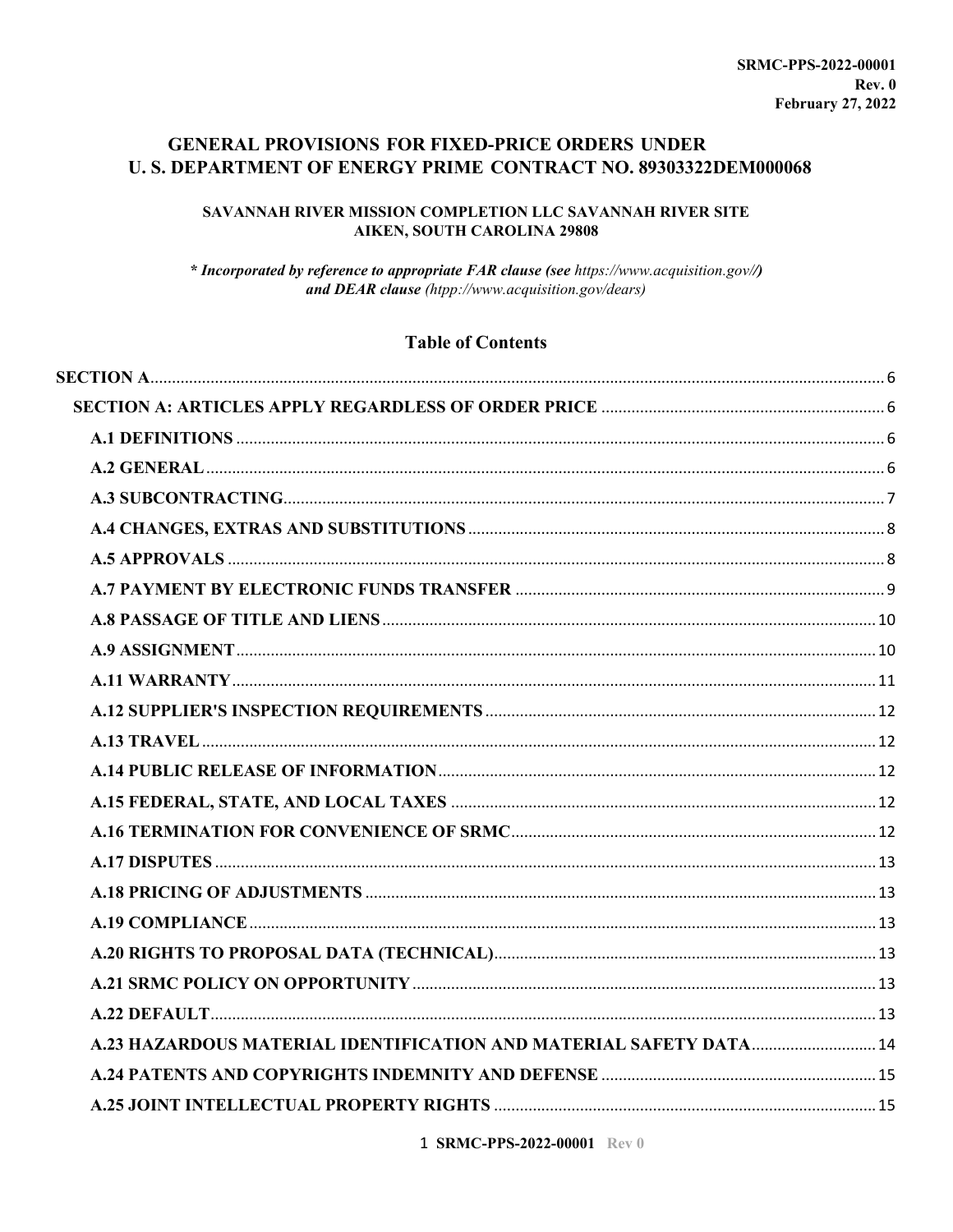SRMC-PPS-2022-00001
Rev. 0
February 27, 2022

# GENERAL PROVISIONS FOR FIXED-PRICE ORDERS UNDER U. S. DEPARTMENT OF ENERGY PRIME CONTRACT NO. 89303322DEM000068

**SAVANNAH RIVER MISSION COMPLETION LLC SAVANNAH RIVER SITE AIKEN, SOUTH CAROLINA 29808**

***\* Incorporated by reference to appropriate FAR clause (see** https://www.acquisition.gov//**) and DEAR clause** (htpp://www.acquisition.gov/dears)*

## Table of Contents

SECTION A ........ 6
- SECTION A: ARTICLES APPLY REGARDLESS OF ORDER PRICE ........ 6
  - A.1 DEFINITIONS ........ 6
  - A.2 GENERAL ........ 6
  - A.3 SUBCONTRACTING ........ 7
  - A.4 CHANGES, EXTRAS AND SUBSTITUTIONS ........ 8
  - A.5 APPROVALS ........ 8
  - A.7 PAYMENT BY ELECTRONIC FUNDS TRANSFER ........ 9
  - A.8 PASSAGE OF TITLE AND LIENS ........ 10
  - A.9 ASSIGNMENT ........ 10
  - A.11 WARRANTY ........ 11
  - A.12 SUPPLIER'S INSPECTION REQUIREMENTS ........ 12
  - A.13 TRAVEL ........ 12
  - A.14 PUBLIC RELEASE OF INFORMATION ........ 12
  - A.15 FEDERAL, STATE, AND LOCAL TAXES ........ 12
  - A.16 TERMINATION FOR CONVENIENCE OF SRMC ........ 12
  - A.17 DISPUTES ........ 13
  - A.18 PRICING OF ADJUSTMENTS ........ 13
  - A.19 COMPLIANCE ........ 13
  - A.20 RIGHTS TO PROPOSAL DATA (TECHNICAL) ........ 13
  - A.21 SRMC POLICY ON OPPORTUNITY ........ 13
  - A.22 DEFAULT ........ 13
  - A.23 HAZARDOUS MATERIAL IDENTIFICATION AND MATERIAL SAFETY DATA ........ 14
  - A.24 PATENTS AND COPYRIGHTS INDEMNITY AND DEFENSE ........ 15
  - A.25 JOINT INTELLECTUAL PROPERTY RIGHTS ........ 15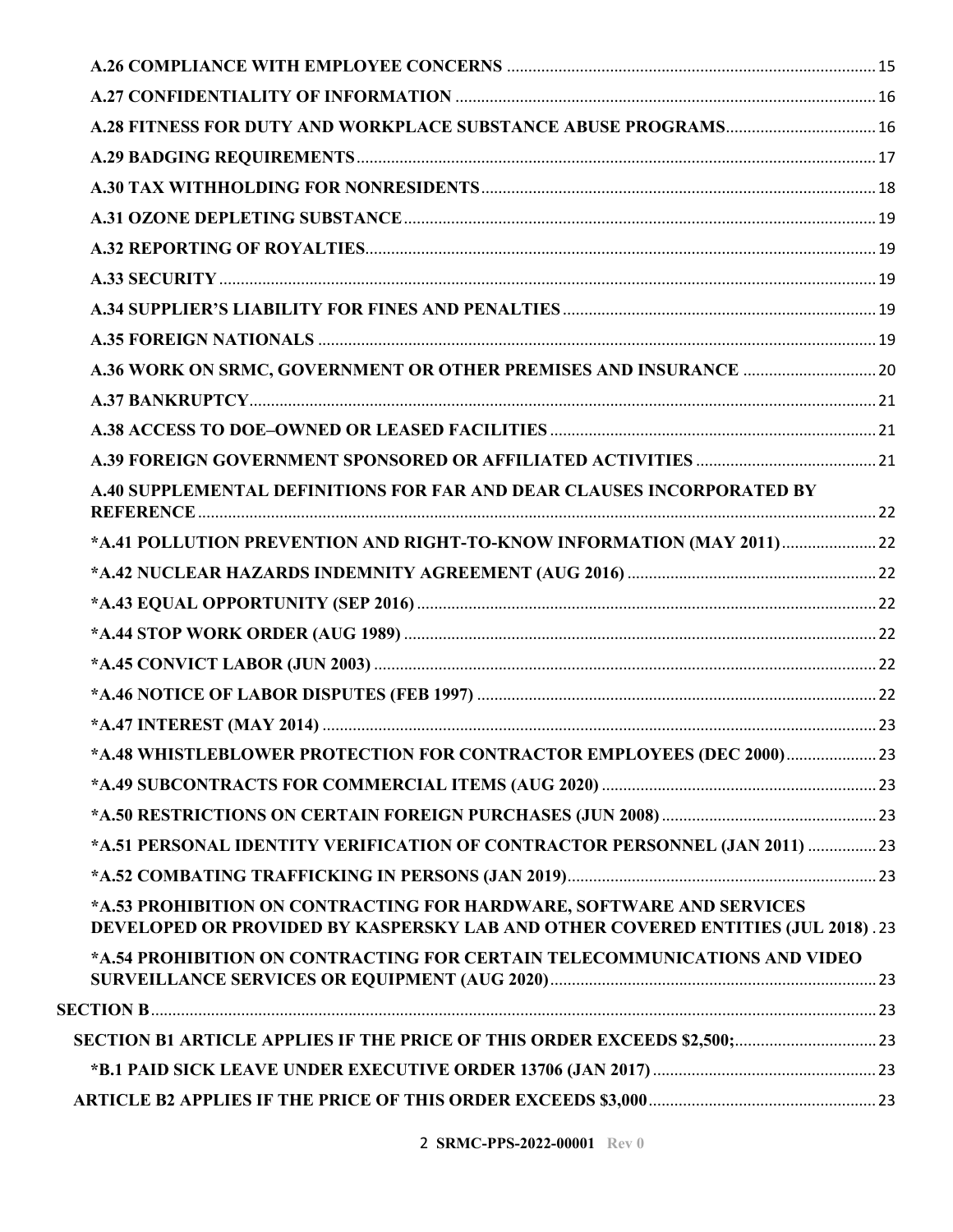**A.26 COMPLIANCE WITH EMPLOYEE CONCERNS** ..... 15

**A.27 CONFIDENTIALITY OF INFORMATION** ..... 16

**A.28 FITNESS FOR DUTY AND WORKPLACE SUBSTANCE ABUSE PROGRAMS** ..... 16

**A.29 BADGING REQUIREMENTS** ..... 17

**A.30 TAX WITHHOLDING FOR NONRESIDENTS** ..... 18

**A.31 OZONE DEPLETING SUBSTANCE** ..... 19

**A.32 REPORTING OF ROYALTIES** ..... 19

**A.33 SECURITY** ..... 19

**A.34 SUPPLIER'S LIABILITY FOR FINES AND PENALTIES** ..... 19

**A.35 FOREIGN NATIONALS** ..... 19

**A.36 WORK ON SRMC, GOVERNMENT OR OTHER PREMISES AND INSURANCE** ..... 20

**A.37 BANKRUPTCY** ..... 21

**A.38 ACCESS TO DOE–OWNED OR LEASED FACILITIES** ..... 21

**A.39 FOREIGN GOVERNMENT SPONSORED OR AFFILIATED ACTIVITIES** ..... 21

**A.40 SUPPLEMENTAL DEFINITIONS FOR FAR AND DEAR CLAUSES INCORPORATED BY REFERENCE** ..... 22

**\*A.41 POLLUTION PREVENTION AND RIGHT-TO-KNOW INFORMATION (MAY 2011)** ..... 22

**\*A.42 NUCLEAR HAZARDS INDEMNITY AGREEMENT (AUG 2016)** ..... 22

**\*A.43 EQUAL OPPORTUNITY (SEP 2016)** ..... 22

**\*A.44 STOP WORK ORDER (AUG 1989)** ..... 22

**\*A.45 CONVICT LABOR (JUN 2003)** ..... 22

**\*A.46 NOTICE OF LABOR DISPUTES (FEB 1997)** ..... 22

**\*A.47 INTEREST (MAY 2014)** ..... 23

**\*A.48 WHISTLEBLOWER PROTECTION FOR CONTRACTOR EMPLOYEES (DEC 2000)** ..... 23

**\*A.49 SUBCONTRACTS FOR COMMERCIAL ITEMS (AUG 2020)** ..... 23

**\*A.50 RESTRICTIONS ON CERTAIN FOREIGN PURCHASES (JUN 2008)** ..... 23

**\*A.51 PERSONAL IDENTITY VERIFICATION OF CONTRACTOR PERSONNEL (JAN 2011)** ..... 23

**\*A.52 COMBATING TRAFFICKING IN PERSONS (JAN 2019)** ..... 23

**\*A.53 PROHIBITION ON CONTRACTING FOR HARDWARE, SOFTWARE AND SERVICES DEVELOPED OR PROVIDED BY KASPERSKY LAB AND OTHER COVERED ENTITIES (JUL 2018)** ..... 23

**\*A.54 PROHIBITION ON CONTRACTING FOR CERTAIN TELECOMMUNICATIONS AND VIDEO SURVEILLANCE SERVICES OR EQUIPMENT (AUG 2020)** ..... 23

**SECTION B** ..... 23

**SECTION B1 ARTICLE APPLIES IF THE PRICE OF THIS ORDER EXCEEDS $2,500;** ..... 23

**\*B.1 PAID SICK LEAVE UNDER EXECUTIVE ORDER 13706 (JAN 2017)** ..... 23

**ARTICLE B2 APPLIES IF THE PRICE OF THIS ORDER EXCEEDS $3,000** ..... 23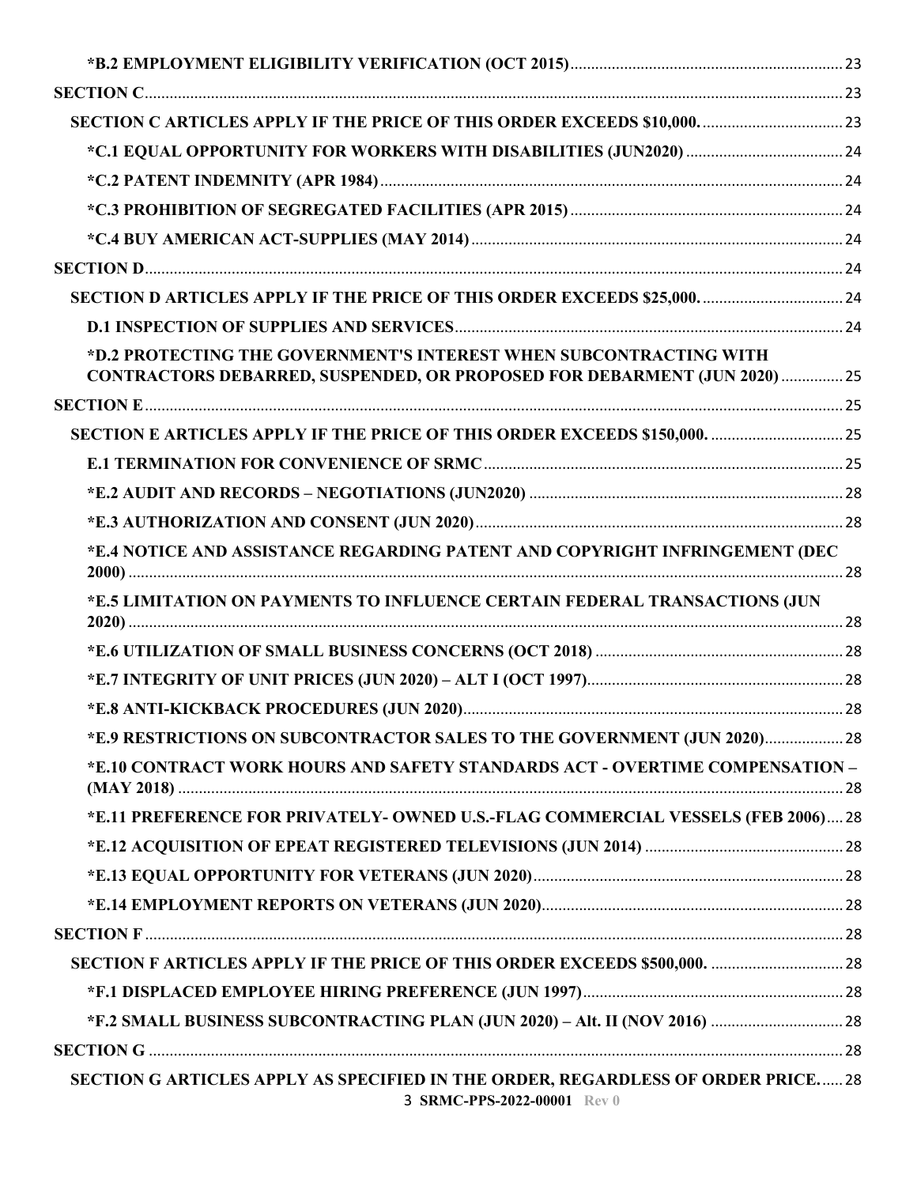**\*B.2 EMPLOYMENT ELIGIBILITY VERIFICATION (OCT 2015)** .......... 23

**SECTION C** .......... 23

**SECTION C ARTICLES APPLY IF THE PRICE OF THIS ORDER EXCEEDS $10,000.** .......... 23

**\*C.1 EQUAL OPPORTUNITY FOR WORKERS WITH DISABILITIES (JUN2020)** .......... 24

**\*C.2 PATENT INDEMNITY (APR 1984)** .......... 24

**\*C.3 PROHIBITION OF SEGREGATED FACILITIES (APR 2015)** .......... 24

**\*C.4 BUY AMERICAN ACT-SUPPLIES (MAY 2014)** .......... 24

**SECTION D** .......... 24

**SECTION D ARTICLES APPLY IF THE PRICE OF THIS ORDER EXCEEDS $25,000.** .......... 24

**D.1 INSPECTION OF SUPPLIES AND SERVICES** .......... 24

**\*D.2 PROTECTING THE GOVERNMENT'S INTEREST WHEN SUBCONTRACTING WITH CONTRACTORS DEBARRED, SUSPENDED, OR PROPOSED FOR DEBARMENT (JUN 2020)** .......... 25

**SECTION E** .......... 25

**SECTION E ARTICLES APPLY IF THE PRICE OF THIS ORDER EXCEEDS $150,000.** .......... 25

**E.1 TERMINATION FOR CONVENIENCE OF SRMC** .......... 25

**\*E.2 AUDIT AND RECORDS – NEGOTIATIONS (JUN2020)** .......... 28

**\*E.3 AUTHORIZATION AND CONSENT (JUN 2020)** .......... 28

**\*E.4 NOTICE AND ASSISTANCE REGARDING PATENT AND COPYRIGHT INFRINGEMENT (DEC 2000)** .......... 28

**\*E.5 LIMITATION ON PAYMENTS TO INFLUENCE CERTAIN FEDERAL TRANSACTIONS (JUN 2020)** .......... 28

**\*E.6 UTILIZATION OF SMALL BUSINESS CONCERNS (OCT 2018)** .......... 28

**\*E.7 INTEGRITY OF UNIT PRICES (JUN 2020) – ALT I (OCT 1997)** .......... 28

**\*E.8 ANTI-KICKBACK PROCEDURES (JUN 2020)** .......... 28

**\*E.9 RESTRICTIONS ON SUBCONTRACTOR SALES TO THE GOVERNMENT (JUN 2020)** .......... 28

**\*E.10 CONTRACT WORK HOURS AND SAFETY STANDARDS ACT - OVERTIME COMPENSATION – (MAY 2018)** .......... 28

**\*E.11 PREFERENCE FOR PRIVATELY- OWNED U.S.-FLAG COMMERCIAL VESSELS (FEB 2006)** .......... 28

**\*E.12 ACQUISITION OF EPEAT REGISTERED TELEVISIONS (JUN 2014)** .......... 28

**\*E.13 EQUAL OPPORTUNITY FOR VETERANS (JUN 2020)** .......... 28

**\*E.14 EMPLOYMENT REPORTS ON VETERANS (JUN 2020)** .......... 28

**SECTION F** .......... 28

**SECTION F ARTICLES APPLY IF THE PRICE OF THIS ORDER EXCEEDS $500,000.** .......... 28

**\*F.1 DISPLACED EMPLOYEE HIRING PREFERENCE (JUN 1997)** .......... 28

**\*F.2 SMALL BUSINESS SUBCONTRACTING PLAN (JUN 2020) – Alt. II (NOV 2016)** .......... 28

**SECTION G** .......... 28

**SECTION G ARTICLES APPLY AS SPECIFIED IN THE ORDER, REGARDLESS OF ORDER PRICE.** .......... 28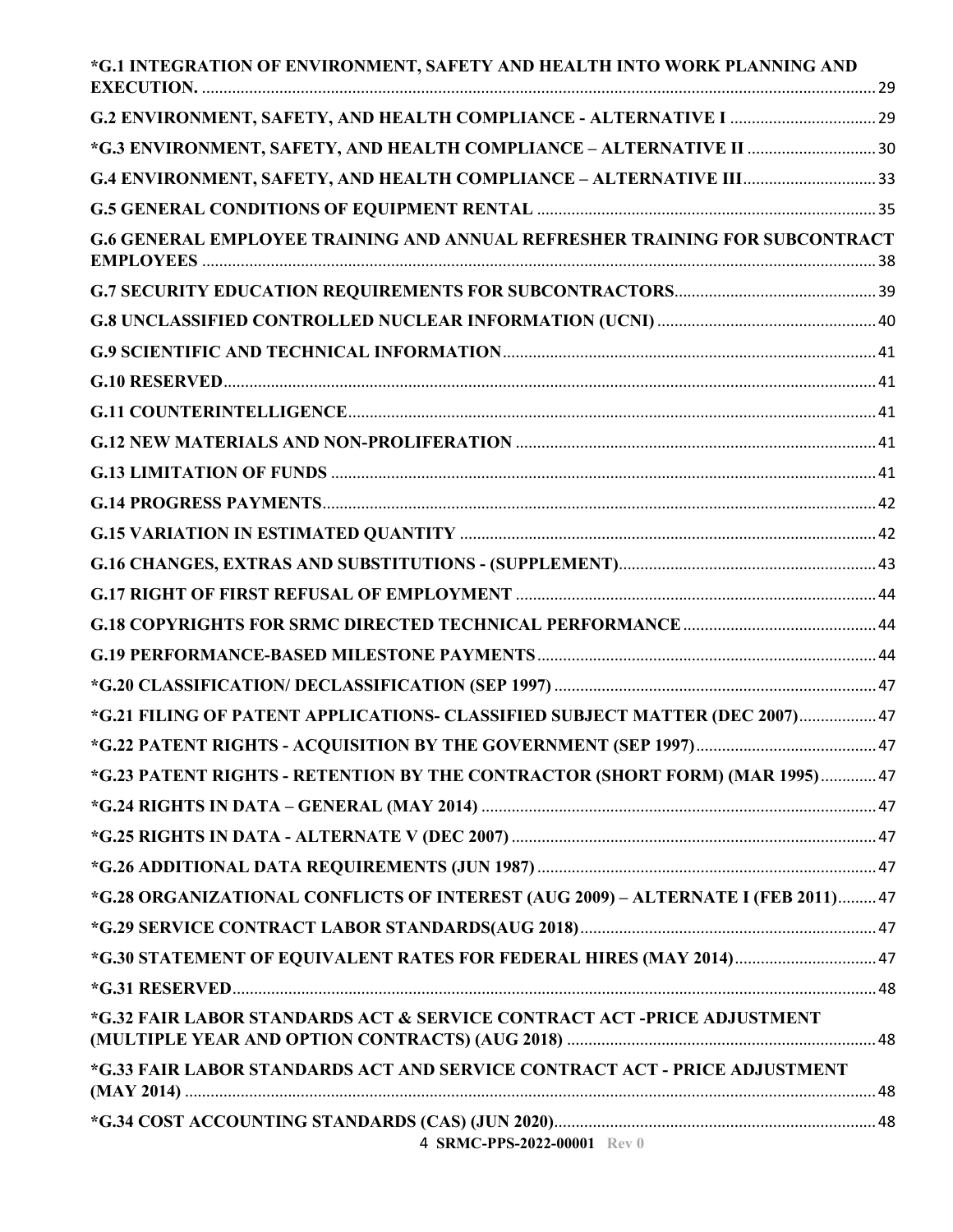*G.1 INTEGRATION OF ENVIRONMENT, SAFETY AND HEALTH INTO WORK PLANNING AND EXECUTION. .... 29

G.2 ENVIRONMENT, SAFETY, AND HEALTH COMPLIANCE - ALTERNATIVE I .... 29

*G.3 ENVIRONMENT, SAFETY, AND HEALTH COMPLIANCE – ALTERNATIVE II .... 30

G.4 ENVIRONMENT, SAFETY, AND HEALTH COMPLIANCE – ALTERNATIVE III .... 33

G.5 GENERAL CONDITIONS OF EQUIPMENT RENTAL .... 35

G.6 GENERAL EMPLOYEE TRAINING AND ANNUAL REFRESHER TRAINING FOR SUBCONTRACT EMPLOYEES .... 38

G.7 SECURITY EDUCATION REQUIREMENTS FOR SUBCONTRACTORS .... 39

G.8 UNCLASSIFIED CONTROLLED NUCLEAR INFORMATION (UCNI) .... 40

G.9 SCIENTIFIC AND TECHNICAL INFORMATION .... 41

G.10 RESERVED .... 41

G.11 COUNTERINTELLIGENCE .... 41

G.12 NEW MATERIALS AND NON-PROLIFERATION .... 41

G.13 LIMITATION OF FUNDS .... 41

G.14 PROGRESS PAYMENTS .... 42

G.15 VARIATION IN ESTIMATED QUANTITY .... 42

G.16 CHANGES, EXTRAS AND SUBSTITUTIONS - (SUPPLEMENT) .... 43

G.17 RIGHT OF FIRST REFUSAL OF EMPLOYMENT .... 44

G.18 COPYRIGHTS FOR SRMC DIRECTED TECHNICAL PERFORMANCE .... 44

G.19 PERFORMANCE-BASED MILESTONE PAYMENTS .... 44

*G.20 CLASSIFICATION/ DECLASSIFICATION (SEP 1997) .... 47

*G.21 FILING OF PATENT APPLICATIONS- CLASSIFIED SUBJECT MATTER (DEC 2007) .... 47

*G.22 PATENT RIGHTS - ACQUISITION BY THE GOVERNMENT (SEP 1997) .... 47

*G.23 PATENT RIGHTS - RETENTION BY THE CONTRACTOR (SHORT FORM) (MAR 1995) .... 47

*G.24 RIGHTS IN DATA – GENERAL (MAY 2014) .... 47

*G.25 RIGHTS IN DATA - ALTERNATE V (DEC 2007) .... 47

*G.26 ADDITIONAL DATA REQUIREMENTS (JUN 1987) .... 47

*G.28 ORGANIZATIONAL CONFLICTS OF INTEREST (AUG 2009) – ALTERNATE I (FEB 2011) .... 47

*G.29 SERVICE CONTRACT LABOR STANDARDS(AUG 2018) .... 47

*G.30 STATEMENT OF EQUIVALENT RATES FOR FEDERAL HIRES (MAY 2014) .... 47

*G.31 RESERVED .... 48

*G.32 FAIR LABOR STANDARDS ACT & SERVICE CONTRACT ACT -PRICE ADJUSTMENT (MULTIPLE YEAR AND OPTION CONTRACTS) (AUG 2018) .... 48

*G.33 FAIR LABOR STANDARDS ACT AND SERVICE CONTRACT ACT - PRICE ADJUSTMENT (MAY 2014) .... 48

*G.34 COST ACCOUNTING STANDARDS (CAS) (JUN 2020) .... 48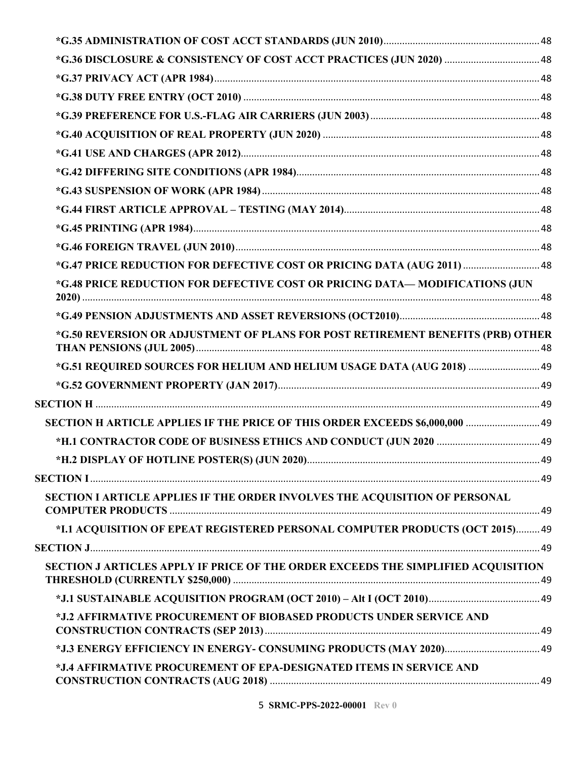*G.35 ADMINISTRATION OF COST ACCT STANDARDS (JUN 2010)........................................................... 48

*G.36 DISCLOSURE & CONSISTENCY OF COST ACCT PRACTICES (JUN 2020) .................................... 48

*G.37 PRIVACY ACT (APR 1984)........................................................................................................ 48

*G.38 DUTY FREE ENTRY (OCT 2010) ............................................................................................... 48

*G.39 PREFERENCE FOR U.S.-FLAG AIR CARRIERS (JUN 2003)................................................................ 48

*G.40 ACQUISITION OF REAL PROPERTY (JUN 2020) ................................................................................ 48

*G.41 USE AND CHARGES (APR 2012)................................................................................................ 48

*G.42 DIFFERING SITE CONDITIONS (APR 1984)........................................................................... 48

*G.43 SUSPENSION OF WORK (APR 1984) ..................................................................................... 48

*G.44 FIRST ARTICLE APPROVAL – TESTING (MAY 2014).......................................................................... 48

*G.45 PRINTING (APR 1984)............................................................................................................... 48

*G.46 FOREIGN TRAVEL (JUN 2010).................................................................................................. 48

*G.47 PRICE REDUCTION FOR DEFECTIVE COST OR PRICING DATA (AUG 2011) ............................. 48

*G.48 PRICE REDUCTION FOR DEFECTIVE COST OR PRICING DATA— MODIFICATIONS (JUN 2020) .......................................................................................................................................... 48

*G.49 PENSION ADJUSTMENTS AND ASSET REVERSIONS (OCT2010)...................................................... 48

*G.50 REVERSION OR ADJUSTMENT OF PLANS FOR POST RETIREMENT BENEFITS (PRB) OTHER THAN PENSIONS (JUL 2005)................................................................................................ 48

*G.51 REQUIRED SOURCES FOR HELIUM AND HELIUM USAGE DATA (AUG 2018) ........................... 49

*G.52 GOVERNMENT PROPERTY (JAN 2017)................................................................................... 49

SECTION H ....................................................................................................................................... 49

SECTION H ARTICLE APPLIES IF THE PRICE OF THIS ORDER EXCEEDS $6,000,000 ............................ 49

*H.1 CONTRACTOR CODE OF BUSINESS ETHICS AND CONDUCT (JUN 2020 ....................................... 49

*H.2 DISPLAY OF HOTLINE POSTER(S) (JUN 2020)....................................................................... 49

SECTION I.......................................................................................................................................... 49

SECTION I ARTICLE APPLIES IF THE ORDER INVOLVES THE ACQUISITION OF PERSONAL COMPUTER PRODUCTS ........................................................................................................................ 49

*I.1 ACQUISITION OF EPEAT REGISTERED PERSONAL COMPUTER PRODUCTS (OCT 2015)......... 49

SECTION J......................................................................................................................................... 49

SECTION J ARTICLES APPLY IF PRICE OF THE ORDER EXCEEDS THE SIMPLIFIED ACQUISITION THRESHOLD (CURRENTLY $250,000) ................................................................................................. 49

*J.1 SUSTAINABLE ACQUISITION PROGRAM (OCT 2010) – Alt I (OCT 2010).......................................... 49

*J.2 AFFIRMATIVE PROCUREMENT OF BIOBASED PRODUCTS UNDER SERVICE AND CONSTRUCTION CONTRACTS (SEP 2013)...................................................................................... 49

*J.3 ENERGY EFFICIENCY IN ENERGY- CONSUMING PRODUCTS (MAY 2020).................................... 49

*J.4 AFFIRMATIVE PROCUREMENT OF EPA-DESIGNATED ITEMS IN SERVICE AND CONSTRUCTION CONTRACTS (AUG 2018) ..................................................................................... 49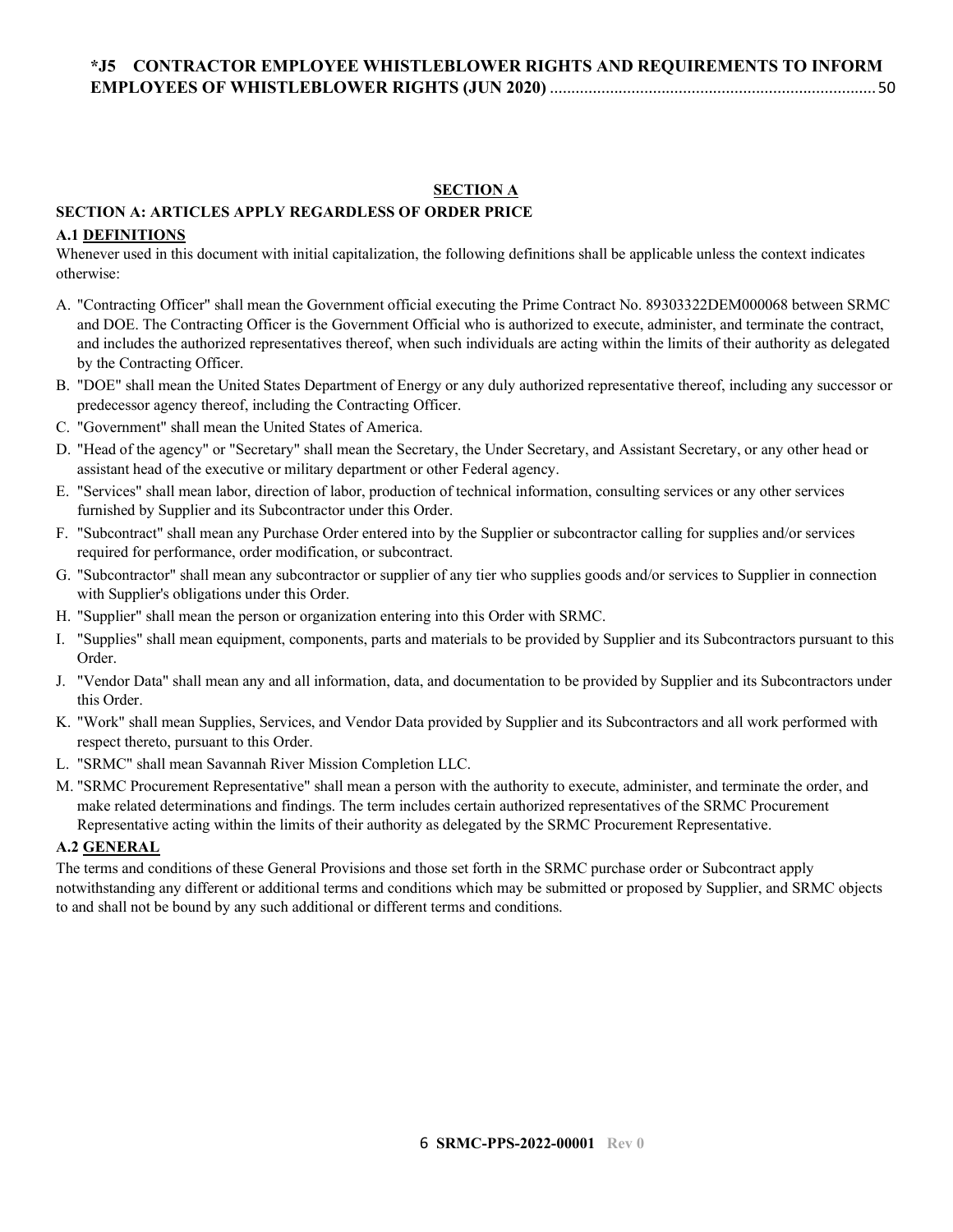**\*J5 CONTRACTOR EMPLOYEE WHISTLEBLOWER RIGHTS AND REQUIREMENTS TO INFORM EMPLOYEES OF WHISTLEBLOWER RIGHTS (JUN 2020)** ........................................................................... 50

## SECTION A

### SECTION A: ARTICLES APPLY REGARDLESS OF ORDER PRICE

#### A.1 DEFINITIONS

Whenever used in this document with initial capitalization, the following definitions shall be applicable unless the context indicates otherwise:

A. "Contracting Officer" shall mean the Government official executing the Prime Contract No. 89303322DEM000068 between SRMC and DOE. The Contracting Officer is the Government Official who is authorized to execute, administer, and terminate the contract, and includes the authorized representatives thereof, when such individuals are acting within the limits of their authority as delegated by the Contracting Officer.

B. "DOE" shall mean the United States Department of Energy or any duly authorized representative thereof, including any successor or predecessor agency thereof, including the Contracting Officer.

C. "Government" shall mean the United States of America.

D. "Head of the agency" or "Secretary" shall mean the Secretary, the Under Secretary, and Assistant Secretary, or any other head or assistant head of the executive or military department or other Federal agency.

E. "Services" shall mean labor, direction of labor, production of technical information, consulting services or any other services furnished by Supplier and its Subcontractor under this Order.

F. "Subcontract" shall mean any Purchase Order entered into by the Supplier or subcontractor calling for supplies and/or services required for performance, order modification, or subcontract.

G. "Subcontractor" shall mean any subcontractor or supplier of any tier who supplies goods and/or services to Supplier in connection with Supplier's obligations under this Order.

H. "Supplier" shall mean the person or organization entering into this Order with SRMC.

I. "Supplies" shall mean equipment, components, parts and materials to be provided by Supplier and its Subcontractors pursuant to this Order.

J. "Vendor Data" shall mean any and all information, data, and documentation to be provided by Supplier and its Subcontractors under this Order.

K. "Work" shall mean Supplies, Services, and Vendor Data provided by Supplier and its Subcontractors and all work performed with respect thereto, pursuant to this Order.

L. "SRMC" shall mean Savannah River Mission Completion LLC.

M. "SRMC Procurement Representative" shall mean a person with the authority to execute, administer, and terminate the order, and make related determinations and findings. The term includes certain authorized representatives of the SRMC Procurement Representative acting within the limits of their authority as delegated by the SRMC Procurement Representative.

#### A.2 GENERAL

The terms and conditions of these General Provisions and those set forth in the SRMC purchase order or Subcontract apply notwithstanding any different or additional terms and conditions which may be submitted or proposed by Supplier, and SRMC objects to and shall not be bound by any such additional or different terms and conditions.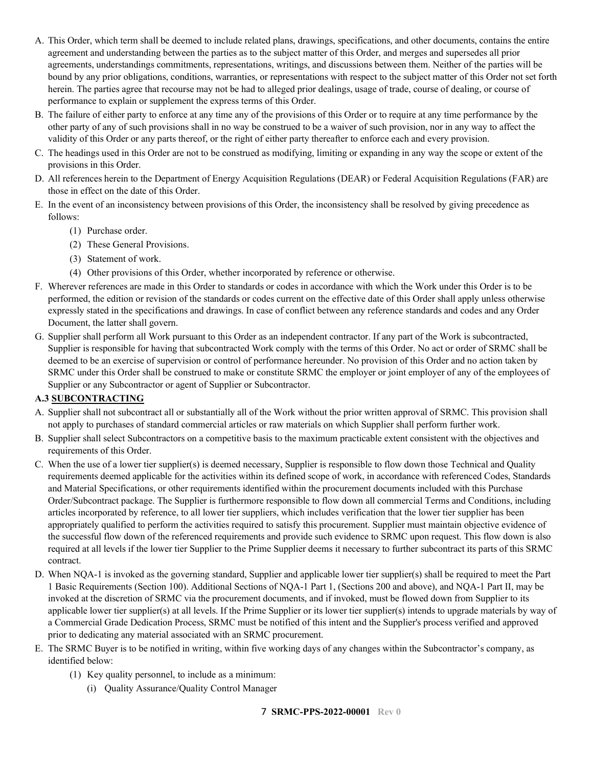A. This Order, which term shall be deemed to include related plans, drawings, specifications, and other documents, contains the entire agreement and understanding between the parties as to the subject matter of this Order, and merges and supersedes all prior agreements, understandings commitments, representations, writings, and discussions between them. Neither of the parties will be bound by any prior obligations, conditions, warranties, or representations with respect to the subject matter of this Order not set forth herein. The parties agree that recourse may not be had to alleged prior dealings, usage of trade, course of dealing, or course of performance to explain or supplement the express terms of this Order.

B. The failure of either party to enforce at any time any of the provisions of this Order or to require at any time performance by the other party of any of such provisions shall in no way be construed to be a waiver of such provision, nor in any way to affect the validity of this Order or any parts thereof, or the right of either party thereafter to enforce each and every provision.

C. The headings used in this Order are not to be construed as modifying, limiting or expanding in any way the scope or extent of the provisions in this Order.

D. All references herein to the Department of Energy Acquisition Regulations (DEAR) or Federal Acquisition Regulations (FAR) are those in effect on the date of this Order.

E. In the event of an inconsistency between provisions of this Order, the inconsistency shall be resolved by giving precedence as follows:
   (1) Purchase order.
   (2) These General Provisions.
   (3) Statement of work.
   (4) Other provisions of this Order, whether incorporated by reference or otherwise.

F. Wherever references are made in this Order to standards or codes in accordance with which the Work under this Order is to be performed, the edition or revision of the standards or codes current on the effective date of this Order shall apply unless otherwise expressly stated in the specifications and drawings. In case of conflict between any reference standards and codes and any Order Document, the latter shall govern.

G. Supplier shall perform all Work pursuant to this Order as an independent contractor. If any part of the Work is subcontracted, Supplier is responsible for having that subcontracted Work comply with the terms of this Order. No act or order of SRMC shall be deemed to be an exercise of supervision or control of performance hereunder. No provision of this Order and no action taken by SRMC under this Order shall be construed to make or constitute SRMC the employer or joint employer of any of the employees of Supplier or any Subcontractor or agent of Supplier or Subcontractor.

### A.3 SUBCONTRACTING

A. Supplier shall not subcontract all or substantially all of the Work without the prior written approval of SRMC. This provision shall not apply to purchases of standard commercial articles or raw materials on which Supplier shall perform further work.

B. Supplier shall select Subcontractors on a competitive basis to the maximum practicable extent consistent with the objectives and requirements of this Order.

C. When the use of a lower tier supplier(s) is deemed necessary, Supplier is responsible to flow down those Technical and Quality requirements deemed applicable for the activities within its defined scope of work, in accordance with referenced Codes, Standards and Material Specifications, or other requirements identified within the procurement documents included with this Purchase Order/Subcontract package. The Supplier is furthermore responsible to flow down all commercial Terms and Conditions, including articles incorporated by reference, to all lower tier suppliers, which includes verification that the lower tier supplier has been appropriately qualified to perform the activities required to satisfy this procurement. Supplier must maintain objective evidence of the successful flow down of the referenced requirements and provide such evidence to SRMC upon request. This flow down is also required at all levels if the lower tier Supplier to the Prime Supplier deems it necessary to further subcontract its parts of this SRMC contract.

D. When NQA-1 is invoked as the governing standard, Supplier and applicable lower tier supplier(s) shall be required to meet the Part 1 Basic Requirements (Section 100). Additional Sections of NQA-1 Part 1, (Sections 200 and above), and NQA-1 Part II, may be invoked at the discretion of SRMC via the procurement documents, and if invoked, must be flowed down from Supplier to its applicable lower tier supplier(s) at all levels. If the Prime Supplier or its lower tier supplier(s) intends to upgrade materials by way of a Commercial Grade Dedication Process, SRMC must be notified of this intent and the Supplier's process verified and approved prior to dedicating any material associated with an SRMC procurement.

E. The SRMC Buyer is to be notified in writing, within five working days of any changes within the Subcontractor's company, as identified below:
   (1) Key quality personnel, to include as a minimum:
      (i) Quality Assurance/Quality Control Manager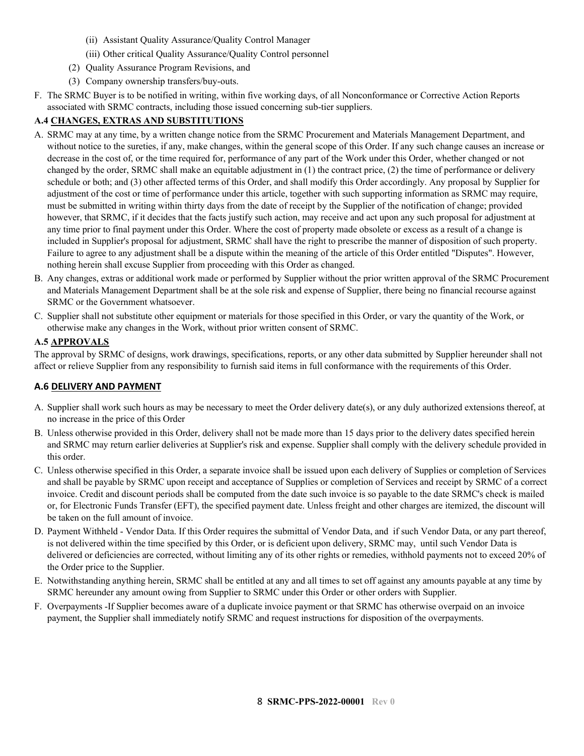(ii) Assistant Quality Assurance/Quality Control Manager

(iii) Other critical Quality Assurance/Quality Control personnel

(2) Quality Assurance Program Revisions, and

(3) Company ownership transfers/buy-outs.

F. The SRMC Buyer is to be notified in writing, within five working days, of all Nonconformance or Corrective Action Reports associated with SRMC contracts, including those issued concerning sub-tier suppliers.

### A.4 CHANGES, EXTRAS AND SUBSTITUTIONS

A. SRMC may at any time, by a written change notice from the SRMC Procurement and Materials Management Department, and without notice to the sureties, if any, make changes, within the general scope of this Order. If any such change causes an increase or decrease in the cost of, or the time required for, performance of any part of the Work under this Order, whether changed or not changed by the order, SRMC shall make an equitable adjustment in (1) the contract price, (2) the time of performance or delivery schedule or both; and (3) other affected terms of this Order, and shall modify this Order accordingly. Any proposal by Supplier for adjustment of the cost or time of performance under this article, together with such supporting information as SRMC may require, must be submitted in writing within thirty days from the date of receipt by the Supplier of the notification of change; provided however, that SRMC, if it decides that the facts justify such action, may receive and act upon any such proposal for adjustment at any time prior to final payment under this Order. Where the cost of property made obsolete or excess as a result of a change is included in Supplier's proposal for adjustment, SRMC shall have the right to prescribe the manner of disposition of such property. Failure to agree to any adjustment shall be a dispute within the meaning of the article of this Order entitled "Disputes". However, nothing herein shall excuse Supplier from proceeding with this Order as changed.

B. Any changes, extras or additional work made or performed by Supplier without the prior written approval of the SRMC Procurement and Materials Management Department shall be at the sole risk and expense of Supplier, there being no financial recourse against SRMC or the Government whatsoever.

C. Supplier shall not substitute other equipment or materials for those specified in this Order, or vary the quantity of the Work, or otherwise make any changes in the Work, without prior written consent of SRMC.

### A.5 APPROVALS

The approval by SRMC of designs, work drawings, specifications, reports, or any other data submitted by Supplier hereunder shall not affect or relieve Supplier from any responsibility to furnish said items in full conformance with the requirements of this Order.

### A.6 DELIVERY AND PAYMENT

A. Supplier shall work such hours as may be necessary to meet the Order delivery date(s), or any duly authorized extensions thereof, at no increase in the price of this Order

B. Unless otherwise provided in this Order, delivery shall not be made more than 15 days prior to the delivery dates specified herein and SRMC may return earlier deliveries at Supplier's risk and expense. Supplier shall comply with the delivery schedule provided in this order.

C. Unless otherwise specified in this Order, a separate invoice shall be issued upon each delivery of Supplies or completion of Services and shall be payable by SRMC upon receipt and acceptance of Supplies or completion of Services and receipt by SRMC of a correct invoice. Credit and discount periods shall be computed from the date such invoice is so payable to the date SRMC's check is mailed or, for Electronic Funds Transfer (EFT), the specified payment date. Unless freight and other charges are itemized, the discount will be taken on the full amount of invoice.

D. Payment Withheld - Vendor Data. If this Order requires the submittal of Vendor Data, and if such Vendor Data, or any part thereof, is not delivered within the time specified by this Order, or is deficient upon delivery, SRMC may, until such Vendor Data is delivered or deficiencies are corrected, without limiting any of its other rights or remedies, withhold payments not to exceed 20% of the Order price to the Supplier.

E. Notwithstanding anything herein, SRMC shall be entitled at any and all times to set off against any amounts payable at any time by SRMC hereunder any amount owing from Supplier to SRMC under this Order or other orders with Supplier.

F. Overpayments -If Supplier becomes aware of a duplicate invoice payment or that SRMC has otherwise overpaid on an invoice payment, the Supplier shall immediately notify SRMC and request instructions for disposition of the overpayments.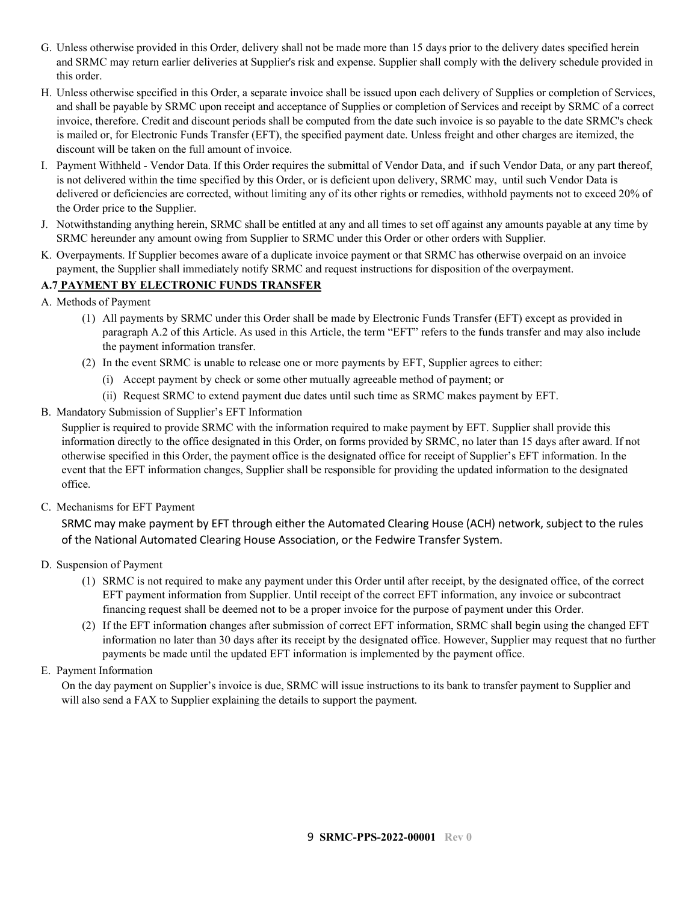G. Unless otherwise provided in this Order, delivery shall not be made more than 15 days prior to the delivery dates specified herein and SRMC may return earlier deliveries at Supplier's risk and expense. Supplier shall comply with the delivery schedule provided in this order.

H. Unless otherwise specified in this Order, a separate invoice shall be issued upon each delivery of Supplies or completion of Services, and shall be payable by SRMC upon receipt and acceptance of Supplies or completion of Services and receipt by SRMC of a correct invoice, therefore. Credit and discount periods shall be computed from the date such invoice is so payable to the date SRMC's check is mailed or, for Electronic Funds Transfer (EFT), the specified payment date. Unless freight and other charges are itemized, the discount will be taken on the full amount of invoice.

I. Payment Withheld - Vendor Data. If this Order requires the submittal of Vendor Data, and if such Vendor Data, or any part thereof, is not delivered within the time specified by this Order, or is deficient upon delivery, SRMC may, until such Vendor Data is delivered or deficiencies are corrected, without limiting any of its other rights or remedies, withhold payments not to exceed 20% of the Order price to the Supplier.

J. Notwithstanding anything herein, SRMC shall be entitled at any and all times to set off against any amounts payable at any time by SRMC hereunder any amount owing from Supplier to SRMC under this Order or other orders with Supplier.

K. Overpayments. If Supplier becomes aware of a duplicate invoice payment or that SRMC has otherwise overpaid on an invoice payment, the Supplier shall immediately notify SRMC and request instructions for disposition of the overpayment.

### A.7 PAYMENT BY ELECTRONIC FUNDS TRANSFER

A. Methods of Payment

(1) All payments by SRMC under this Order shall be made by Electronic Funds Transfer (EFT) except as provided in paragraph A.2 of this Article. As used in this Article, the term "EFT" refers to the funds transfer and may also include the payment information transfer.

(2) In the event SRMC is unable to release one or more payments by EFT, Supplier agrees to either:

(i) Accept payment by check or some other mutually agreeable method of payment; or

(ii) Request SRMC to extend payment due dates until such time as SRMC makes payment by EFT.

B. Mandatory Submission of Supplier's EFT Information

Supplier is required to provide SRMC with the information required to make payment by EFT. Supplier shall provide this information directly to the office designated in this Order, on forms provided by SRMC, no later than 15 days after award. If not otherwise specified in this Order, the payment office is the designated office for receipt of Supplier's EFT information. In the event that the EFT information changes, Supplier shall be responsible for providing the updated information to the designated office.

C. Mechanisms for EFT Payment

SRMC may make payment by EFT through either the Automated Clearing House (ACH) network, subject to the rules of the National Automated Clearing House Association, or the Fedwire Transfer System.

D. Suspension of Payment

(1) SRMC is not required to make any payment under this Order until after receipt, by the designated office, of the correct EFT payment information from Supplier. Until receipt of the correct EFT information, any invoice or subcontract financing request shall be deemed not to be a proper invoice for the purpose of payment under this Order.

(2) If the EFT information changes after submission of correct EFT information, SRMC shall begin using the changed EFT information no later than 30 days after its receipt by the designated office. However, Supplier may request that no further payments be made until the updated EFT information is implemented by the payment office.

E. Payment Information

On the day payment on Supplier's invoice is due, SRMC will issue instructions to its bank to transfer payment to Supplier and will also send a FAX to Supplier explaining the details to support the payment.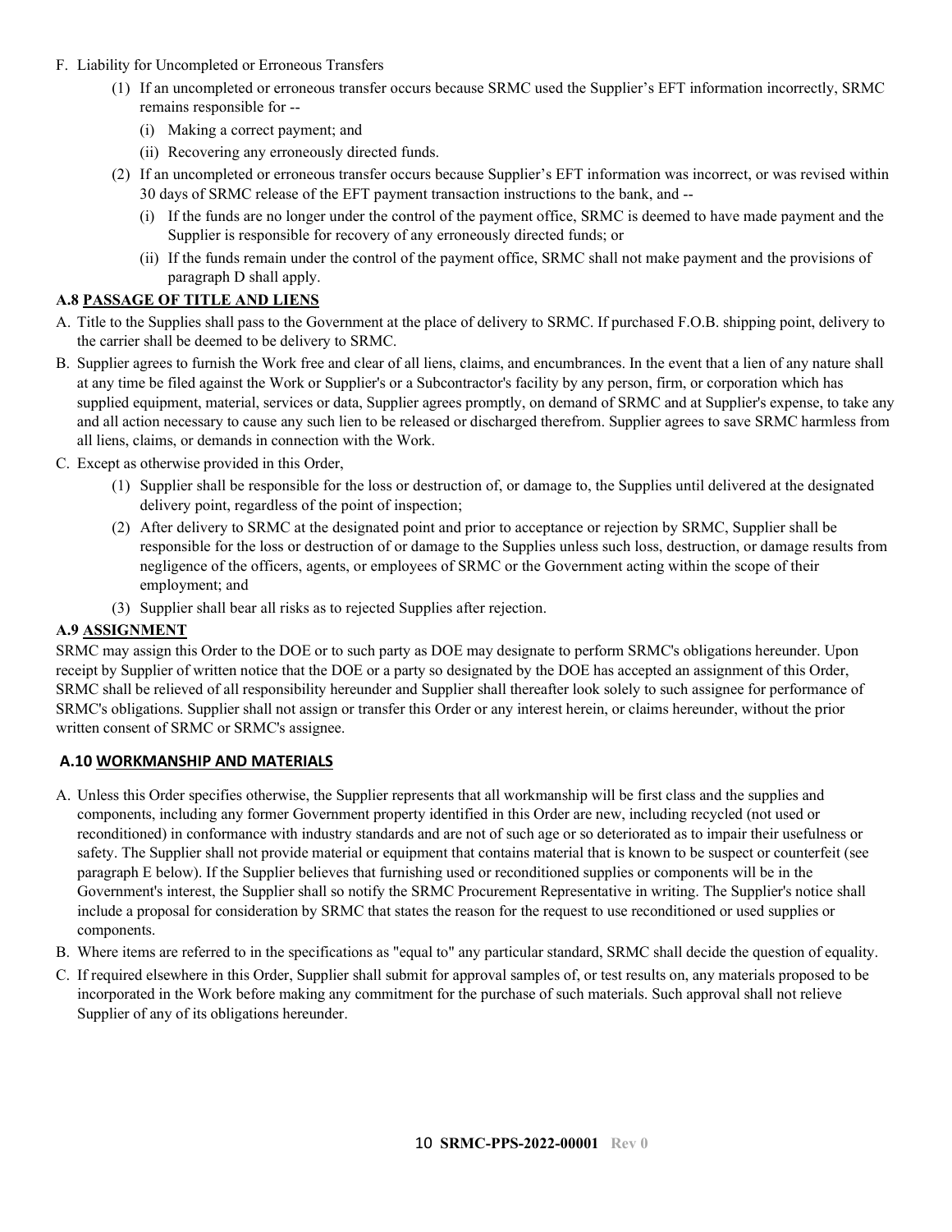F. Liability for Uncompleted or Erroneous Transfers

   (1) If an uncompleted or erroneous transfer occurs because SRMC used the Supplier's EFT information incorrectly, SRMC remains responsible for --

      (i) Making a correct payment; and

      (ii) Recovering any erroneously directed funds.

   (2) If an uncompleted or erroneous transfer occurs because Supplier's EFT information was incorrect, or was revised within 30 days of SRMC release of the EFT payment transaction instructions to the bank, and --

      (i) If the funds are no longer under the control of the payment office, SRMC is deemed to have made payment and the Supplier is responsible for recovery of any erroneously directed funds; or

      (ii) If the funds remain under the control of the payment office, SRMC shall not make payment and the provisions of paragraph D shall apply.

### A.8 PASSAGE OF TITLE AND LIENS

A. Title to the Supplies shall pass to the Government at the place of delivery to SRMC. If purchased F.O.B. shipping point, delivery to the carrier shall be deemed to be delivery to SRMC.

B. Supplier agrees to furnish the Work free and clear of all liens, claims, and encumbrances. In the event that a lien of any nature shall at any time be filed against the Work or Supplier's or a Subcontractor's facility by any person, firm, or corporation which has supplied equipment, material, services or data, Supplier agrees promptly, on demand of SRMC and at Supplier's expense, to take any and all action necessary to cause any such lien to be released or discharged therefrom. Supplier agrees to save SRMC harmless from all liens, claims, or demands in connection with the Work.

C. Except as otherwise provided in this Order,

   (1) Supplier shall be responsible for the loss or destruction of, or damage to, the Supplies until delivered at the designated delivery point, regardless of the point of inspection;

   (2) After delivery to SRMC at the designated point and prior to acceptance or rejection by SRMC, Supplier shall be responsible for the loss or destruction of or damage to the Supplies unless such loss, destruction, or damage results from negligence of the officers, agents, or employees of SRMC or the Government acting within the scope of their employment; and

   (3) Supplier shall bear all risks as to rejected Supplies after rejection.

### A.9 ASSIGNMENT

SRMC may assign this Order to the DOE or to such party as DOE may designate to perform SRMC's obligations hereunder. Upon receipt by Supplier of written notice that the DOE or a party so designated by the DOE has accepted an assignment of this Order, SRMC shall be relieved of all responsibility hereunder and Supplier shall thereafter look solely to such assignee for performance of SRMC's obligations. Supplier shall not assign or transfer this Order or any interest herein, or claims hereunder, without the prior written consent of SRMC or SRMC's assignee.

### A.10 WORKMANSHIP AND MATERIALS

A. Unless this Order specifies otherwise, the Supplier represents that all workmanship will be first class and the supplies and components, including any former Government property identified in this Order are new, including recycled (not used or reconditioned) in conformance with industry standards and are not of such age or so deteriorated as to impair their usefulness or safety. The Supplier shall not provide material or equipment that contains material that is known to be suspect or counterfeit (see paragraph E below). If the Supplier believes that furnishing used or reconditioned supplies or components will be in the Government's interest, the Supplier shall so notify the SRMC Procurement Representative in writing. The Supplier's notice shall include a proposal for consideration by SRMC that states the reason for the request to use reconditioned or used supplies or components.

B. Where items are referred to in the specifications as "equal to" any particular standard, SRMC shall decide the question of equality.

C. If required elsewhere in this Order, Supplier shall submit for approval samples of, or test results on, any materials proposed to be incorporated in the Work before making any commitment for the purchase of such materials. Such approval shall not relieve Supplier of any of its obligations hereunder.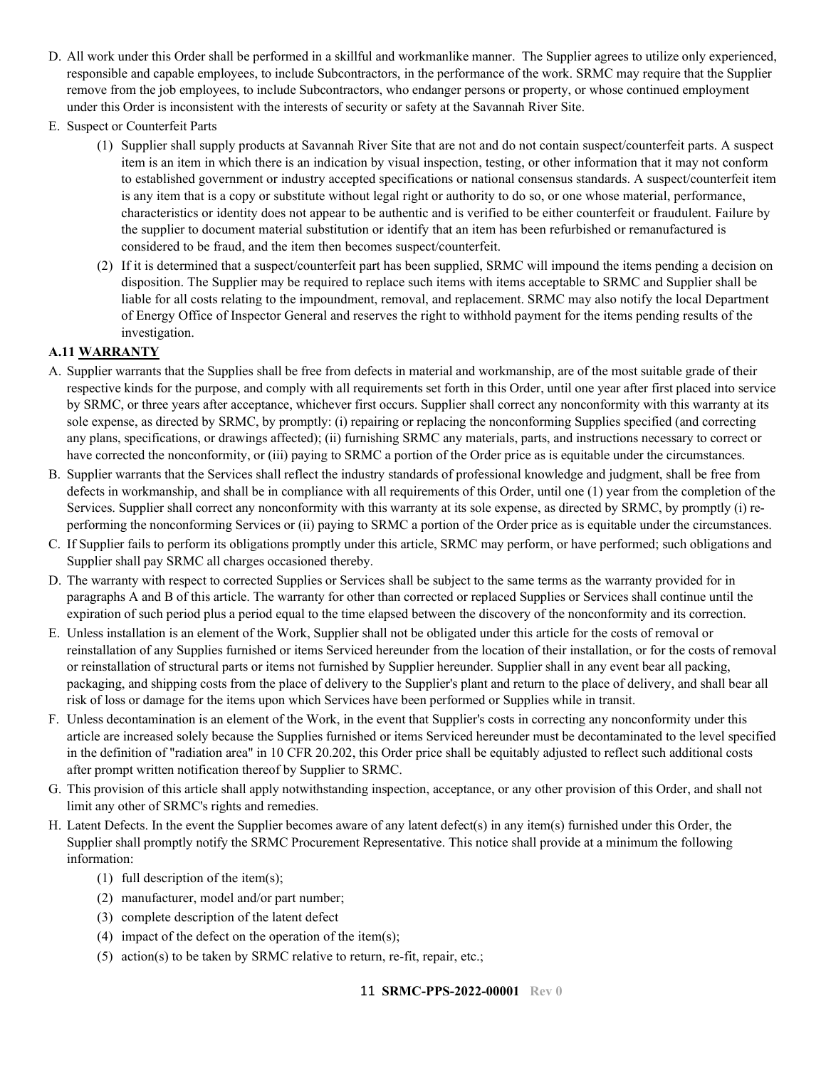D. All work under this Order shall be performed in a skillful and workmanlike manner. The Supplier agrees to utilize only experienced, responsible and capable employees, to include Subcontractors, in the performance of the work. SRMC may require that the Supplier remove from the job employees, to include Subcontractors, who endanger persons or property, or whose continued employment under this Order is inconsistent with the interests of security or safety at the Savannah River Site.

E. Suspect or Counterfeit Parts

  (1) Supplier shall supply products at Savannah River Site that are not and do not contain suspect/counterfeit parts. A suspect item is an item in which there is an indication by visual inspection, testing, or other information that it may not conform to established government or industry accepted specifications or national consensus standards. A suspect/counterfeit item is any item that is a copy or substitute without legal right or authority to do so, or one whose material, performance, characteristics or identity does not appear to be authentic and is verified to be either counterfeit or fraudulent. Failure by the supplier to document material substitution or identify that an item has been refurbished or remanufactured is considered to be fraud, and the item then becomes suspect/counterfeit.

  (2) If it is determined that a suspect/counterfeit part has been supplied, SRMC will impound the items pending a decision on disposition. The Supplier may be required to replace such items with items acceptable to SRMC and Supplier shall be liable for all costs relating to the impoundment, removal, and replacement. SRMC may also notify the local Department of Energy Office of Inspector General and reserves the right to withhold payment for the items pending results of the investigation.

### A.11 WARRANTY

A. Supplier warrants that the Supplies shall be free from defects in material and workmanship, are of the most suitable grade of their respective kinds for the purpose, and comply with all requirements set forth in this Order, until one year after first placed into service by SRMC, or three years after acceptance, whichever first occurs. Supplier shall correct any nonconformity with this warranty at its sole expense, as directed by SRMC, by promptly: (i) repairing or replacing the nonconforming Supplies specified (and correcting any plans, specifications, or drawings affected); (ii) furnishing SRMC any materials, parts, and instructions necessary to correct or have corrected the nonconformity, or (iii) paying to SRMC a portion of the Order price as is equitable under the circumstances.

B. Supplier warrants that the Services shall reflect the industry standards of professional knowledge and judgment, shall be free from defects in workmanship, and shall be in compliance with all requirements of this Order, until one (1) year from the completion of the Services. Supplier shall correct any nonconformity with this warranty at its sole expense, as directed by SRMC, by promptly (i) re-performing the nonconforming Services or (ii) paying to SRMC a portion of the Order price as is equitable under the circumstances.

C. If Supplier fails to perform its obligations promptly under this article, SRMC may perform, or have performed; such obligations and Supplier shall pay SRMC all charges occasioned thereby.

D. The warranty with respect to corrected Supplies or Services shall be subject to the same terms as the warranty provided for in paragraphs A and B of this article. The warranty for other than corrected or replaced Supplies or Services shall continue until the expiration of such period plus a period equal to the time elapsed between the discovery of the nonconformity and its correction.

E. Unless installation is an element of the Work, Supplier shall not be obligated under this article for the costs of removal or reinstallation of any Supplies furnished or items Serviced hereunder from the location of their installation, or for the costs of removal or reinstallation of structural parts or items not furnished by Supplier hereunder. Supplier shall in any event bear all packing, packaging, and shipping costs from the place of delivery to the Supplier's plant and return to the place of delivery, and shall bear all risk of loss or damage for the items upon which Services have been performed or Supplies while in transit.

F. Unless decontamination is an element of the Work, in the event that Supplier's costs in correcting any nonconformity under this article are increased solely because the Supplies furnished or items Serviced hereunder must be decontaminated to the level specified in the definition of "radiation area" in 10 CFR 20.202, this Order price shall be equitably adjusted to reflect such additional costs after prompt written notification thereof by Supplier to SRMC.

G. This provision of this article shall apply notwithstanding inspection, acceptance, or any other provision of this Order, and shall not limit any other of SRMC's rights and remedies.

H. Latent Defects. In the event the Supplier becomes aware of any latent defect(s) in any item(s) furnished under this Order, the Supplier shall promptly notify the SRMC Procurement Representative. This notice shall provide at a minimum the following information:

  (1) full description of the item(s);
  (2) manufacturer, model and/or part number;
  (3) complete description of the latent defect
  (4) impact of the defect on the operation of the item(s);
  (5) action(s) to be taken by SRMC relative to return, re-fit, repair, etc.;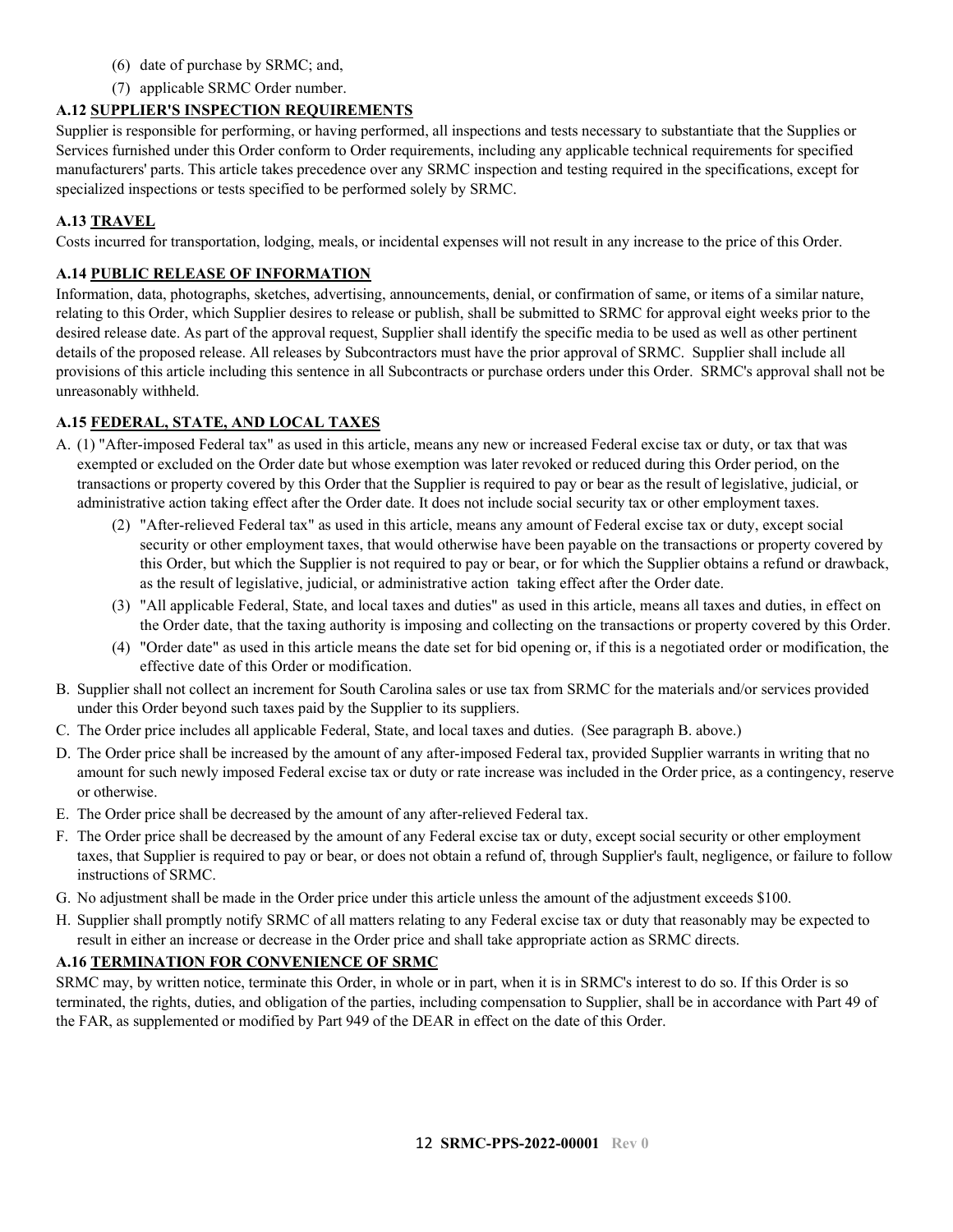(6) date of purchase by SRMC; and,

(7) applicable SRMC Order number.

### A.12 SUPPLIER'S INSPECTION REQUIREMENTS

Supplier is responsible for performing, or having performed, all inspections and tests necessary to substantiate that the Supplies or Services furnished under this Order conform to Order requirements, including any applicable technical requirements for specified manufacturers' parts. This article takes precedence over any SRMC inspection and testing required in the specifications, except for specialized inspections or tests specified to be performed solely by SRMC.

### A.13 TRAVEL

Costs incurred for transportation, lodging, meals, or incidental expenses will not result in any increase to the price of this Order.

### A.14 PUBLIC RELEASE OF INFORMATION

Information, data, photographs, sketches, advertising, announcements, denial, or confirmation of same, or items of a similar nature, relating to this Order, which Supplier desires to release or publish, shall be submitted to SRMC for approval eight weeks prior to the desired release date. As part of the approval request, Supplier shall identify the specific media to be used as well as other pertinent details of the proposed release. All releases by Subcontractors must have the prior approval of SRMC. Supplier shall include all provisions of this article including this sentence in all Subcontracts or purchase orders under this Order. SRMC's approval shall not be unreasonably withheld.

### A.15 FEDERAL, STATE, AND LOCAL TAXES

A. (1) "After-imposed Federal tax" as used in this article, means any new or increased Federal excise tax or duty, or tax that was exempted or excluded on the Order date but whose exemption was later revoked or reduced during this Order period, on the transactions or property covered by this Order that the Supplier is required to pay or bear as the result of legislative, judicial, or administrative action taking effect after the Order date. It does not include social security tax or other employment taxes.

   (2) "After-relieved Federal tax" as used in this article, means any amount of Federal excise tax or duty, except social security or other employment taxes, that would otherwise have been payable on the transactions or property covered by this Order, but which the Supplier is not required to pay or bear, or for which the Supplier obtains a refund or drawback, as the result of legislative, judicial, or administrative action taking effect after the Order date.

   (3) "All applicable Federal, State, and local taxes and duties" as used in this article, means all taxes and duties, in effect on the Order date, that the taxing authority is imposing and collecting on the transactions or property covered by this Order.

   (4) "Order date" as used in this article means the date set for bid opening or, if this is a negotiated order or modification, the effective date of this Order or modification.

B. Supplier shall not collect an increment for South Carolina sales or use tax from SRMC for the materials and/or services provided under this Order beyond such taxes paid by the Supplier to its suppliers.

C. The Order price includes all applicable Federal, State, and local taxes and duties. (See paragraph B. above.)

D. The Order price shall be increased by the amount of any after-imposed Federal tax, provided Supplier warrants in writing that no amount for such newly imposed Federal excise tax or duty or rate increase was included in the Order price, as a contingency, reserve or otherwise.

E. The Order price shall be decreased by the amount of any after-relieved Federal tax.

F. The Order price shall be decreased by the amount of any Federal excise tax or duty, except social security or other employment taxes, that Supplier is required to pay or bear, or does not obtain a refund of, through Supplier's fault, negligence, or failure to follow instructions of SRMC.

G. No adjustment shall be made in the Order price under this article unless the amount of the adjustment exceeds $100.

H. Supplier shall promptly notify SRMC of all matters relating to any Federal excise tax or duty that reasonably may be expected to result in either an increase or decrease in the Order price and shall take appropriate action as SRMC directs.

### A.16 TERMINATION FOR CONVENIENCE OF SRMC

SRMC may, by written notice, terminate this Order, in whole or in part, when it is in SRMC's interest to do so. If this Order is so terminated, the rights, duties, and obligation of the parties, including compensation to Supplier, shall be in accordance with Part 49 of the FAR, as supplemented or modified by Part 949 of the DEAR in effect on the date of this Order.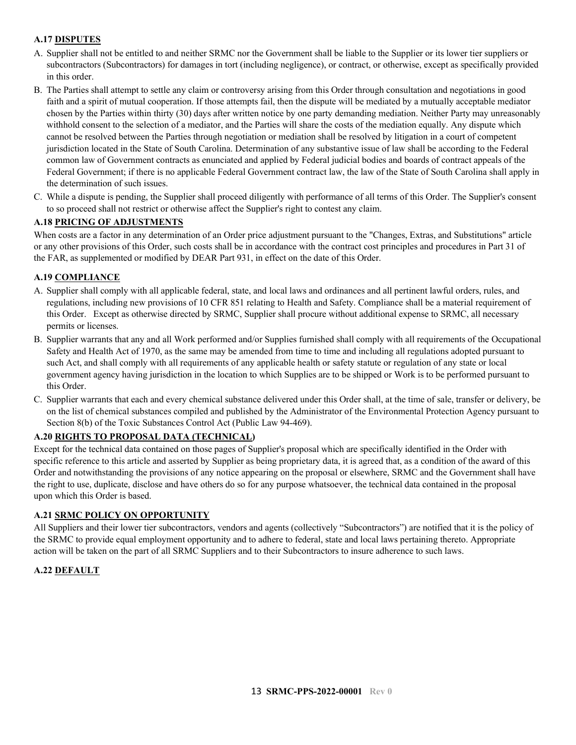### A.17 <u>DISPUTES</u>

A. Supplier shall not be entitled to and neither SRMC nor the Government shall be liable to the Supplier or its lower tier suppliers or subcontractors (Subcontractors) for damages in tort (including negligence), or contract, or otherwise, except as specifically provided in this order.

B. The Parties shall attempt to settle any claim or controversy arising from this Order through consultation and negotiations in good faith and a spirit of mutual cooperation. If those attempts fail, then the dispute will be mediated by a mutually acceptable mediator chosen by the Parties within thirty (30) days after written notice by one party demanding mediation. Neither Party may unreasonably withhold consent to the selection of a mediator, and the Parties will share the costs of the mediation equally. Any dispute which cannot be resolved between the Parties through negotiation or mediation shall be resolved by litigation in a court of competent jurisdiction located in the State of South Carolina. Determination of any substantive issue of law shall be according to the Federal common law of Government contracts as enunciated and applied by Federal judicial bodies and boards of contract appeals of the Federal Government; if there is no applicable Federal Government contract law, the law of the State of South Carolina shall apply in the determination of such issues.

C. While a dispute is pending, the Supplier shall proceed diligently with performance of all terms of this Order. The Supplier's consent to so proceed shall not restrict or otherwise affect the Supplier's right to contest any claim.

### A.18 <u>PRICING OF ADJUSTMENTS</u>

When costs are a factor in any determination of an Order price adjustment pursuant to the "Changes, Extras, and Substitutions" article or any other provisions of this Order, such costs shall be in accordance with the contract cost principles and procedures in Part 31 of the FAR, as supplemented or modified by DEAR Part 931, in effect on the date of this Order.

### A.19 <u>COMPLIANCE</u>

A. Supplier shall comply with all applicable federal, state, and local laws and ordinances and all pertinent lawful orders, rules, and regulations, including new provisions of 10 CFR 851 relating to Health and Safety. Compliance shall be a material requirement of this Order. Except as otherwise directed by SRMC, Supplier shall procure without additional expense to SRMC, all necessary permits or licenses.

B. Supplier warrants that any and all Work performed and/or Supplies furnished shall comply with all requirements of the Occupational Safety and Health Act of 1970, as the same may be amended from time to time and including all regulations adopted pursuant to such Act, and shall comply with all requirements of any applicable health or safety statute or regulation of any state or local government agency having jurisdiction in the location to which Supplies are to be shipped or Work is to be performed pursuant to this Order.

C. Supplier warrants that each and every chemical substance delivered under this Order shall, at the time of sale, transfer or delivery, be on the list of chemical substances compiled and published by the Administrator of the Environmental Protection Agency pursuant to Section 8(b) of the Toxic Substances Control Act (Public Law 94-469).

### A.20 <u>RIGHTS TO PROPOSAL DATA (TECHNICAL</u>)

Except for the technical data contained on those pages of Supplier's proposal which are specifically identified in the Order with specific reference to this article and asserted by Supplier as being proprietary data, it is agreed that, as a condition of the award of this Order and notwithstanding the provisions of any notice appearing on the proposal or elsewhere, SRMC and the Government shall have the right to use, duplicate, disclose and have others do so for any purpose whatsoever, the technical data contained in the proposal upon which this Order is based.

### A.21 <u>SRMC POLICY ON OPPORTUNITY</u>

All Suppliers and their lower tier subcontractors, vendors and agents (collectively "Subcontractors") are notified that it is the policy of the SRMC to provide equal employment opportunity and to adhere to federal, state and local laws pertaining thereto. Appropriate action will be taken on the part of all SRMC Suppliers and to their Subcontractors to insure adherence to such laws.

### A.22 <u>DEFAULT</u>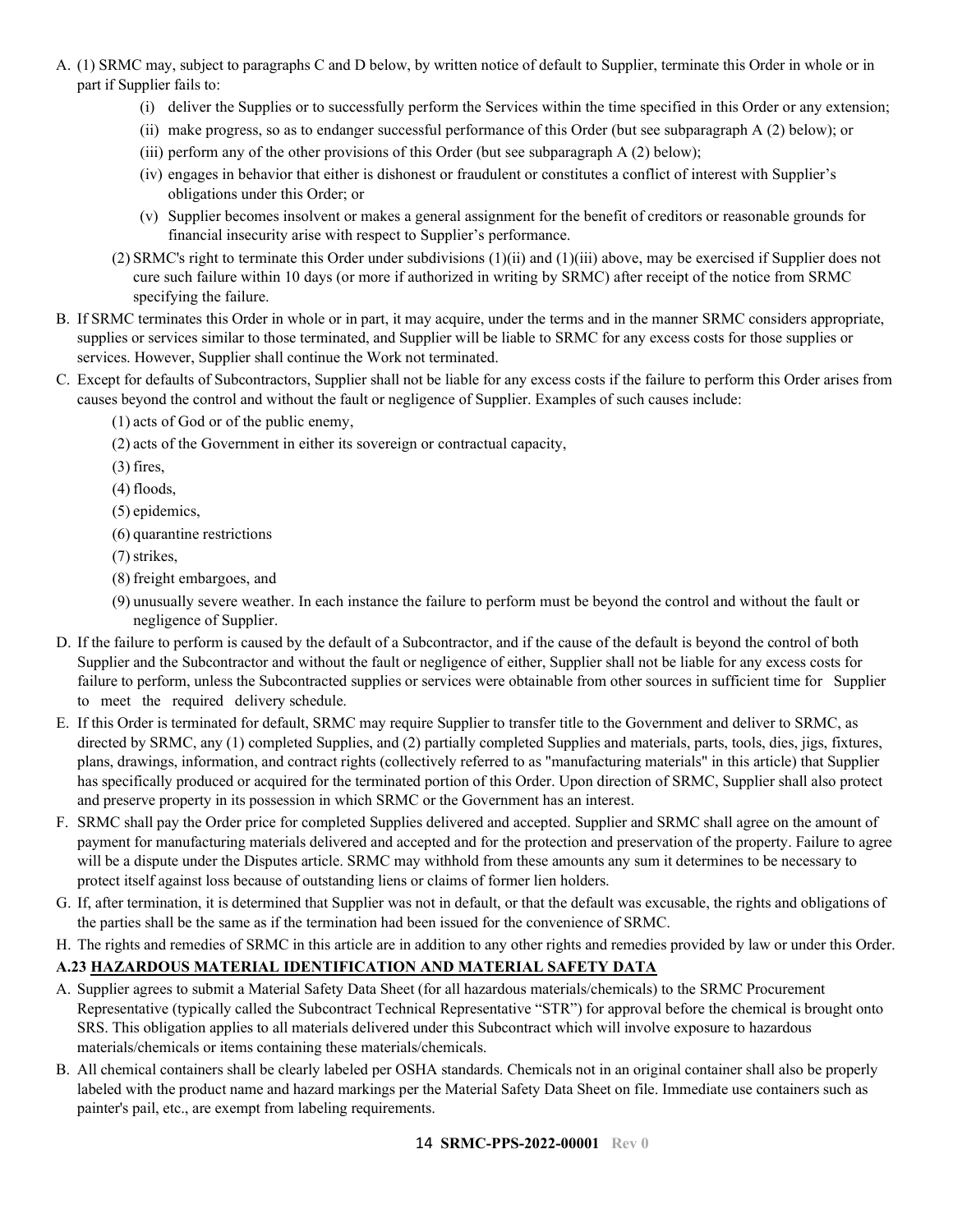A. (1) SRMC may, subject to paragraphs C and D below, by written notice of default to Supplier, terminate this Order in whole or in part if Supplier fails to:

   (i) deliver the Supplies or to successfully perform the Services within the time specified in this Order or any extension;

   (ii) make progress, so as to endanger successful performance of this Order (but see subparagraph A (2) below); or

   (iii) perform any of the other provisions of this Order (but see subparagraph A (2) below);

   (iv) engages in behavior that either is dishonest or fraudulent or constitutes a conflict of interest with Supplier's obligations under this Order; or

   (v) Supplier becomes insolvent or makes a general assignment for the benefit of creditors or reasonable grounds for financial insecurity arise with respect to Supplier's performance.

   (2) SRMC's right to terminate this Order under subdivisions (1)(ii) and (1)(iii) above, may be exercised if Supplier does not cure such failure within 10 days (or more if authorized in writing by SRMC) after receipt of the notice from SRMC specifying the failure.

B. If SRMC terminates this Order in whole or in part, it may acquire, under the terms and in the manner SRMC considers appropriate, supplies or services similar to those terminated, and Supplier will be liable to SRMC for any excess costs for those supplies or services. However, Supplier shall continue the Work not terminated.

C. Except for defaults of Subcontractors, Supplier shall not be liable for any excess costs if the failure to perform this Order arises from causes beyond the control and without the fault or negligence of Supplier. Examples of such causes include:

   (1) acts of God or of the public enemy,

   (2) acts of the Government in either its sovereign or contractual capacity,

   (3) fires,

   (4) floods,

   (5) epidemics,

   (6) quarantine restrictions

   (7) strikes,

   (8) freight embargoes, and

   (9) unusually severe weather. In each instance the failure to perform must be beyond the control and without the fault or negligence of Supplier.

D. If the failure to perform is caused by the default of a Subcontractor, and if the cause of the default is beyond the control of both Supplier and the Subcontractor and without the fault or negligence of either, Supplier shall not be liable for any excess costs for failure to perform, unless the Subcontracted supplies or services were obtainable from other sources in sufficient time for Supplier to meet the required delivery schedule.

E. If this Order is terminated for default, SRMC may require Supplier to transfer title to the Government and deliver to SRMC, as directed by SRMC, any (1) completed Supplies, and (2) partially completed Supplies and materials, parts, tools, dies, jigs, fixtures, plans, drawings, information, and contract rights (collectively referred to as "manufacturing materials" in this article) that Supplier has specifically produced or acquired for the terminated portion of this Order. Upon direction of SRMC, Supplier shall also protect and preserve property in its possession in which SRMC or the Government has an interest.

F. SRMC shall pay the Order price for completed Supplies delivered and accepted. Supplier and SRMC shall agree on the amount of payment for manufacturing materials delivered and accepted and for the protection and preservation of the property. Failure to agree will be a dispute under the Disputes article. SRMC may withhold from these amounts any sum it determines to be necessary to protect itself against loss because of outstanding liens or claims of former lien holders.

G. If, after termination, it is determined that Supplier was not in default, or that the default was excusable, the rights and obligations of the parties shall be the same as if the termination had been issued for the convenience of SRMC.

H. The rights and remedies of SRMC in this article are in addition to any other rights and remedies provided by law or under this Order.

### A.23 HAZARDOUS MATERIAL IDENTIFICATION AND MATERIAL SAFETY DATA

A. Supplier agrees to submit a Material Safety Data Sheet (for all hazardous materials/chemicals) to the SRMC Procurement Representative (typically called the Subcontract Technical Representative "STR") for approval before the chemical is brought onto SRS. This obligation applies to all materials delivered under this Subcontract which will involve exposure to hazardous materials/chemicals or items containing these materials/chemicals.

B. All chemical containers shall be clearly labeled per OSHA standards. Chemicals not in an original container shall also be properly labeled with the product name and hazard markings per the Material Safety Data Sheet on file. Immediate use containers such as painter's pail, etc., are exempt from labeling requirements.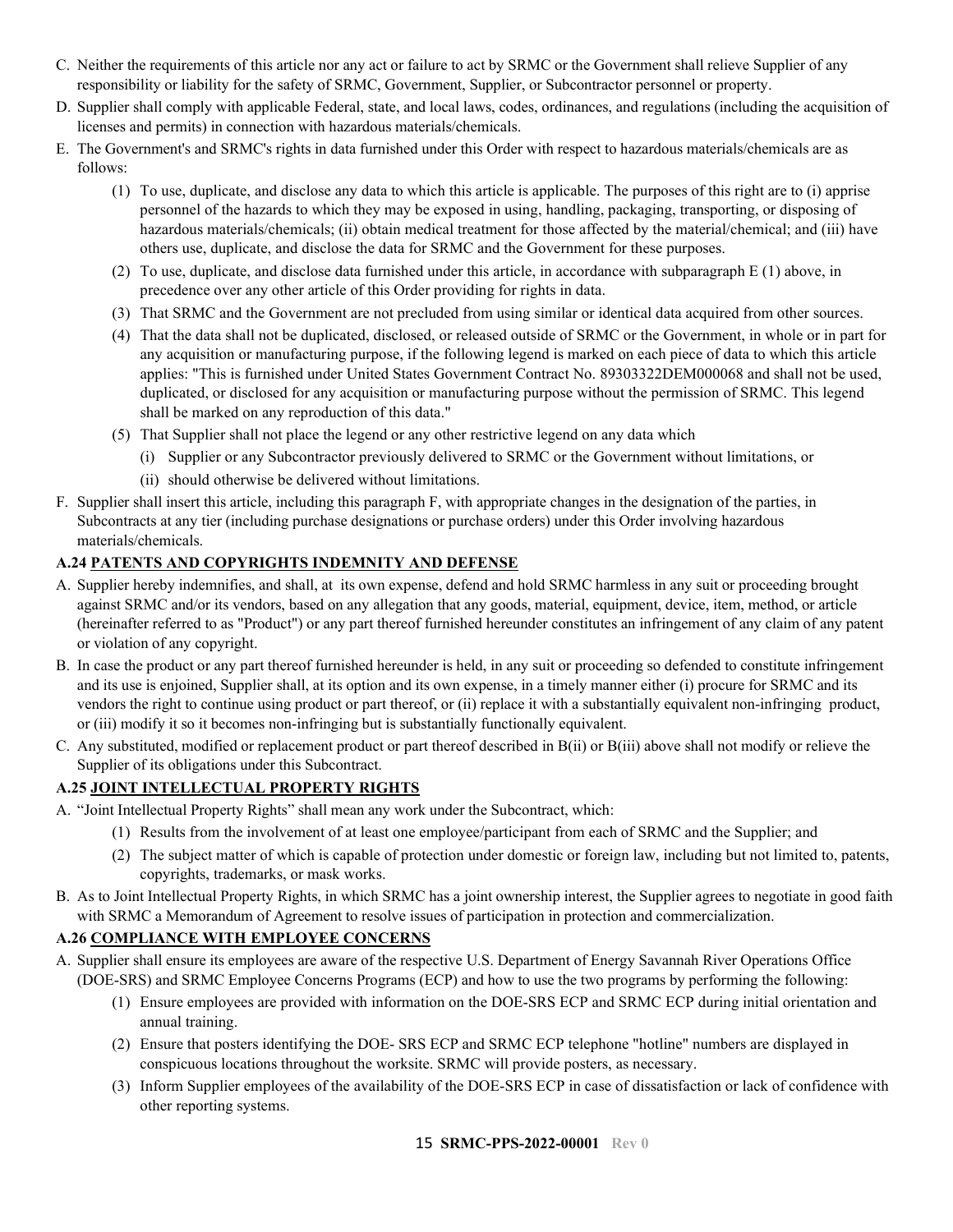C. Neither the requirements of this article nor any act or failure to act by SRMC or the Government shall relieve Supplier of any responsibility or liability for the safety of SRMC, Government, Supplier, or Subcontractor personnel or property.

D. Supplier shall comply with applicable Federal, state, and local laws, codes, ordinances, and regulations (including the acquisition of licenses and permits) in connection with hazardous materials/chemicals.

E. The Government's and SRMC's rights in data furnished under this Order with respect to hazardous materials/chemicals are as follows:

   (1) To use, duplicate, and disclose any data to which this article is applicable. The purposes of this right are to (i) apprise personnel of the hazards to which they may be exposed in using, handling, packaging, transporting, or disposing of hazardous materials/chemicals; (ii) obtain medical treatment for those affected by the material/chemical; and (iii) have others use, duplicate, and disclose the data for SRMC and the Government for these purposes.

   (2) To use, duplicate, and disclose data furnished under this article, in accordance with subparagraph E (1) above, in precedence over any other article of this Order providing for rights in data.

   (3) That SRMC and the Government are not precluded from using similar or identical data acquired from other sources.

   (4) That the data shall not be duplicated, disclosed, or released outside of SRMC or the Government, in whole or in part for any acquisition or manufacturing purpose, if the following legend is marked on each piece of data to which this article applies: "This is furnished under United States Government Contract No. 89303322DEM000068 and shall not be used, duplicated, or disclosed for any acquisition or manufacturing purpose without the permission of SRMC. This legend shall be marked on any reproduction of this data."

   (5) That Supplier shall not place the legend or any other restrictive legend on any data which

      (i) Supplier or any Subcontractor previously delivered to SRMC or the Government without limitations, or

      (ii) should otherwise be delivered without limitations.

F. Supplier shall insert this article, including this paragraph F, with appropriate changes in the designation of the parties, in Subcontracts at any tier (including purchase designations or purchase orders) under this Order involving hazardous materials/chemicals.

### A.24 PATENTS AND COPYRIGHTS INDEMNITY AND DEFENSE

A. Supplier hereby indemnifies, and shall, at its own expense, defend and hold SRMC harmless in any suit or proceeding brought against SRMC and/or its vendors, based on any allegation that any goods, material, equipment, device, item, method, or article (hereinafter referred to as "Product") or any part thereof furnished hereunder constitutes an infringement of any claim of any patent or violation of any copyright.

B. In case the product or any part thereof furnished hereunder is held, in any suit or proceeding so defended to constitute infringement and its use is enjoined, Supplier shall, at its option and its own expense, in a timely manner either (i) procure for SRMC and its vendors the right to continue using product or part thereof, or (ii) replace it with a substantially equivalent non-infringing product, or (iii) modify it so it becomes non-infringing but is substantially functionally equivalent.

C. Any substituted, modified or replacement product or part thereof described in B(ii) or B(iii) above shall not modify or relieve the Supplier of its obligations under this Subcontract.

### A.25 JOINT INTELLECTUAL PROPERTY RIGHTS

A. "Joint Intellectual Property Rights" shall mean any work under the Subcontract, which:

   (1) Results from the involvement of at least one employee/participant from each of SRMC and the Supplier; and

   (2) The subject matter of which is capable of protection under domestic or foreign law, including but not limited to, patents, copyrights, trademarks, or mask works.

B. As to Joint Intellectual Property Rights, in which SRMC has a joint ownership interest, the Supplier agrees to negotiate in good faith with SRMC a Memorandum of Agreement to resolve issues of participation in protection and commercialization.

### A.26 COMPLIANCE WITH EMPLOYEE CONCERNS

A. Supplier shall ensure its employees are aware of the respective U.S. Department of Energy Savannah River Operations Office (DOE-SRS) and SRMC Employee Concerns Programs (ECP) and how to use the two programs by performing the following:

   (1) Ensure employees are provided with information on the DOE-SRS ECP and SRMC ECP during initial orientation and annual training.

   (2) Ensure that posters identifying the DOE- SRS ECP and SRMC ECP telephone "hotline" numbers are displayed in conspicuous locations throughout the worksite. SRMC will provide posters, as necessary.

   (3) Inform Supplier employees of the availability of the DOE-SRS ECP in case of dissatisfaction or lack of confidence with other reporting systems.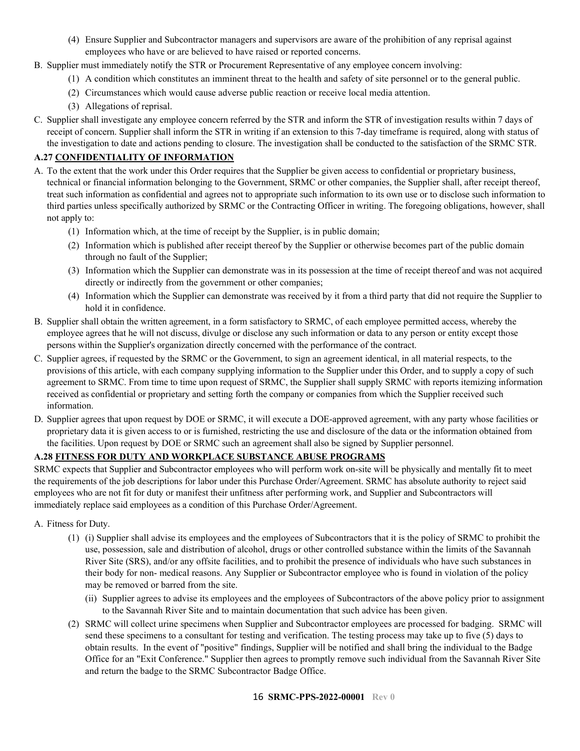(4) Ensure Supplier and Subcontractor managers and supervisors are aware of the prohibition of any reprisal against employees who have or are believed to have raised or reported concerns.

B. Supplier must immediately notify the STR or Procurement Representative of any employee concern involving:

(1) A condition which constitutes an imminent threat to the health and safety of site personnel or to the general public.

(2) Circumstances which would cause adverse public reaction or receive local media attention.

(3) Allegations of reprisal.

C. Supplier shall investigate any employee concern referred by the STR and inform the STR of investigation results within 7 days of receipt of concern. Supplier shall inform the STR in writing if an extension to this 7-day timeframe is required, along with status of the investigation to date and actions pending to closure. The investigation shall be conducted to the satisfaction of the SRMC STR.

## A.27 CONFIDENTIALITY OF INFORMATION

A. To the extent that the work under this Order requires that the Supplier be given access to confidential or proprietary business, technical or financial information belonging to the Government, SRMC or other companies, the Supplier shall, after receipt thereof, treat such information as confidential and agrees not to appropriate such information to its own use or to disclose such information to third parties unless specifically authorized by SRMC or the Contracting Officer in writing. The foregoing obligations, however, shall not apply to:

(1) Information which, at the time of receipt by the Supplier, is in public domain;

(2) Information which is published after receipt thereof by the Supplier or otherwise becomes part of the public domain through no fault of the Supplier;

(3) Information which the Supplier can demonstrate was in its possession at the time of receipt thereof and was not acquired directly or indirectly from the government or other companies;

(4) Information which the Supplier can demonstrate was received by it from a third party that did not require the Supplier to hold it in confidence.

B. Supplier shall obtain the written agreement, in a form satisfactory to SRMC, of each employee permitted access, whereby the employee agrees that he will not discuss, divulge or disclose any such information or data to any person or entity except those persons within the Supplier's organization directly concerned with the performance of the contract.

C. Supplier agrees, if requested by the SRMC or the Government, to sign an agreement identical, in all material respects, to the provisions of this article, with each company supplying information to the Supplier under this Order, and to supply a copy of such agreement to SRMC. From time to time upon request of SRMC, the Supplier shall supply SRMC with reports itemizing information received as confidential or proprietary and setting forth the company or companies from which the Supplier received such information.

D. Supplier agrees that upon request by DOE or SRMC, it will execute a DOE-approved agreement, with any party whose facilities or proprietary data it is given access to or is furnished, restricting the use and disclosure of the data or the information obtained from the facilities. Upon request by DOE or SRMC such an agreement shall also be signed by Supplier personnel.

## A.28 FITNESS FOR DUTY AND WORKPLACE SUBSTANCE ABUSE PROGRAMS

SRMC expects that Supplier and Subcontractor employees who will perform work on-site will be physically and mentally fit to meet the requirements of the job descriptions for labor under this Purchase Order/Agreement. SRMC has absolute authority to reject said employees who are not fit for duty or manifest their unfitness after performing work, and Supplier and Subcontractors will immediately replace said employees as a condition of this Purchase Order/Agreement.

A. Fitness for Duty.

(1) (i) Supplier shall advise its employees and the employees of Subcontractors that it is the policy of SRMC to prohibit the use, possession, sale and distribution of alcohol, drugs or other controlled substance within the limits of the Savannah River Site (SRS), and/or any offsite facilities, and to prohibit the presence of individuals who have such substances in their body for non- medical reasons. Any Supplier or Subcontractor employee who is found in violation of the policy may be removed or barred from the site.

(ii) Supplier agrees to advise its employees and the employees of Subcontractors of the above policy prior to assignment to the Savannah River Site and to maintain documentation that such advice has been given.

(2) SRMC will collect urine specimens when Supplier and Subcontractor employees are processed for badging. SRMC will send these specimens to a consultant for testing and verification. The testing process may take up to five (5) days to obtain results. In the event of "positive" findings, Supplier will be notified and shall bring the individual to the Badge Office for an "Exit Conference." Supplier then agrees to promptly remove such individual from the Savannah River Site and return the badge to the SRMC Subcontractor Badge Office.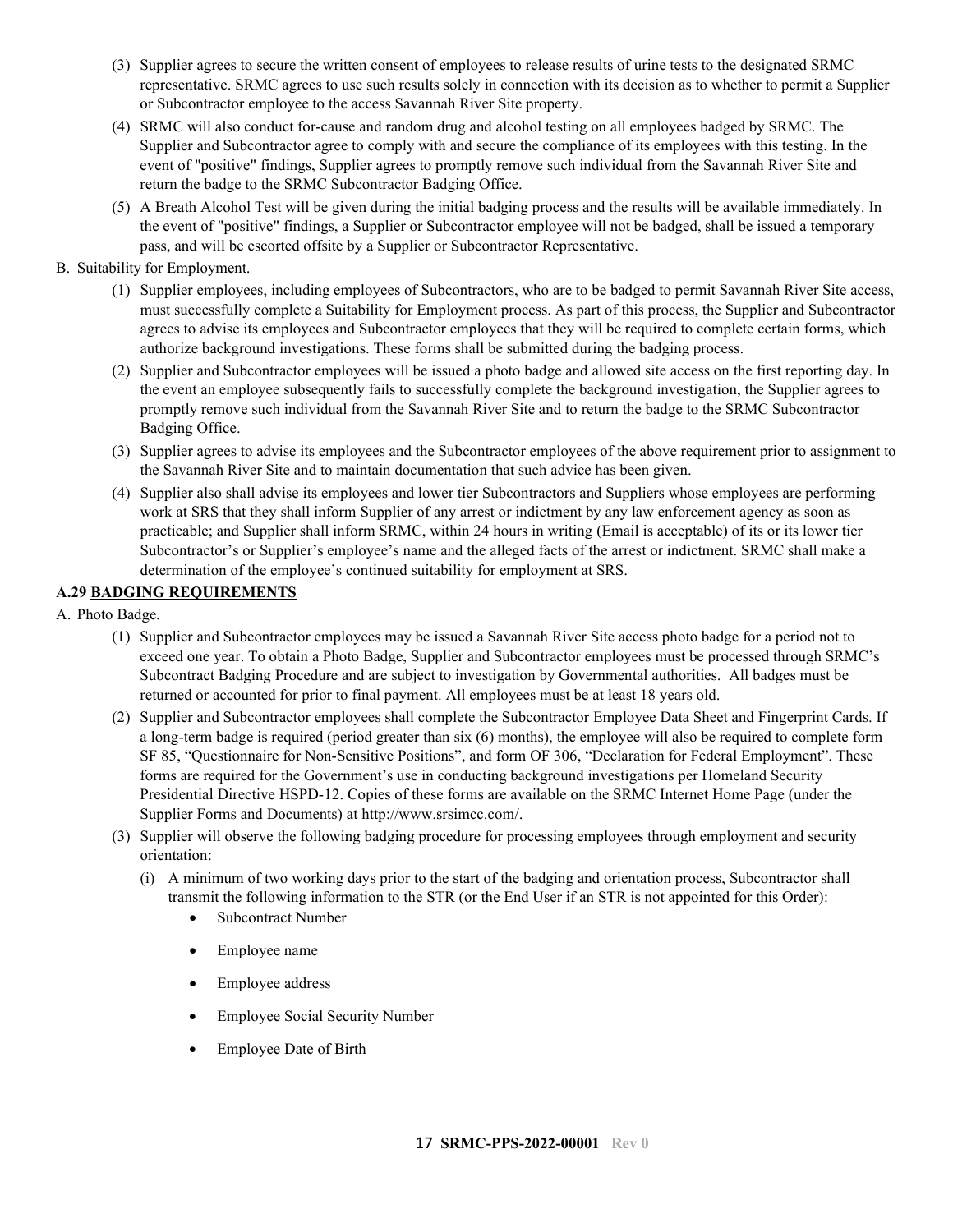(3) Supplier agrees to secure the written consent of employees to release results of urine tests to the designated SRMC representative. SRMC agrees to use such results solely in connection with its decision as to whether to permit a Supplier or Subcontractor employee to the access Savannah River Site property.

(4) SRMC will also conduct for-cause and random drug and alcohol testing on all employees badged by SRMC. The Supplier and Subcontractor agree to comply with and secure the compliance of its employees with this testing. In the event of "positive" findings, Supplier agrees to promptly remove such individual from the Savannah River Site and return the badge to the SRMC Subcontractor Badging Office.

(5) A Breath Alcohol Test will be given during the initial badging process and the results will be available immediately. In the event of "positive" findings, a Supplier or Subcontractor employee will not be badged, shall be issued a temporary pass, and will be escorted offsite by a Supplier or Subcontractor Representative.

B. Suitability for Employment.

(1) Supplier employees, including employees of Subcontractors, who are to be badged to permit Savannah River Site access, must successfully complete a Suitability for Employment process. As part of this process, the Supplier and Subcontractor agrees to advise its employees and Subcontractor employees that they will be required to complete certain forms, which authorize background investigations. These forms shall be submitted during the badging process.

(2) Supplier and Subcontractor employees will be issued a photo badge and allowed site access on the first reporting day. In the event an employee subsequently fails to successfully complete the background investigation, the Supplier agrees to promptly remove such individual from the Savannah River Site and to return the badge to the SRMC Subcontractor Badging Office.

(3) Supplier agrees to advise its employees and the Subcontractor employees of the above requirement prior to assignment to the Savannah River Site and to maintain documentation that such advice has been given.

(4) Supplier also shall advise its employees and lower tier Subcontractors and Suppliers whose employees are performing work at SRS that they shall inform Supplier of any arrest or indictment by any law enforcement agency as soon as practicable; and Supplier shall inform SRMC, within 24 hours in writing (Email is acceptable) of its or its lower tier Subcontractor's or Supplier's employee's name and the alleged facts of the arrest or indictment. SRMC shall make a determination of the employee's continued suitability for employment at SRS.

### A.29 BADGING REQUIREMENTS

A. Photo Badge.

(1) Supplier and Subcontractor employees may be issued a Savannah River Site access photo badge for a period not to exceed one year. To obtain a Photo Badge, Supplier and Subcontractor employees must be processed through SRMC's Subcontract Badging Procedure and are subject to investigation by Governmental authorities. All badges must be returned or accounted for prior to final payment. All employees must be at least 18 years old.

(2) Supplier and Subcontractor employees shall complete the Subcontractor Employee Data Sheet and Fingerprint Cards. If a long-term badge is required (period greater than six (6) months), the employee will also be required to complete form SF 85, "Questionnaire for Non-Sensitive Positions", and form OF 306, "Declaration for Federal Employment". These forms are required for the Government's use in conducting background investigations per Homeland Security Presidential Directive HSPD-12. Copies of these forms are available on the SRMC Internet Home Page (under the Supplier Forms and Documents) at http://www.srsimcc.com/.

(3) Supplier will observe the following badging procedure for processing employees through employment and security orientation:

(i) A minimum of two working days prior to the start of the badging and orientation process, Subcontractor shall transmit the following information to the STR (or the End User if an STR is not appointed for this Order):

- Subcontract Number
- Employee name
- Employee address
- Employee Social Security Number
- Employee Date of Birth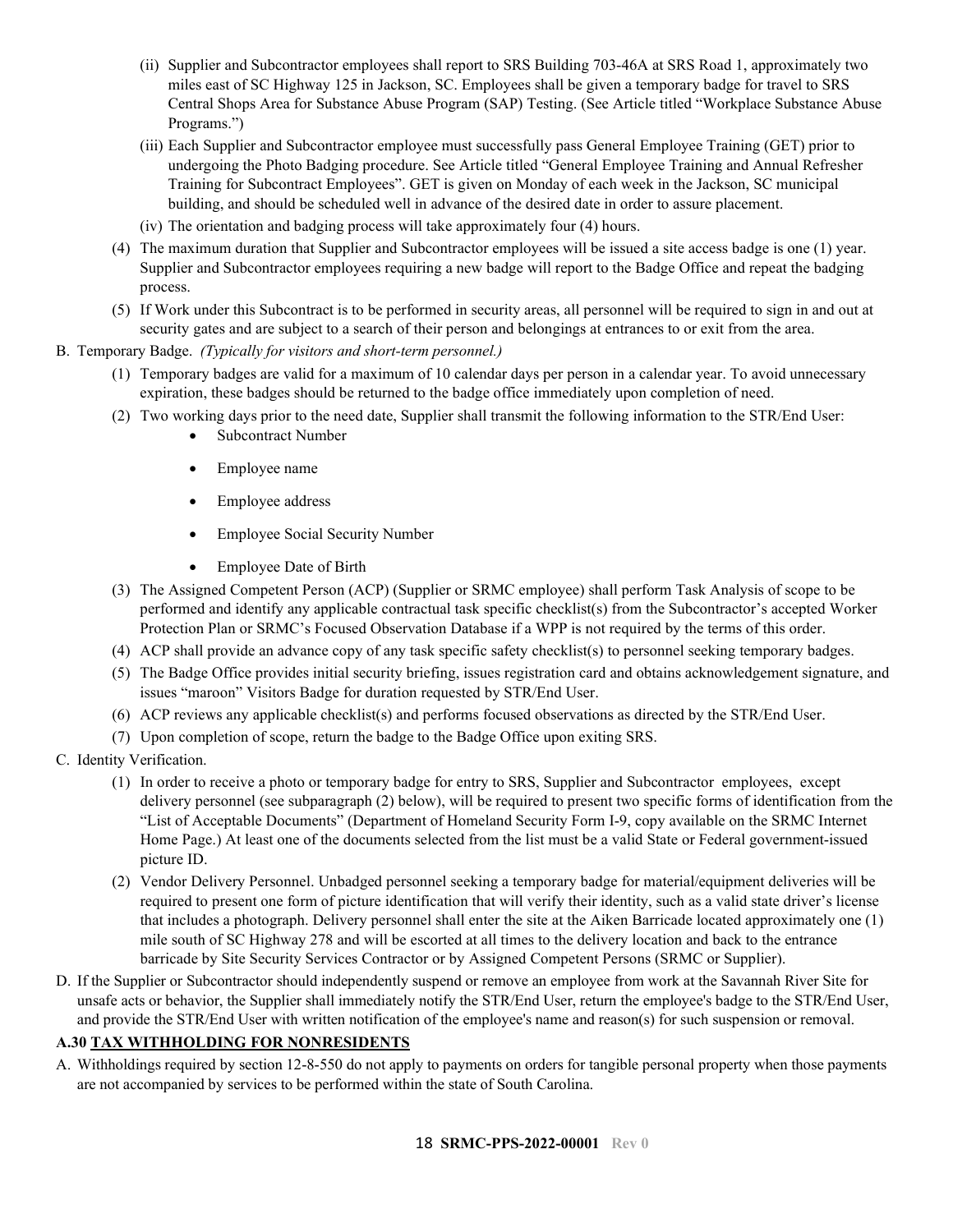(ii) Supplier and Subcontractor employees shall report to SRS Building 703-46A at SRS Road 1, approximately two miles east of SC Highway 125 in Jackson, SC. Employees shall be given a temporary badge for travel to SRS Central Shops Area for Substance Abuse Program (SAP) Testing. (See Article titled "Workplace Substance Abuse Programs.")

(iii) Each Supplier and Subcontractor employee must successfully pass General Employee Training (GET) prior to undergoing the Photo Badging procedure. See Article titled "General Employee Training and Annual Refresher Training for Subcontract Employees". GET is given on Monday of each week in the Jackson, SC municipal building, and should be scheduled well in advance of the desired date in order to assure placement.

(iv) The orientation and badging process will take approximately four (4) hours.

(4) The maximum duration that Supplier and Subcontractor employees will be issued a site access badge is one (1) year. Supplier and Subcontractor employees requiring a new badge will report to the Badge Office and repeat the badging process.

(5) If Work under this Subcontract is to be performed in security areas, all personnel will be required to sign in and out at security gates and are subject to a search of their person and belongings at entrances to or exit from the area.

B. Temporary Badge. *(Typically for visitors and short-term personnel.)*

(1) Temporary badges are valid for a maximum of 10 calendar days per person in a calendar year. To avoid unnecessary expiration, these badges should be returned to the badge office immediately upon completion of need.

(2) Two working days prior to the need date, Supplier shall transmit the following information to the STR/End User:

- Subcontract Number
- Employee name
- Employee address
- Employee Social Security Number
- Employee Date of Birth

(3) The Assigned Competent Person (ACP) (Supplier or SRMC employee) shall perform Task Analysis of scope to be performed and identify any applicable contractual task specific checklist(s) from the Subcontractor's accepted Worker Protection Plan or SRMC's Focused Observation Database if a WPP is not required by the terms of this order.

(4) ACP shall provide an advance copy of any task specific safety checklist(s) to personnel seeking temporary badges.

(5) The Badge Office provides initial security briefing, issues registration card and obtains acknowledgement signature, and issues "maroon" Visitors Badge for duration requested by STR/End User.

(6) ACP reviews any applicable checklist(s) and performs focused observations as directed by the STR/End User.

(7) Upon completion of scope, return the badge to the Badge Office upon exiting SRS.

C. Identity Verification.

(1) In order to receive a photo or temporary badge for entry to SRS, Supplier and Subcontractor employees, except delivery personnel (see subparagraph (2) below), will be required to present two specific forms of identification from the "List of Acceptable Documents" (Department of Homeland Security Form I-9, copy available on the SRMC Internet Home Page.) At least one of the documents selected from the list must be a valid State or Federal government-issued picture ID.

(2) Vendor Delivery Personnel. Unbadged personnel seeking a temporary badge for material/equipment deliveries will be required to present one form of picture identification that will verify their identity, such as a valid state driver's license that includes a photograph. Delivery personnel shall enter the site at the Aiken Barricade located approximately one (1) mile south of SC Highway 278 and will be escorted at all times to the delivery location and back to the entrance barricade by Site Security Services Contractor or by Assigned Competent Persons (SRMC or Supplier).

D. If the Supplier or Subcontractor should independently suspend or remove an employee from work at the Savannah River Site for unsafe acts or behavior, the Supplier shall immediately notify the STR/End User, return the employee's badge to the STR/End User, and provide the STR/End User with written notification of the employee's name and reason(s) for such suspension or removal.

## A.30 TAX WITHHOLDING FOR NONRESIDENTS

A. Withholdings required by section 12-8-550 do not apply to payments on orders for tangible personal property when those payments are not accompanied by services to be performed within the state of South Carolina.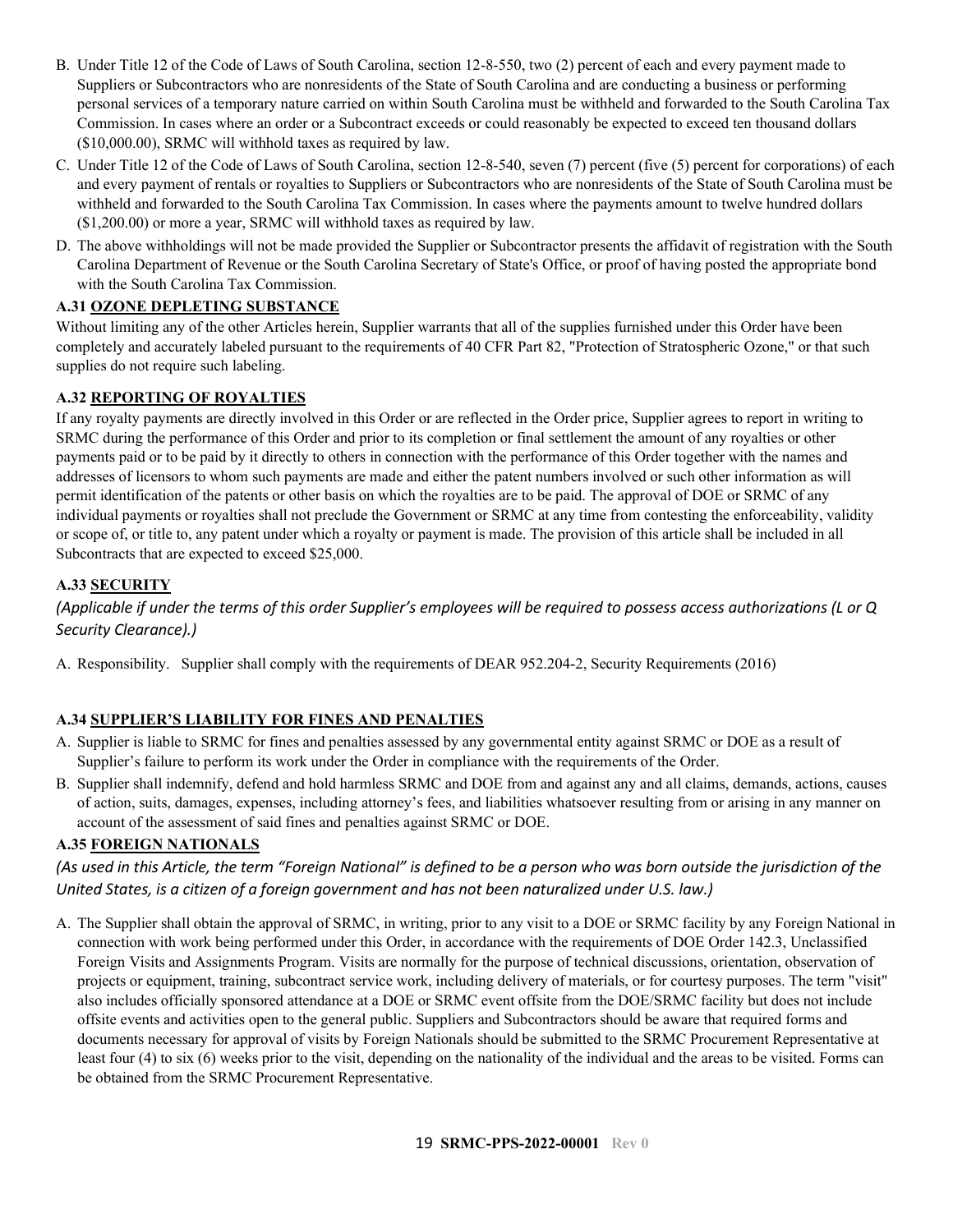B. Under Title 12 of the Code of Laws of South Carolina, section 12-8-550, two (2) percent of each and every payment made to Suppliers or Subcontractors who are nonresidents of the State of South Carolina and are conducting a business or performing personal services of a temporary nature carried on within South Carolina must be withheld and forwarded to the South Carolina Tax Commission. In cases where an order or a Subcontract exceeds or could reasonably be expected to exceed ten thousand dollars ($10,000.00), SRMC will withhold taxes as required by law.

C. Under Title 12 of the Code of Laws of South Carolina, section 12-8-540, seven (7) percent (five (5) percent for corporations) of each and every payment of rentals or royalties to Suppliers or Subcontractors who are nonresidents of the State of South Carolina must be withheld and forwarded to the South Carolina Tax Commission. In cases where the payments amount to twelve hundred dollars ($1,200.00) or more a year, SRMC will withhold taxes as required by law.

D. The above withholdings will not be made provided the Supplier or Subcontractor presents the affidavit of registration with the South Carolina Department of Revenue or the South Carolina Secretary of State's Office, or proof of having posted the appropriate bond with the South Carolina Tax Commission.

### A.31 OZONE DEPLETING SUBSTANCE

Without limiting any of the other Articles herein, Supplier warrants that all of the supplies furnished under this Order have been completely and accurately labeled pursuant to the requirements of 40 CFR Part 82, "Protection of Stratospheric Ozone," or that such supplies do not require such labeling.

### A.32 REPORTING OF ROYALTIES

If any royalty payments are directly involved in this Order or are reflected in the Order price, Supplier agrees to report in writing to SRMC during the performance of this Order and prior to its completion or final settlement the amount of any royalties or other payments paid or to be paid by it directly to others in connection with the performance of this Order together with the names and addresses of licensors to whom such payments are made and either the patent numbers involved or such other information as will permit identification of the patents or other basis on which the royalties are to be paid. The approval of DOE or SRMC of any individual payments or royalties shall not preclude the Government or SRMC at any time from contesting the enforceability, validity or scope of, or title to, any patent under which a royalty or payment is made. The provision of this article shall be included in all Subcontracts that are expected to exceed $25,000.

### A.33 SECURITY

*(Applicable if under the terms of this order Supplier's employees will be required to possess access authorizations (L or Q Security Clearance).)*

A. Responsibility. Supplier shall comply with the requirements of DEAR 952.204-2, Security Requirements (2016)

### A.34 SUPPLIER'S LIABILITY FOR FINES AND PENALTIES

A. Supplier is liable to SRMC for fines and penalties assessed by any governmental entity against SRMC or DOE as a result of Supplier's failure to perform its work under the Order in compliance with the requirements of the Order.

B. Supplier shall indemnify, defend and hold harmless SRMC and DOE from and against any and all claims, demands, actions, causes of action, suits, damages, expenses, including attorney's fees, and liabilities whatsoever resulting from or arising in any manner on account of the assessment of said fines and penalties against SRMC or DOE.

### A.35 FOREIGN NATIONALS

*(As used in this Article, the term "Foreign National" is defined to be a person who was born outside the jurisdiction of the United States, is a citizen of a foreign government and has not been naturalized under U.S. law.)*

A. The Supplier shall obtain the approval of SRMC, in writing, prior to any visit to a DOE or SRMC facility by any Foreign National in connection with work being performed under this Order, in accordance with the requirements of DOE Order 142.3, Unclassified Foreign Visits and Assignments Program. Visits are normally for the purpose of technical discussions, orientation, observation of projects or equipment, training, subcontract service work, including delivery of materials, or for courtesy purposes. The term "visit" also includes officially sponsored attendance at a DOE or SRMC event offsite from the DOE/SRMC facility but does not include offsite events and activities open to the general public. Suppliers and Subcontractors should be aware that required forms and documents necessary for approval of visits by Foreign Nationals should be submitted to the SRMC Procurement Representative at least four (4) to six (6) weeks prior to the visit, depending on the nationality of the individual and the areas to be visited. Forms can be obtained from the SRMC Procurement Representative.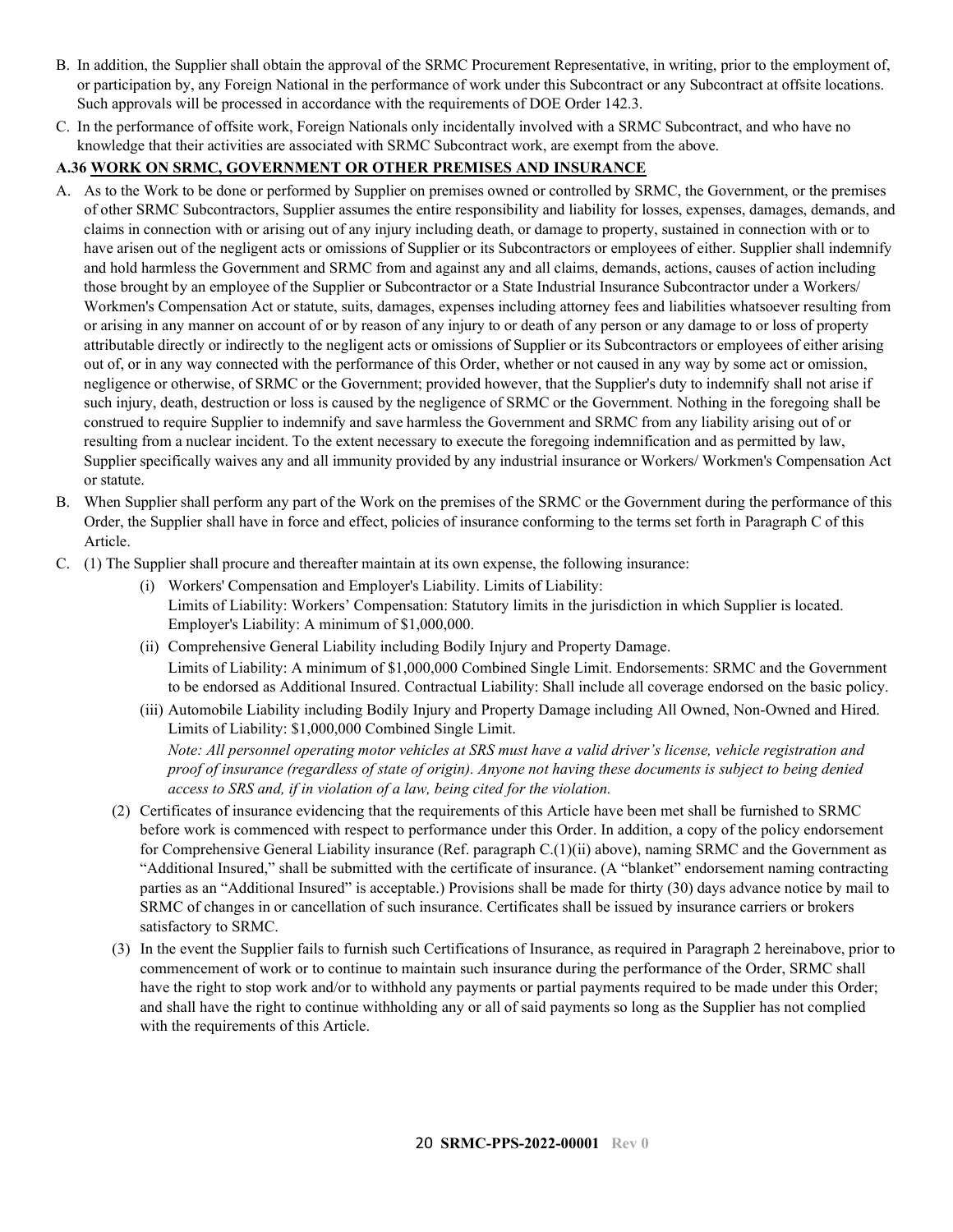B. In addition, the Supplier shall obtain the approval of the SRMC Procurement Representative, in writing, prior to the employment of, or participation by, any Foreign National in the performance of work under this Subcontract or any Subcontract at offsite locations. Such approvals will be processed in accordance with the requirements of DOE Order 142.3.

C. In the performance of offsite work, Foreign Nationals only incidentally involved with a SRMC Subcontract, and who have no knowledge that their activities are associated with SRMC Subcontract work, are exempt from the above.

### A.36 WORK ON SRMC, GOVERNMENT OR OTHER PREMISES AND INSURANCE

A. As to the Work to be done or performed by Supplier on premises owned or controlled by SRMC, the Government, or the premises of other SRMC Subcontractors, Supplier assumes the entire responsibility and liability for losses, expenses, damages, demands, and claims in connection with or arising out of any injury including death, or damage to property, sustained in connection with or to have arisen out of the negligent acts or omissions of Supplier or its Subcontractors or employees of either. Supplier shall indemnify and hold harmless the Government and SRMC from and against any and all claims, demands, actions, causes of action including those brought by an employee of the Supplier or Subcontractor or a State Industrial Insurance Subcontractor under a Workers/ Workmen's Compensation Act or statute, suits, damages, expenses including attorney fees and liabilities whatsoever resulting from or arising in any manner on account of or by reason of any injury to or death of any person or any damage to or loss of property attributable directly or indirectly to the negligent acts or omissions of Supplier or its Subcontractors or employees of either arising out of, or in any way connected with the performance of this Order, whether or not caused in any way by some act or omission, negligence or otherwise, of SRMC or the Government; provided however, that the Supplier's duty to indemnify shall not arise if such injury, death, destruction or loss is caused by the negligence of SRMC or the Government. Nothing in the foregoing shall be construed to require Supplier to indemnify and save harmless the Government and SRMC from any liability arising out of or resulting from a nuclear incident. To the extent necessary to execute the foregoing indemnification and as permitted by law, Supplier specifically waives any and all immunity provided by any industrial insurance or Workers/ Workmen's Compensation Act or statute.

B. When Supplier shall perform any part of the Work on the premises of the SRMC or the Government during the performance of this Order, the Supplier shall have in force and effect, policies of insurance conforming to the terms set forth in Paragraph C of this Article.

C. (1) The Supplier shall procure and thereafter maintain at its own expense, the following insurance:

   (i) Workers' Compensation and Employer's Liability. Limits of Liability:
   Limits of Liability: Workers' Compensation: Statutory limits in the jurisdiction in which Supplier is located. Employer's Liability: A minimum of $1,000,000.

   (ii) Comprehensive General Liability including Bodily Injury and Property Damage.
   Limits of Liability: A minimum of $1,000,000 Combined Single Limit. Endorsements: SRMC and the Government to be endorsed as Additional Insured. Contractual Liability: Shall include all coverage endorsed on the basic policy.

   (iii) Automobile Liability including Bodily Injury and Property Damage including All Owned, Non-Owned and Hired. Limits of Liability: $1,000,000 Combined Single Limit.
   *Note: All personnel operating motor vehicles at SRS must have a valid driver's license, vehicle registration and proof of insurance (regardless of state of origin). Anyone not having these documents is subject to being denied access to SRS and, if in violation of a law, being cited for the violation.*

   (2) Certificates of insurance evidencing that the requirements of this Article have been met shall be furnished to SRMC before work is commenced with respect to performance under this Order. In addition, a copy of the policy endorsement for Comprehensive General Liability insurance (Ref. paragraph C.(1)(ii) above), naming SRMC and the Government as "Additional Insured," shall be submitted with the certificate of insurance. (A "blanket" endorsement naming contracting parties as an "Additional Insured" is acceptable.) Provisions shall be made for thirty (30) days advance notice by mail to SRMC of changes in or cancellation of such insurance. Certificates shall be issued by insurance carriers or brokers satisfactory to SRMC.

   (3) In the event the Supplier fails to furnish such Certifications of Insurance, as required in Paragraph 2 hereinabove, prior to commencement of work or to continue to maintain such insurance during the performance of the Order, SRMC shall have the right to stop work and/or to withhold any payments or partial payments required to be made under this Order; and shall have the right to continue withholding any or all of said payments so long as the Supplier has not complied with the requirements of this Article.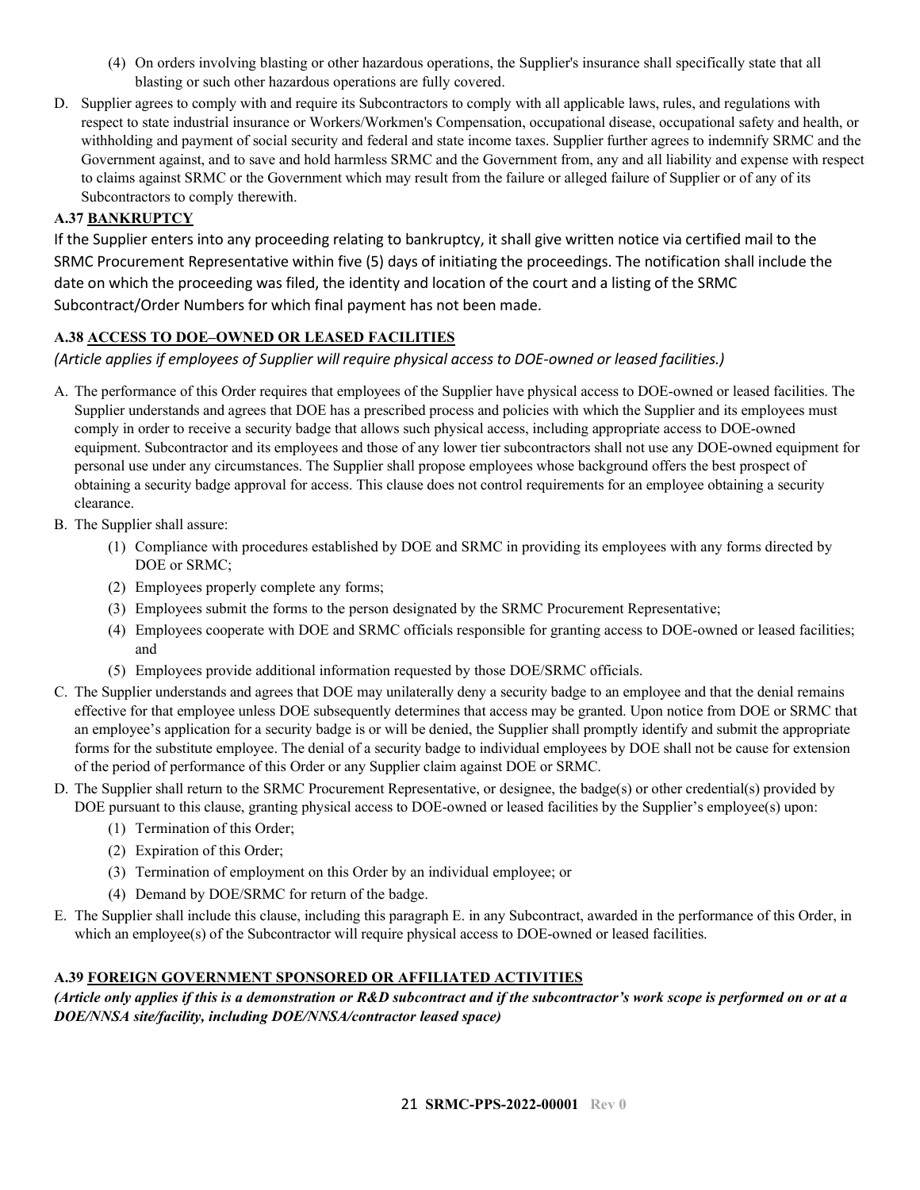(4) On orders involving blasting or other hazardous operations, the Supplier's insurance shall specifically state that all blasting or such other hazardous operations are fully covered.

D. Supplier agrees to comply with and require its Subcontractors to comply with all applicable laws, rules, and regulations with respect to state industrial insurance or Workers/Workmen's Compensation, occupational disease, occupational safety and health, or withholding and payment of social security and federal and state income taxes. Supplier further agrees to indemnify SRMC and the Government against, and to save and hold harmless SRMC and the Government from, any and all liability and expense with respect to claims against SRMC or the Government which may result from the failure or alleged failure of Supplier or of any of its Subcontractors to comply therewith.

### A.37 BANKRUPTCY

If the Supplier enters into any proceeding relating to bankruptcy, it shall give written notice via certified mail to the SRMC Procurement Representative within five (5) days of initiating the proceedings. The notification shall include the date on which the proceeding was filed, the identity and location of the court and a listing of the SRMC Subcontract/Order Numbers for which final payment has not been made.

### A.38 ACCESS TO DOE–OWNED OR LEASED FACILITIES

*(Article applies if employees of Supplier will require physical access to DOE-owned or leased facilities.)*

A. The performance of this Order requires that employees of the Supplier have physical access to DOE-owned or leased facilities. The Supplier understands and agrees that DOE has a prescribed process and policies with which the Supplier and its employees must comply in order to receive a security badge that allows such physical access, including appropriate access to DOE-owned equipment. Subcontractor and its employees and those of any lower tier subcontractors shall not use any DOE-owned equipment for personal use under any circumstances. The Supplier shall propose employees whose background offers the best prospect of obtaining a security badge approval for access. This clause does not control requirements for an employee obtaining a security clearance.

B. The Supplier shall assure:

  (1) Compliance with procedures established by DOE and SRMC in providing its employees with any forms directed by DOE or SRMC;

  (2) Employees properly complete any forms;

  (3) Employees submit the forms to the person designated by the SRMC Procurement Representative;

  (4) Employees cooperate with DOE and SRMC officials responsible for granting access to DOE-owned or leased facilities; and

  (5) Employees provide additional information requested by those DOE/SRMC officials.

C. The Supplier understands and agrees that DOE may unilaterally deny a security badge to an employee and that the denial remains effective for that employee unless DOE subsequently determines that access may be granted. Upon notice from DOE or SRMC that an employee's application for a security badge is or will be denied, the Supplier shall promptly identify and submit the appropriate forms for the substitute employee. The denial of a security badge to individual employees by DOE shall not be cause for extension of the period of performance of this Order or any Supplier claim against DOE or SRMC.

D. The Supplier shall return to the SRMC Procurement Representative, or designee, the badge(s) or other credential(s) provided by DOE pursuant to this clause, granting physical access to DOE-owned or leased facilities by the Supplier's employee(s) upon:

  (1) Termination of this Order;

  (2) Expiration of this Order;

  (3) Termination of employment on this Order by an individual employee; or

  (4) Demand by DOE/SRMC for return of the badge.

E. The Supplier shall include this clause, including this paragraph E. in any Subcontract, awarded in the performance of this Order, in which an employee(s) of the Subcontractor will require physical access to DOE-owned or leased facilities.

### A.39 FOREIGN GOVERNMENT SPONSORED OR AFFILIATED ACTIVITIES

***(Article only applies if this is a demonstration or R&D subcontract and if the subcontractor's work scope is performed on or at a DOE/NNSA site/facility, including DOE/NNSA/contractor leased space)***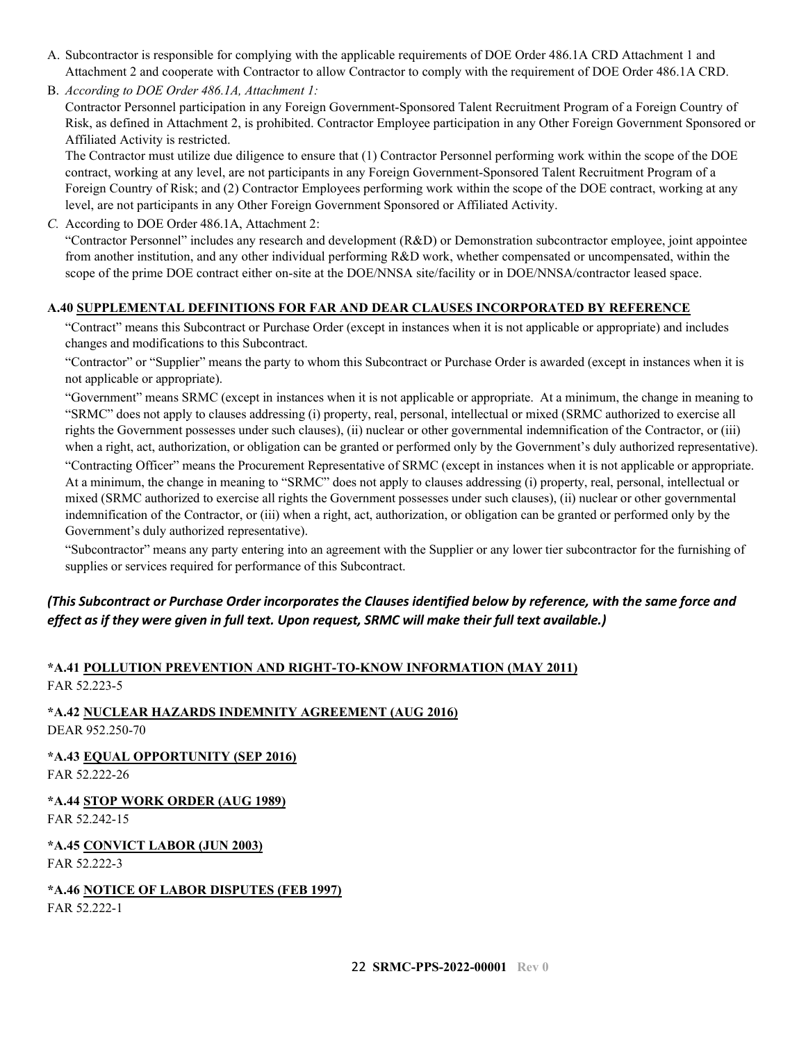A. Subcontractor is responsible for complying with the applicable requirements of DOE Order 486.1A CRD Attachment 1 and Attachment 2 and cooperate with Contractor to allow Contractor to comply with the requirement of DOE Order 486.1A CRD.

B. *According to DOE Order 486.1A, Attachment 1:*

   Contractor Personnel participation in any Foreign Government-Sponsored Talent Recruitment Program of a Foreign Country of Risk, as defined in Attachment 2, is prohibited. Contractor Employee participation in any Other Foreign Government Sponsored or Affiliated Activity is restricted.

   The Contractor must utilize due diligence to ensure that (1) Contractor Personnel performing work within the scope of the DOE contract, working at any level, are not participants in any Foreign Government-Sponsored Talent Recruitment Program of a Foreign Country of Risk; and (2) Contractor Employees performing work within the scope of the DOE contract, working at any level, are not participants in any Other Foreign Government Sponsored or Affiliated Activity.

C. According to DOE Order 486.1A, Attachment 2:

   "Contractor Personnel" includes any research and development (R&D) or Demonstration subcontractor employee, joint appointee from another institution, and any other individual performing R&D work, whether compensated or uncompensated, within the scope of the prime DOE contract either on-site at the DOE/NNSA site/facility or in DOE/NNSA/contractor leased space.

**A.40 SUPPLEMENTAL DEFINITIONS FOR FAR AND DEAR CLAUSES INCORPORATED BY REFERENCE**

"Contract" means this Subcontract or Purchase Order (except in instances when it is not applicable or appropriate) and includes changes and modifications to this Subcontract.

"Contractor" or "Supplier" means the party to whom this Subcontract or Purchase Order is awarded (except in instances when it is not applicable or appropriate).

"Government" means SRMC (except in instances when it is not applicable or appropriate. At a minimum, the change in meaning to "SRMC" does not apply to clauses addressing (i) property, real, personal, intellectual or mixed (SRMC authorized to exercise all rights the Government possesses under such clauses), (ii) nuclear or other governmental indemnification of the Contractor, or (iii) when a right, act, authorization, or obligation can be granted or performed only by the Government's duly authorized representative).

"Contracting Officer" means the Procurement Representative of SRMC (except in instances when it is not applicable or appropriate. At a minimum, the change in meaning to "SRMC" does not apply to clauses addressing (i) property, real, personal, intellectual or mixed (SRMC authorized to exercise all rights the Government possesses under such clauses), (ii) nuclear or other governmental indemnification of the Contractor, or (iii) when a right, act, authorization, or obligation can be granted or performed only by the Government's duly authorized representative).

"Subcontractor" means any party entering into an agreement with the Supplier or any lower tier subcontractor for the furnishing of supplies or services required for performance of this Subcontract.

***(This Subcontract or Purchase Order incorporates the Clauses identified below by reference, with the same force and effect as if they were given in full text. Upon request, SRMC will make their full text available.)***

**\*A.41 POLLUTION PREVENTION AND RIGHT-TO-KNOW INFORMATION (MAY 2011)**
FAR 52.223-5

**\*A.42 NUCLEAR HAZARDS INDEMNITY AGREEMENT (AUG 2016)**
DEAR 952.250-70

**\*A.43 EQUAL OPPORTUNITY (SEP 2016)**
FAR 52.222-26

**\*A.44 STOP WORK ORDER (AUG 1989)**
FAR 52.242-15

**\*A.45 CONVICT LABOR (JUN 2003)**
FAR 52.222-3

**\*A.46 NOTICE OF LABOR DISPUTES (FEB 1997)**
FAR 52.222-1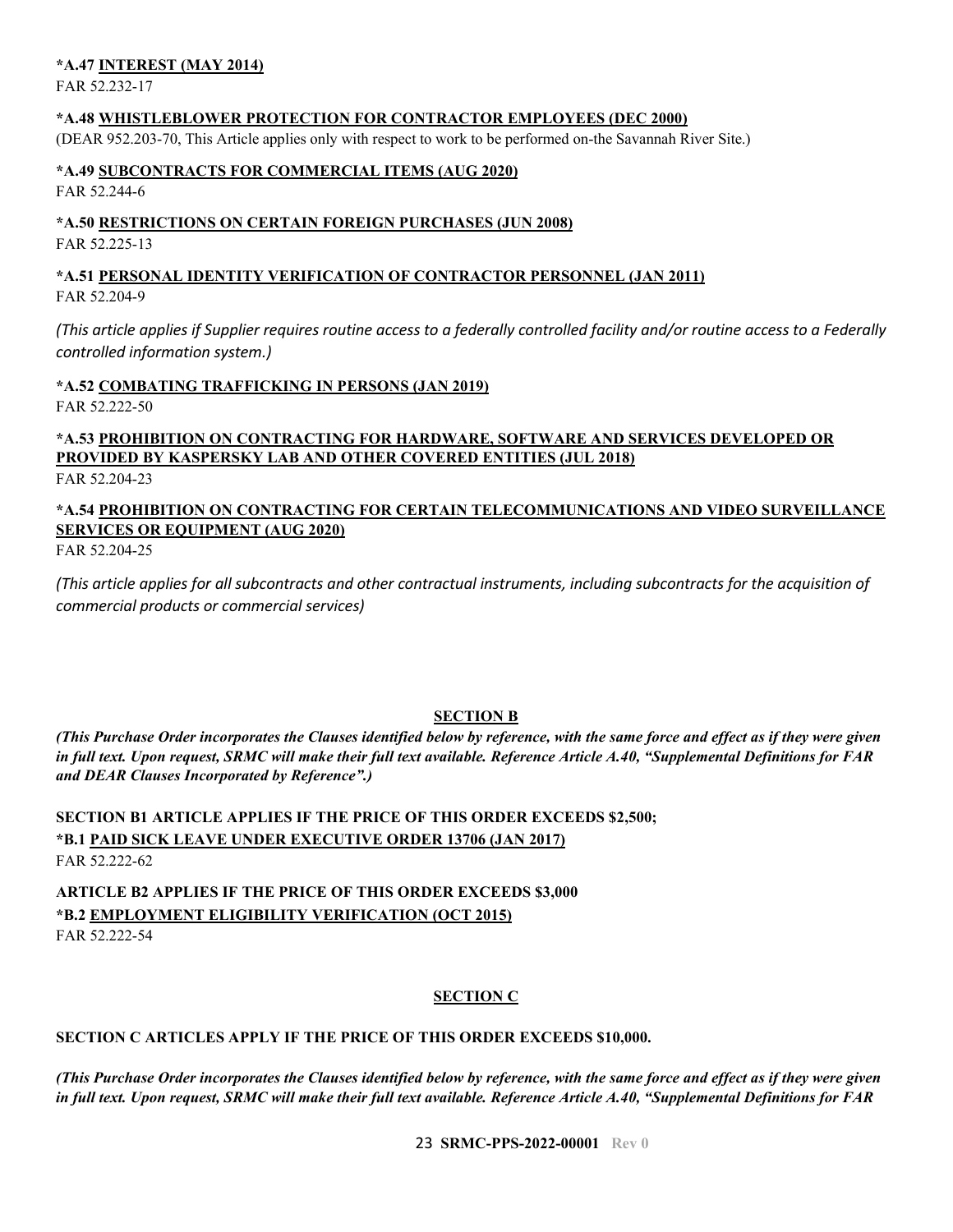**\*A.47 INTEREST (MAY 2014)**

FAR 52.232-17

**\*A.48 WHISTLEBLOWER PROTECTION FOR CONTRACTOR EMPLOYEES (DEC 2000)**

(DEAR 952.203-70, This Article applies only with respect to work to be performed on-the Savannah River Site.)

**\*A.49 SUBCONTRACTS FOR COMMERCIAL ITEMS (AUG 2020)**

FAR 52.244-6

**\*A.50 RESTRICTIONS ON CERTAIN FOREIGN PURCHASES (JUN 2008)**

FAR 52.225-13

**\*A.51 PERSONAL IDENTITY VERIFICATION OF CONTRACTOR PERSONNEL (JAN 2011)**

FAR 52.204-9

*(This article applies if Supplier requires routine access to a federally controlled facility and/or routine access to a Federally controlled information system.)*

**\*A.52 COMBATING TRAFFICKING IN PERSONS (JAN 2019)**

FAR 52.222-50

**\*A.53 PROHIBITION ON CONTRACTING FOR HARDWARE, SOFTWARE AND SERVICES DEVELOPED OR PROVIDED BY KASPERSKY LAB AND OTHER COVERED ENTITIES (JUL 2018)**

FAR 52.204-23

**\*A.54 PROHIBITION ON CONTRACTING FOR CERTAIN TELECOMMUNICATIONS AND VIDEO SURVEILLANCE SERVICES OR EQUIPMENT (AUG 2020)**

FAR 52.204-25

*(This article applies for all subcontracts and other contractual instruments, including subcontracts for the acquisition of commercial products or commercial services)*

## SECTION B

***(This Purchase Order incorporates the Clauses identified below by reference, with the same force and effect as if they were given in full text. Upon request, SRMC will make their full text available. Reference Article A.40, "Supplemental Definitions for FAR and DEAR Clauses Incorporated by Reference".)***

**SECTION B1 ARTICLE APPLIES IF THE PRICE OF THIS ORDER EXCEEDS $2,500;**

**\*B.1 PAID SICK LEAVE UNDER EXECUTIVE ORDER 13706 (JAN 2017)**

FAR 52.222-62

**ARTICLE B2 APPLIES IF THE PRICE OF THIS ORDER EXCEEDS $3,000**

**\*B.2 EMPLOYMENT ELIGIBILITY VERIFICATION (OCT 2015)**

FAR 52.222-54

## SECTION C

**SECTION C ARTICLES APPLY IF THE PRICE OF THIS ORDER EXCEEDS $10,000.**

***(This Purchase Order incorporates the Clauses identified below by reference, with the same force and effect as if they were given in full text. Upon request, SRMC will make their full text available. Reference Article A.40, "Supplemental Definitions for FAR***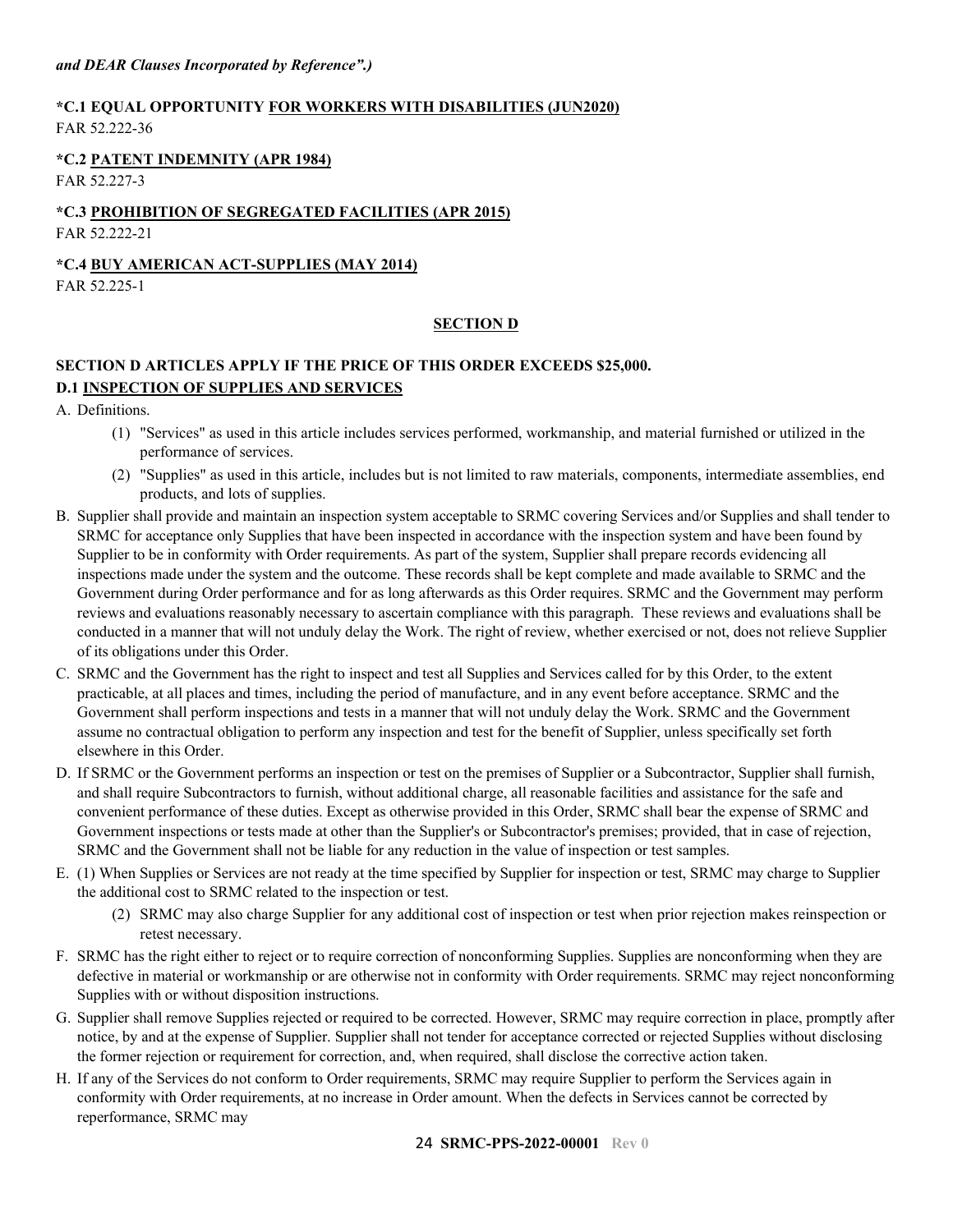***and DEAR Clauses Incorporated by Reference".)***

**\*C.1 EQUAL OPPORTUNITY FOR WORKERS WITH DISABILITIES (JUN2020)**
FAR 52.222-36

**\*C.2 PATENT INDEMNITY (APR 1984)**
FAR 52.227-3

**\*C.3 PROHIBITION OF SEGREGATED FACILITIES (APR 2015)**
FAR 52.222-21

**\*C.4 BUY AMERICAN ACT-SUPPLIES (MAY 2014)**
FAR 52.225-1

## SECTION D

**SECTION D ARTICLES APPLY IF THE PRICE OF THIS ORDER EXCEEDS $25,000.**

**D.1 INSPECTION OF SUPPLIES AND SERVICES**

A. Definitions.

   (1) "Services" as used in this article includes services performed, workmanship, and material furnished or utilized in the performance of services.

   (2) "Supplies" as used in this article, includes but is not limited to raw materials, components, intermediate assemblies, end products, and lots of supplies.

B. Supplier shall provide and maintain an inspection system acceptable to SRMC covering Services and/or Supplies and shall tender to SRMC for acceptance only Supplies that have been inspected in accordance with the inspection system and have been found by Supplier to be in conformity with Order requirements. As part of the system, Supplier shall prepare records evidencing all inspections made under the system and the outcome. These records shall be kept complete and made available to SRMC and the Government during Order performance and for as long afterwards as this Order requires. SRMC and the Government may perform reviews and evaluations reasonably necessary to ascertain compliance with this paragraph. These reviews and evaluations shall be conducted in a manner that will not unduly delay the Work. The right of review, whether exercised or not, does not relieve Supplier of its obligations under this Order.

C. SRMC and the Government has the right to inspect and test all Supplies and Services called for by this Order, to the extent practicable, at all places and times, including the period of manufacture, and in any event before acceptance. SRMC and the Government shall perform inspections and tests in a manner that will not unduly delay the Work. SRMC and the Government assume no contractual obligation to perform any inspection and test for the benefit of Supplier, unless specifically set forth elsewhere in this Order.

D. If SRMC or the Government performs an inspection or test on the premises of Supplier or a Subcontractor, Supplier shall furnish, and shall require Subcontractors to furnish, without additional charge, all reasonable facilities and assistance for the safe and convenient performance of these duties. Except as otherwise provided in this Order, SRMC shall bear the expense of SRMC and Government inspections or tests made at other than the Supplier's or Subcontractor's premises; provided, that in case of rejection, SRMC and the Government shall not be liable for any reduction in the value of inspection or test samples.

E. (1) When Supplies or Services are not ready at the time specified by Supplier for inspection or test, SRMC may charge to Supplier the additional cost to SRMC related to the inspection or test.

   (2) SRMC may also charge Supplier for any additional cost of inspection or test when prior rejection makes reinspection or retest necessary.

F. SRMC has the right either to reject or to require correction of nonconforming Supplies. Supplies are nonconforming when they are defective in material or workmanship or are otherwise not in conformity with Order requirements. SRMC may reject nonconforming Supplies with or without disposition instructions.

G. Supplier shall remove Supplies rejected or required to be corrected. However, SRMC may require correction in place, promptly after notice, by and at the expense of Supplier. Supplier shall not tender for acceptance corrected or rejected Supplies without disclosing the former rejection or requirement for correction, and, when required, shall disclose the corrective action taken.

H. If any of the Services do not conform to Order requirements, SRMC may require Supplier to perform the Services again in conformity with Order requirements, at no increase in Order amount. When the defects in Services cannot be corrected by reperformance, SRMC may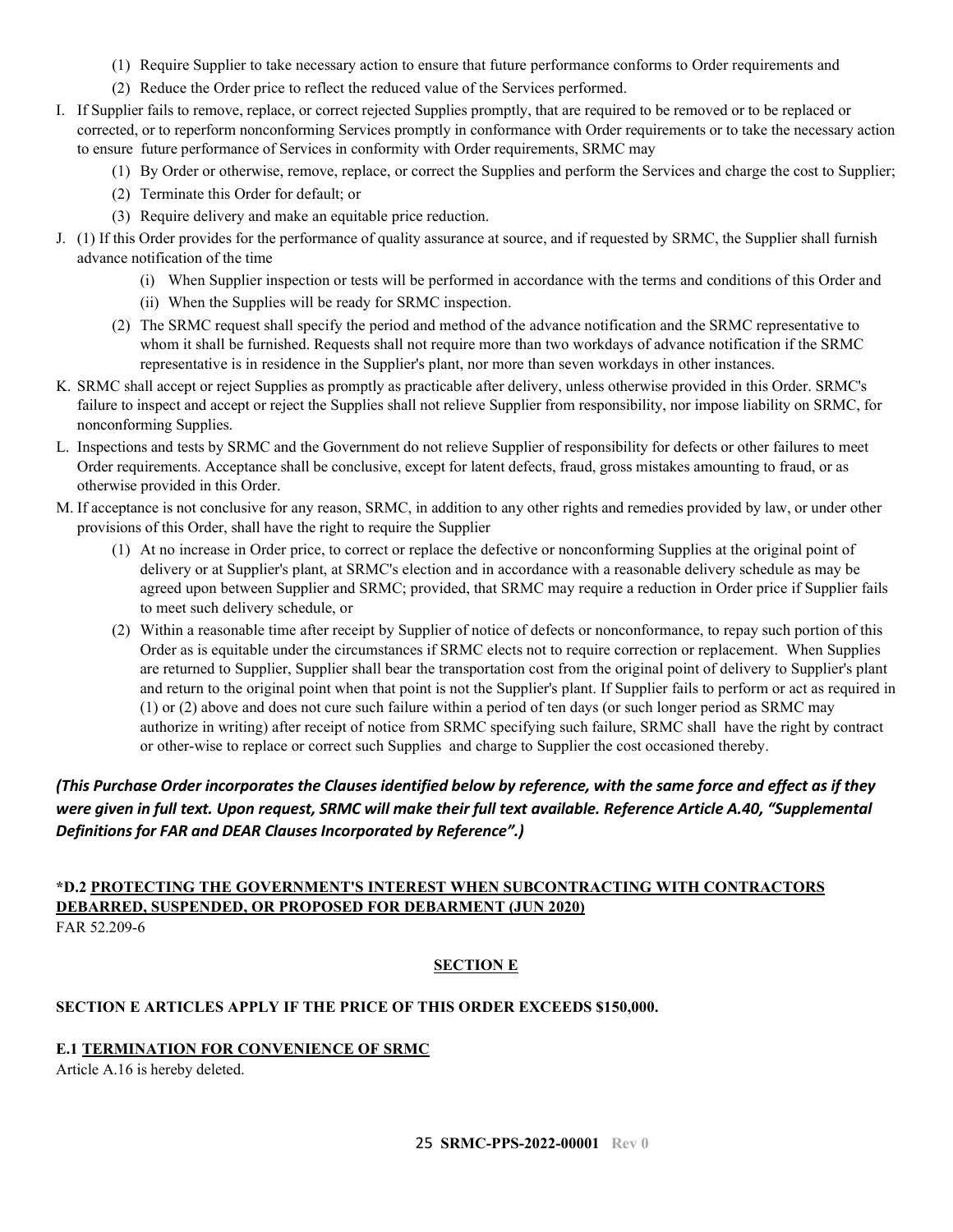(1) Require Supplier to take necessary action to ensure that future performance conforms to Order requirements and

(2) Reduce the Order price to reflect the reduced value of the Services performed.

I. If Supplier fails to remove, replace, or correct rejected Supplies promptly, that are required to be removed or to be replaced or corrected, or to reperform nonconforming Services promptly in conformance with Order requirements or to take the necessary action to ensure future performance of Services in conformity with Order requirements, SRMC may

(1) By Order or otherwise, remove, replace, or correct the Supplies and perform the Services and charge the cost to Supplier;

(2) Terminate this Order for default; or

(3) Require delivery and make an equitable price reduction.

J. (1) If this Order provides for the performance of quality assurance at source, and if requested by SRMC, the Supplier shall furnish advance notification of the time

(i) When Supplier inspection or tests will be performed in accordance with the terms and conditions of this Order and

(ii) When the Supplies will be ready for SRMC inspection.

(2) The SRMC request shall specify the period and method of the advance notification and the SRMC representative to whom it shall be furnished. Requests shall not require more than two workdays of advance notification if the SRMC representative is in residence in the Supplier's plant, nor more than seven workdays in other instances.

K. SRMC shall accept or reject Supplies as promptly as practicable after delivery, unless otherwise provided in this Order. SRMC's failure to inspect and accept or reject the Supplies shall not relieve Supplier from responsibility, nor impose liability on SRMC, for nonconforming Supplies.

L. Inspections and tests by SRMC and the Government do not relieve Supplier of responsibility for defects or other failures to meet Order requirements. Acceptance shall be conclusive, except for latent defects, fraud, gross mistakes amounting to fraud, or as otherwise provided in this Order.

M. If acceptance is not conclusive for any reason, SRMC, in addition to any other rights and remedies provided by law, or under other provisions of this Order, shall have the right to require the Supplier

(1) At no increase in Order price, to correct or replace the defective or nonconforming Supplies at the original point of delivery or at Supplier's plant, at SRMC's election and in accordance with a reasonable delivery schedule as may be agreed upon between Supplier and SRMC; provided, that SRMC may require a reduction in Order price if Supplier fails to meet such delivery schedule, or

(2) Within a reasonable time after receipt by Supplier of notice of defects or nonconformance, to repay such portion of this Order as is equitable under the circumstances if SRMC elects not to require correction or replacement. When Supplies are returned to Supplier, Supplier shall bear the transportation cost from the original point of delivery to Supplier's plant and return to the original point when that point is not the Supplier's plant. If Supplier fails to perform or act as required in (1) or (2) above and does not cure such failure within a period of ten days (or such longer period as SRMC may authorize in writing) after receipt of notice from SRMC specifying such failure, SRMC shall have the right by contract or other-wise to replace or correct such Supplies and charge to Supplier the cost occasioned thereby.

***(This Purchase Order incorporates the Clauses identified below by reference, with the same force and effect as if they were given in full text. Upon request, SRMC will make their full text available. Reference Article A.40, "Supplemental Definitions for FAR and DEAR Clauses Incorporated by Reference".)***

**\*D.2 PROTECTING THE GOVERNMENT'S INTEREST WHEN SUBCONTRACTING WITH CONTRACTORS DEBARRED, SUSPENDED, OR PROPOSED FOR DEBARMENT (JUN 2020)**
FAR 52.209-6

## SECTION E

**SECTION E ARTICLES APPLY IF THE PRICE OF THIS ORDER EXCEEDS $150,000.**

**E.1 TERMINATION FOR CONVENIENCE OF SRMC**
Article A.16 is hereby deleted.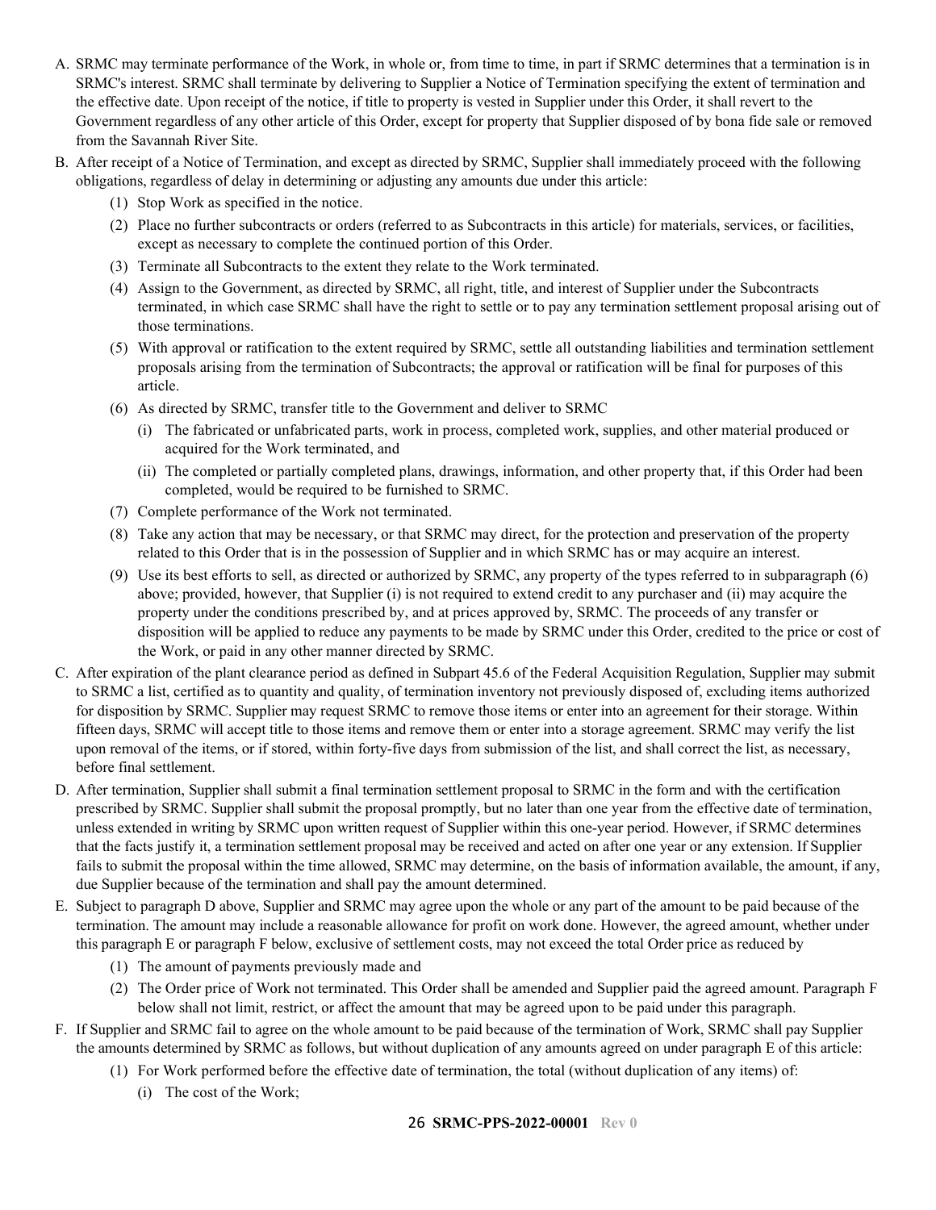A. SRMC may terminate performance of the Work, in whole or, from time to time, in part if SRMC determines that a termination is in SRMC's interest. SRMC shall terminate by delivering to Supplier a Notice of Termination specifying the extent of termination and the effective date. Upon receipt of the notice, if title to property is vested in Supplier under this Order, it shall revert to the Government regardless of any other article of this Order, except for property that Supplier disposed of by bona fide sale or removed from the Savannah River Site.

B. After receipt of a Notice of Termination, and except as directed by SRMC, Supplier shall immediately proceed with the following obligations, regardless of delay in determining or adjusting any amounts due under this article:

   (1) Stop Work as specified in the notice.

   (2) Place no further subcontracts or orders (referred to as Subcontracts in this article) for materials, services, or facilities, except as necessary to complete the continued portion of this Order.

   (3) Terminate all Subcontracts to the extent they relate to the Work terminated.

   (4) Assign to the Government, as directed by SRMC, all right, title, and interest of Supplier under the Subcontracts terminated, in which case SRMC shall have the right to settle or to pay any termination settlement proposal arising out of those terminations.

   (5) With approval or ratification to the extent required by SRMC, settle all outstanding liabilities and termination settlement proposals arising from the termination of Subcontracts; the approval or ratification will be final for purposes of this article.

   (6) As directed by SRMC, transfer title to the Government and deliver to SRMC

      (i) The fabricated or unfabricated parts, work in process, completed work, supplies, and other material produced or acquired for the Work terminated, and

      (ii) The completed or partially completed plans, drawings, information, and other property that, if this Order had been completed, would be required to be furnished to SRMC.

   (7) Complete performance of the Work not terminated.

   (8) Take any action that may be necessary, or that SRMC may direct, for the protection and preservation of the property related to this Order that is in the possession of Supplier and in which SRMC has or may acquire an interest.

   (9) Use its best efforts to sell, as directed or authorized by SRMC, any property of the types referred to in subparagraph (6) above; provided, however, that Supplier (i) is not required to extend credit to any purchaser and (ii) may acquire the property under the conditions prescribed by, and at prices approved by, SRMC. The proceeds of any transfer or disposition will be applied to reduce any payments to be made by SRMC under this Order, credited to the price or cost of the Work, or paid in any other manner directed by SRMC.

C. After expiration of the plant clearance period as defined in Subpart 45.6 of the Federal Acquisition Regulation, Supplier may submit to SRMC a list, certified as to quantity and quality, of termination inventory not previously disposed of, excluding items authorized for disposition by SRMC. Supplier may request SRMC to remove those items or enter into an agreement for their storage. Within fifteen days, SRMC will accept title to those items and remove them or enter into a storage agreement. SRMC may verify the list upon removal of the items, or if stored, within forty-five days from submission of the list, and shall correct the list, as necessary, before final settlement.

D. After termination, Supplier shall submit a final termination settlement proposal to SRMC in the form and with the certification prescribed by SRMC. Supplier shall submit the proposal promptly, but no later than one year from the effective date of termination, unless extended in writing by SRMC upon written request of Supplier within this one-year period. However, if SRMC determines that the facts justify it, a termination settlement proposal may be received and acted on after one year or any extension. If Supplier fails to submit the proposal within the time allowed, SRMC may determine, on the basis of information available, the amount, if any, due Supplier because of the termination and shall pay the amount determined.

E. Subject to paragraph D above, Supplier and SRMC may agree upon the whole or any part of the amount to be paid because of the termination. The amount may include a reasonable allowance for profit on work done. However, the agreed amount, whether under this paragraph E or paragraph F below, exclusive of settlement costs, may not exceed the total Order price as reduced by

   (1) The amount of payments previously made and

   (2) The Order price of Work not terminated. This Order shall be amended and Supplier paid the agreed amount. Paragraph F below shall not limit, restrict, or affect the amount that may be agreed upon to be paid under this paragraph.

F. If Supplier and SRMC fail to agree on the whole amount to be paid because of the termination of Work, SRMC shall pay Supplier the amounts determined by SRMC as follows, but without duplication of any amounts agreed on under paragraph E of this article:

   (1) For Work performed before the effective date of termination, the total (without duplication of any items) of:

      (i) The cost of the Work;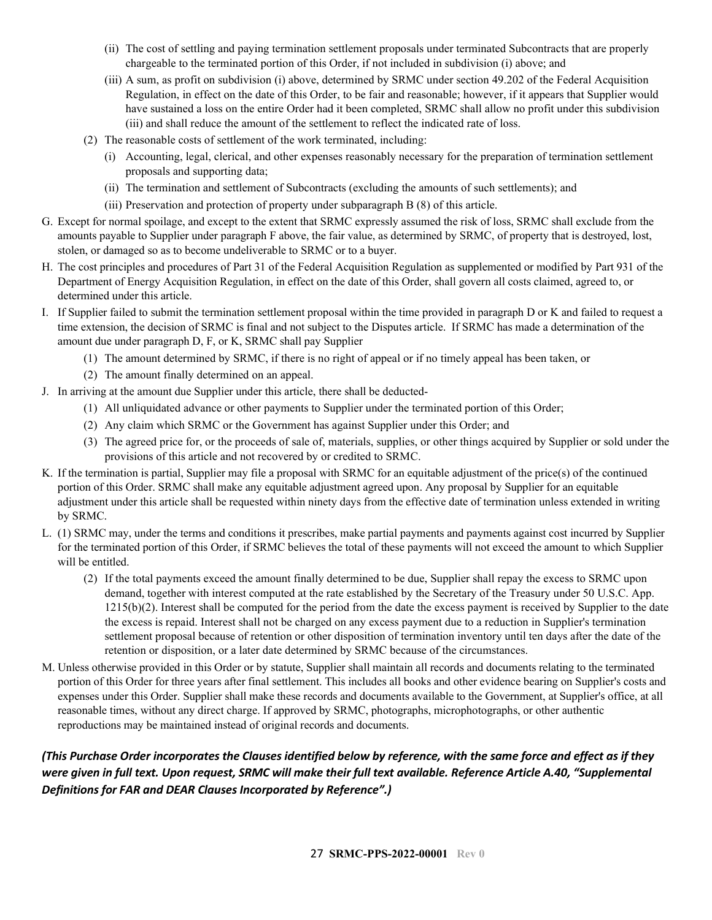(ii) The cost of settling and paying termination settlement proposals under terminated Subcontracts that are properly chargeable to the terminated portion of this Order, if not included in subdivision (i) above; and

(iii) A sum, as profit on subdivision (i) above, determined by SRMC under section 49.202 of the Federal Acquisition Regulation, in effect on the date of this Order, to be fair and reasonable; however, if it appears that Supplier would have sustained a loss on the entire Order had it been completed, SRMC shall allow no profit under this subdivision (iii) and shall reduce the amount of the settlement to reflect the indicated rate of loss.

(2) The reasonable costs of settlement of the work terminated, including:

(i) Accounting, legal, clerical, and other expenses reasonably necessary for the preparation of termination settlement proposals and supporting data;

(ii) The termination and settlement of Subcontracts (excluding the amounts of such settlements); and

(iii) Preservation and protection of property under subparagraph B (8) of this article.

G. Except for normal spoilage, and except to the extent that SRMC expressly assumed the risk of loss, SRMC shall exclude from the amounts payable to Supplier under paragraph F above, the fair value, as determined by SRMC, of property that is destroyed, lost, stolen, or damaged so as to become undeliverable to SRMC or to a buyer.

H. The cost principles and procedures of Part 31 of the Federal Acquisition Regulation as supplemented or modified by Part 931 of the Department of Energy Acquisition Regulation, in effect on the date of this Order, shall govern all costs claimed, agreed to, or determined under this article.

I. If Supplier failed to submit the termination settlement proposal within the time provided in paragraph D or K and failed to request a time extension, the decision of SRMC is final and not subject to the Disputes article. If SRMC has made a determination of the amount due under paragraph D, F, or K, SRMC shall pay Supplier

(1) The amount determined by SRMC, if there is no right of appeal or if no timely appeal has been taken, or

(2) The amount finally determined on an appeal.

J. In arriving at the amount due Supplier under this article, there shall be deducted-

(1) All unliquidated advance or other payments to Supplier under the terminated portion of this Order;

(2) Any claim which SRMC or the Government has against Supplier under this Order; and

(3) The agreed price for, or the proceeds of sale of, materials, supplies, or other things acquired by Supplier or sold under the provisions of this article and not recovered by or credited to SRMC.

K. If the termination is partial, Supplier may file a proposal with SRMC for an equitable adjustment of the price(s) of the continued portion of this Order. SRMC shall make any equitable adjustment agreed upon. Any proposal by Supplier for an equitable adjustment under this article shall be requested within ninety days from the effective date of termination unless extended in writing by SRMC.

L. (1) SRMC may, under the terms and conditions it prescribes, make partial payments and payments against cost incurred by Supplier for the terminated portion of this Order, if SRMC believes the total of these payments will not exceed the amount to which Supplier will be entitled.

(2) If the total payments exceed the amount finally determined to be due, Supplier shall repay the excess to SRMC upon demand, together with interest computed at the rate established by the Secretary of the Treasury under 50 U.S.C. App. 1215(b)(2). Interest shall be computed for the period from the date the excess payment is received by Supplier to the date the excess is repaid. Interest shall not be charged on any excess payment due to a reduction in Supplier's termination settlement proposal because of retention or other disposition of termination inventory until ten days after the date of the retention or disposition, or a later date determined by SRMC because of the circumstances.

M. Unless otherwise provided in this Order or by statute, Supplier shall maintain all records and documents relating to the terminated portion of this Order for three years after final settlement. This includes all books and other evidence bearing on Supplier's costs and expenses under this Order. Supplier shall make these records and documents available to the Government, at Supplier's office, at all reasonable times, without any direct charge. If approved by SRMC, photographs, microphotographs, or other authentic reproductions may be maintained instead of original records and documents.

***(This Purchase Order incorporates the Clauses identified below by reference, with the same force and effect as if they were given in full text. Upon request, SRMC will make their full text available. Reference Article A.40, "Supplemental Definitions for FAR and DEAR Clauses Incorporated by Reference".)***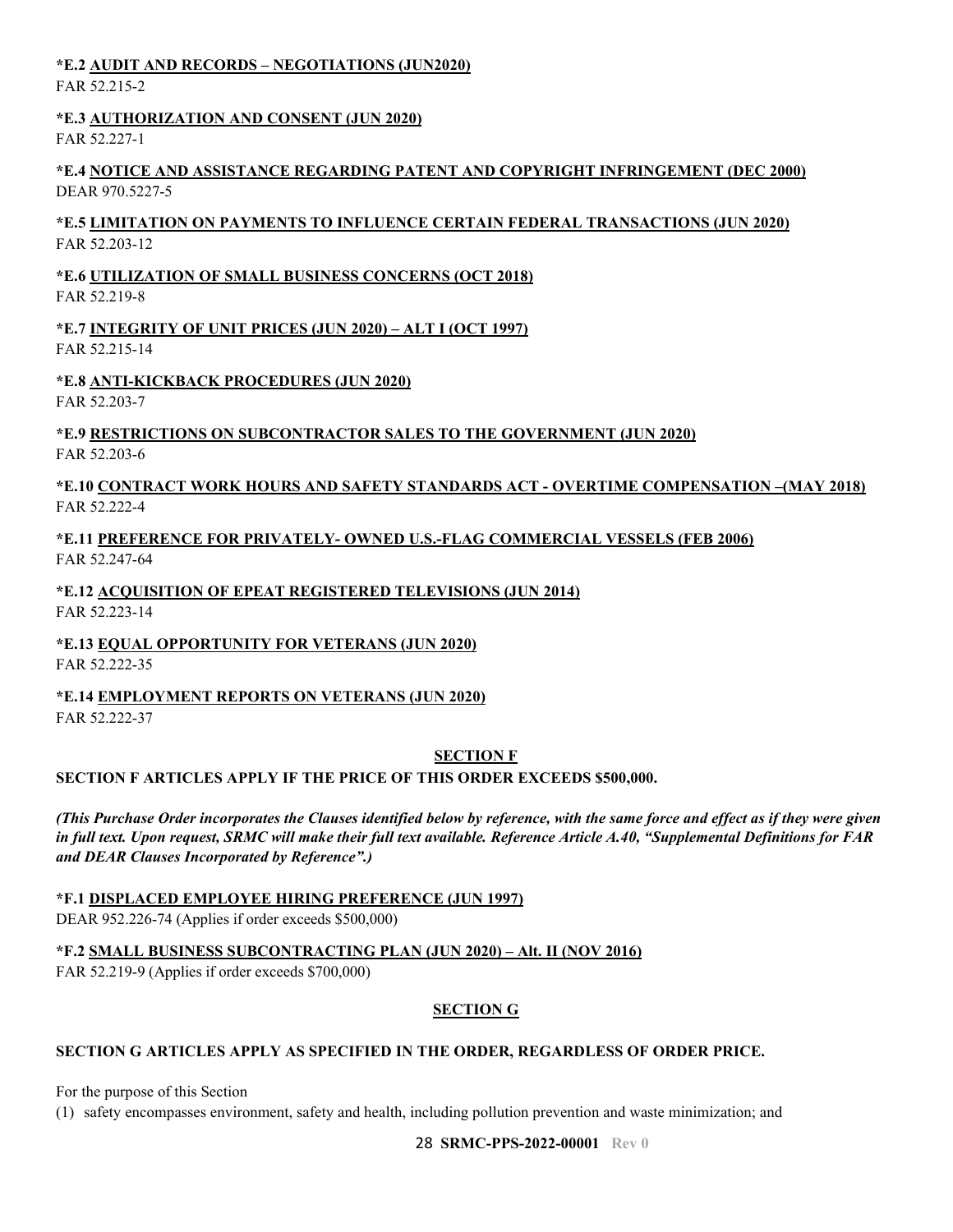**\*E.2 AUDIT AND RECORDS – NEGOTIATIONS (JUN2020)**
FAR 52.215-2

**\*E.3 AUTHORIZATION AND CONSENT (JUN 2020)**
FAR 52.227-1

**\*E.4 NOTICE AND ASSISTANCE REGARDING PATENT AND COPYRIGHT INFRINGEMENT (DEC 2000)**
DEAR 970.5227-5

**\*E.5 LIMITATION ON PAYMENTS TO INFLUENCE CERTAIN FEDERAL TRANSACTIONS (JUN 2020)**
FAR 52.203-12

**\*E.6 UTILIZATION OF SMALL BUSINESS CONCERNS (OCT 2018)**
FAR 52.219-8

**\*E.7 INTEGRITY OF UNIT PRICES (JUN 2020) – ALT I (OCT 1997)**
FAR 52.215-14

**\*E.8 ANTI-KICKBACK PROCEDURES (JUN 2020)**
FAR 52.203-7

**\*E.9 RESTRICTIONS ON SUBCONTRACTOR SALES TO THE GOVERNMENT (JUN 2020)**
FAR 52.203-6

**\*E.10 CONTRACT WORK HOURS AND SAFETY STANDARDS ACT - OVERTIME COMPENSATION –(MAY 2018)**
FAR 52.222-4

**\*E.11 PREFERENCE FOR PRIVATELY- OWNED U.S.-FLAG COMMERCIAL VESSELS (FEB 2006)**
FAR 52.247-64

**\*E.12 ACQUISITION OF EPEAT REGISTERED TELEVISIONS (JUN 2014)**
FAR 52.223-14

**\*E.13 EQUAL OPPORTUNITY FOR VETERANS (JUN 2020)**
FAR 52.222-35

**\*E.14 EMPLOYMENT REPORTS ON VETERANS (JUN 2020)**
FAR 52.222-37

## SECTION F

**SECTION F ARTICLES APPLY IF THE PRICE OF THIS ORDER EXCEEDS $500,000.**

***(This Purchase Order incorporates the Clauses identified below by reference, with the same force and effect as if they were given in full text. Upon request, SRMC will make their full text available. Reference Article A.40, "Supplemental Definitions for FAR and DEAR Clauses Incorporated by Reference".)***

**\*F.1 DISPLACED EMPLOYEE HIRING PREFERENCE (JUN 1997)**
DEAR 952.226-74 (Applies if order exceeds $500,000)

**\*F.2 SMALL BUSINESS SUBCONTRACTING PLAN (JUN 2020) – Alt. II (NOV 2016)**
FAR 52.219-9 (Applies if order exceeds $700,000)

## SECTION G

**SECTION G ARTICLES APPLY AS SPECIFIED IN THE ORDER, REGARDLESS OF ORDER PRICE.**

For the purpose of this Section

(1) safety encompasses environment, safety and health, including pollution prevention and waste minimization; and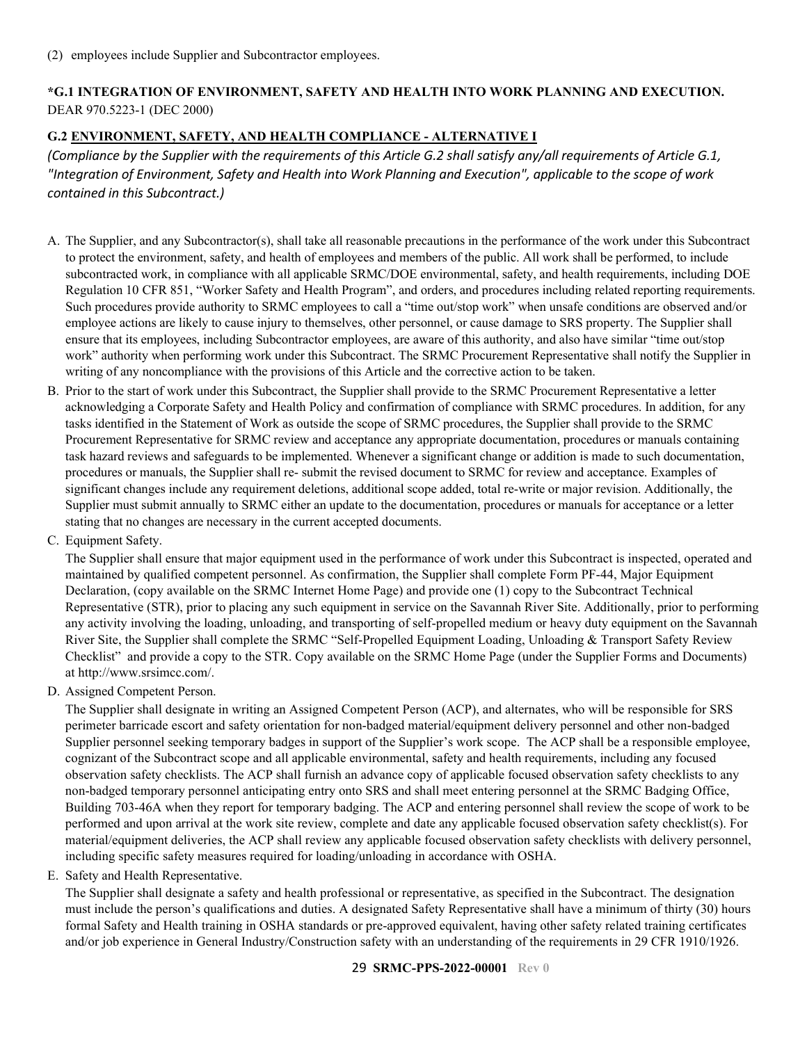(2) employees include Supplier and Subcontractor employees.

**\*G.1 INTEGRATION OF ENVIRONMENT, SAFETY AND HEALTH INTO WORK PLANNING AND EXECUTION.**
DEAR 970.5223-1 (DEC 2000)

**G.2 ENVIRONMENT, SAFETY, AND HEALTH COMPLIANCE - ALTERNATIVE I**

*(Compliance by the Supplier with the requirements of this Article G.2 shall satisfy any/all requirements of Article G.1, "Integration of Environment, Safety and Health into Work Planning and Execution", applicable to the scope of work contained in this Subcontract.)*

A. The Supplier, and any Subcontractor(s), shall take all reasonable precautions in the performance of the work under this Subcontract to protect the environment, safety, and health of employees and members of the public. All work shall be performed, to include subcontracted work, in compliance with all applicable SRMC/DOE environmental, safety, and health requirements, including DOE Regulation 10 CFR 851, "Worker Safety and Health Program", and orders, and procedures including related reporting requirements. Such procedures provide authority to SRMC employees to call a "time out/stop work" when unsafe conditions are observed and/or employee actions are likely to cause injury to themselves, other personnel, or cause damage to SRS property. The Supplier shall ensure that its employees, including Subcontractor employees, are aware of this authority, and also have similar "time out/stop work" authority when performing work under this Subcontract. The SRMC Procurement Representative shall notify the Supplier in writing of any noncompliance with the provisions of this Article and the corrective action to be taken.

B. Prior to the start of work under this Subcontract, the Supplier shall provide to the SRMC Procurement Representative a letter acknowledging a Corporate Safety and Health Policy and confirmation of compliance with SRMC procedures. In addition, for any tasks identified in the Statement of Work as outside the scope of SRMC procedures, the Supplier shall provide to the SRMC Procurement Representative for SRMC review and acceptance any appropriate documentation, procedures or manuals containing task hazard reviews and safeguards to be implemented. Whenever a significant change or addition is made to such documentation, procedures or manuals, the Supplier shall re- submit the revised document to SRMC for review and acceptance. Examples of significant changes include any requirement deletions, additional scope added, total re-write or major revision. Additionally, the Supplier must submit annually to SRMC either an update to the documentation, procedures or manuals for acceptance or a letter stating that no changes are necessary in the current accepted documents.

C. Equipment Safety.

   The Supplier shall ensure that major equipment used in the performance of work under this Subcontract is inspected, operated and maintained by qualified competent personnel. As confirmation, the Supplier shall complete Form PF-44, Major Equipment Declaration, (copy available on the SRMC Internet Home Page) and provide one (1) copy to the Subcontract Technical Representative (STR), prior to placing any such equipment in service on the Savannah River Site. Additionally, prior to performing any activity involving the loading, unloading, and transporting of self-propelled medium or heavy duty equipment on the Savannah River Site, the Supplier shall complete the SRMC "Self-Propelled Equipment Loading, Unloading & Transport Safety Review Checklist" and provide a copy to the STR. Copy available on the SRMC Home Page (under the Supplier Forms and Documents) at http://www.srsimcc.com/.

D. Assigned Competent Person.

   The Supplier shall designate in writing an Assigned Competent Person (ACP), and alternates, who will be responsible for SRS perimeter barricade escort and safety orientation for non-badged material/equipment delivery personnel and other non-badged Supplier personnel seeking temporary badges in support of the Supplier's work scope. The ACP shall be a responsible employee, cognizant of the Subcontract scope and all applicable environmental, safety and health requirements, including any focused observation safety checklists. The ACP shall furnish an advance copy of applicable focused observation safety checklists to any non-badged temporary personnel anticipating entry onto SRS and shall meet entering personnel at the SRMC Badging Office, Building 703-46A when they report for temporary badging. The ACP and entering personnel shall review the scope of work to be performed and upon arrival at the work site review, complete and date any applicable focused observation safety checklist(s). For material/equipment deliveries, the ACP shall review any applicable focused observation safety checklists with delivery personnel, including specific safety measures required for loading/unloading in accordance with OSHA.

E. Safety and Health Representative.

   The Supplier shall designate a safety and health professional or representative, as specified in the Subcontract. The designation must include the person's qualifications and duties. A designated Safety Representative shall have a minimum of thirty (30) hours formal Safety and Health training in OSHA standards or pre-approved equivalent, having other safety related training certificates and/or job experience in General Industry/Construction safety with an understanding of the requirements in 29 CFR 1910/1926.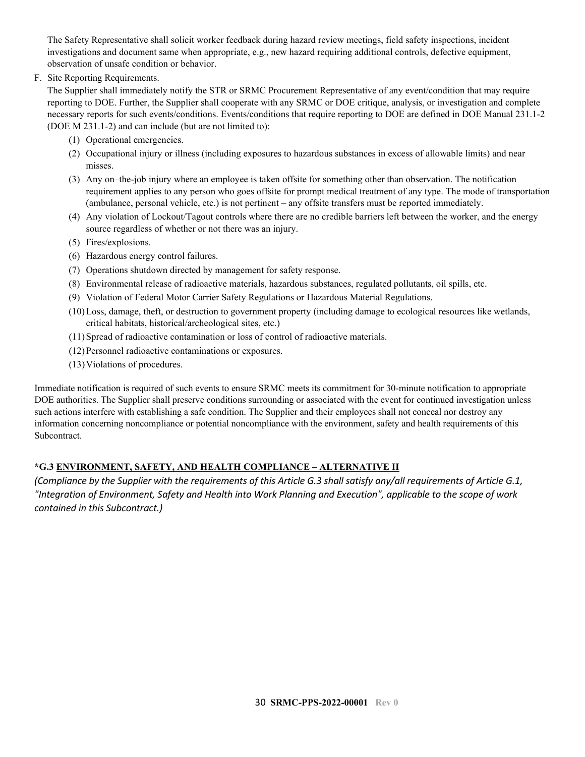The Safety Representative shall solicit worker feedback during hazard review meetings, field safety inspections, incident investigations and document same when appropriate, e.g., new hazard requiring additional controls, defective equipment, observation of unsafe condition or behavior.

F. Site Reporting Requirements.

The Supplier shall immediately notify the STR or SRMC Procurement Representative of any event/condition that may require reporting to DOE. Further, the Supplier shall cooperate with any SRMC or DOE critique, analysis, or investigation and complete necessary reports for such events/conditions. Events/conditions that require reporting to DOE are defined in DOE Manual 231.1-2 (DOE M 231.1-2) and can include (but are not limited to):

(1) Operational emergencies.

(2) Occupational injury or illness (including exposures to hazardous substances in excess of allowable limits) and near misses.

(3) Any on–the-job injury where an employee is taken offsite for something other than observation. The notification requirement applies to any person who goes offsite for prompt medical treatment of any type. The mode of transportation (ambulance, personal vehicle, etc.) is not pertinent – any offsite transfers must be reported immediately.

(4) Any violation of Lockout/Tagout controls where there are no credible barriers left between the worker, and the energy source regardless of whether or not there was an injury.

(5) Fires/explosions.

(6) Hazardous energy control failures.

(7) Operations shutdown directed by management for safety response.

(8) Environmental release of radioactive materials, hazardous substances, regulated pollutants, oil spills, etc.

(9) Violation of Federal Motor Carrier Safety Regulations or Hazardous Material Regulations.

(10) Loss, damage, theft, or destruction to government property (including damage to ecological resources like wetlands, critical habitats, historical/archeological sites, etc.)

(11) Spread of radioactive contamination or loss of control of radioactive materials.

(12) Personnel radioactive contaminations or exposures.

(13) Violations of procedures.

Immediate notification is required of such events to ensure SRMC meets its commitment for 30-minute notification to appropriate DOE authorities. The Supplier shall preserve conditions surrounding or associated with the event for continued investigation unless such actions interfere with establishing a safe condition. The Supplier and their employees shall not conceal nor destroy any information concerning noncompliance or potential noncompliance with the environment, safety and health requirements of this Subcontract.

**\*G.3 ENVIRONMENT, SAFETY, AND HEALTH COMPLIANCE – ALTERNATIVE II**

*(Compliance by the Supplier with the requirements of this Article G.3 shall satisfy any/all requirements of Article G.1, "Integration of Environment, Safety and Health into Work Planning and Execution", applicable to the scope of work contained in this Subcontract.)*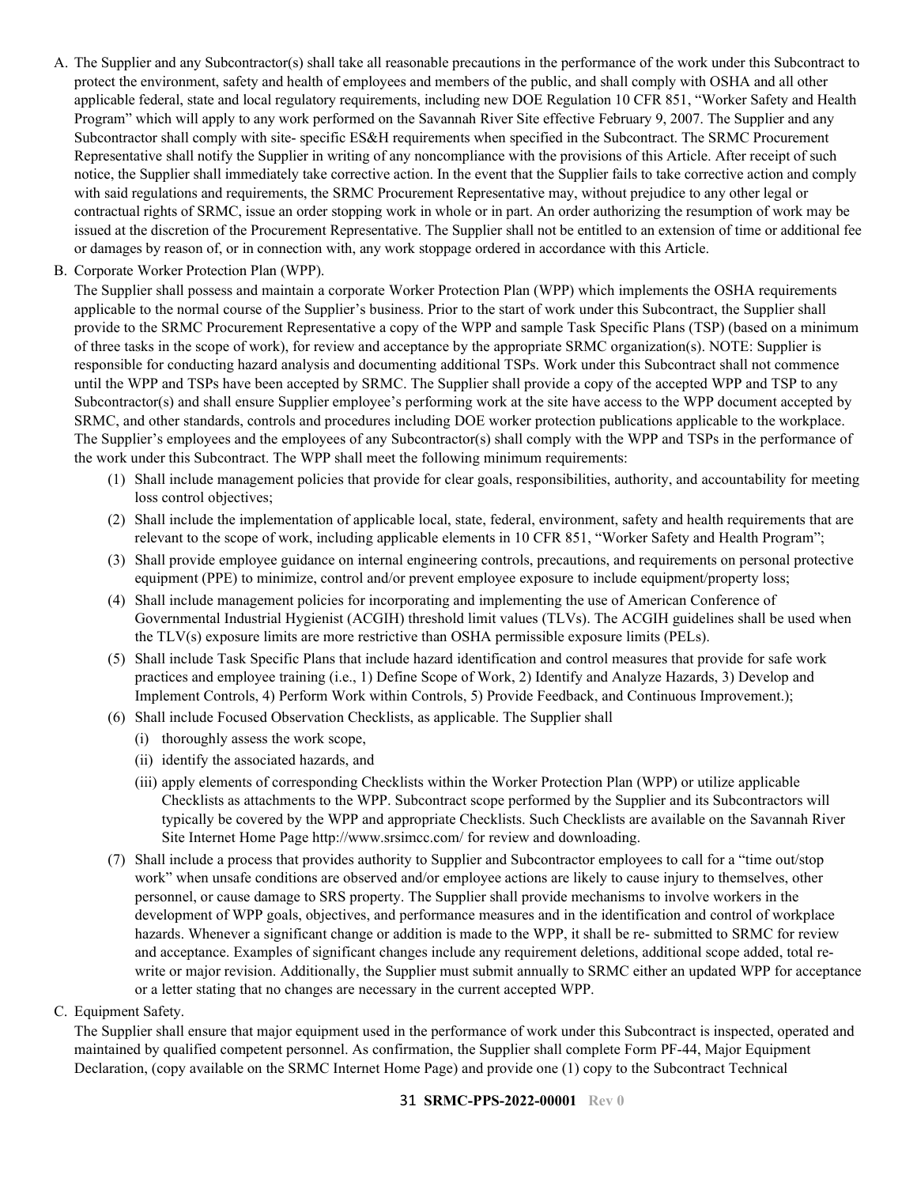A. The Supplier and any Subcontractor(s) shall take all reasonable precautions in the performance of the work under this Subcontract to protect the environment, safety and health of employees and members of the public, and shall comply with OSHA and all other applicable federal, state and local regulatory requirements, including new DOE Regulation 10 CFR 851, "Worker Safety and Health Program" which will apply to any work performed on the Savannah River Site effective February 9, 2007. The Supplier and any Subcontractor shall comply with site- specific ES&H requirements when specified in the Subcontract. The SRMC Procurement Representative shall notify the Supplier in writing of any noncompliance with the provisions of this Article. After receipt of such notice, the Supplier shall immediately take corrective action. In the event that the Supplier fails to take corrective action and comply with said regulations and requirements, the SRMC Procurement Representative may, without prejudice to any other legal or contractual rights of SRMC, issue an order stopping work in whole or in part. An order authorizing the resumption of work may be issued at the discretion of the Procurement Representative. The Supplier shall not be entitled to an extension of time or additional fee or damages by reason of, or in connection with, any work stoppage ordered in accordance with this Article.

B. Corporate Worker Protection Plan (WPP).

   The Supplier shall possess and maintain a corporate Worker Protection Plan (WPP) which implements the OSHA requirements applicable to the normal course of the Supplier's business. Prior to the start of work under this Subcontract, the Supplier shall provide to the SRMC Procurement Representative a copy of the WPP and sample Task Specific Plans (TSP) (based on a minimum of three tasks in the scope of work), for review and acceptance by the appropriate SRMC organization(s). NOTE: Supplier is responsible for conducting hazard analysis and documenting additional TSPs. Work under this Subcontract shall not commence until the WPP and TSPs have been accepted by SRMC. The Supplier shall provide a copy of the accepted WPP and TSP to any Subcontractor(s) and shall ensure Supplier employee's performing work at the site have access to the WPP document accepted by SRMC, and other standards, controls and procedures including DOE worker protection publications applicable to the workplace. The Supplier's employees and the employees of any Subcontractor(s) shall comply with the WPP and TSPs in the performance of the work under this Subcontract. The WPP shall meet the following minimum requirements:

   (1) Shall include management policies that provide for clear goals, responsibilities, authority, and accountability for meeting loss control objectives;

   (2) Shall include the implementation of applicable local, state, federal, environment, safety and health requirements that are relevant to the scope of work, including applicable elements in 10 CFR 851, "Worker Safety and Health Program";

   (3) Shall provide employee guidance on internal engineering controls, precautions, and requirements on personal protective equipment (PPE) to minimize, control and/or prevent employee exposure to include equipment/property loss;

   (4) Shall include management policies for incorporating and implementing the use of American Conference of Governmental Industrial Hygienist (ACGIH) threshold limit values (TLVs). The ACGIH guidelines shall be used when the TLV(s) exposure limits are more restrictive than OSHA permissible exposure limits (PELs).

   (5) Shall include Task Specific Plans that include hazard identification and control measures that provide for safe work practices and employee training (i.e., 1) Define Scope of Work, 2) Identify and Analyze Hazards, 3) Develop and Implement Controls, 4) Perform Work within Controls, 5) Provide Feedback, and Continuous Improvement.);

   (6) Shall include Focused Observation Checklists, as applicable. The Supplier shall

      (i) thoroughly assess the work scope,

      (ii) identify the associated hazards, and

      (iii) apply elements of corresponding Checklists within the Worker Protection Plan (WPP) or utilize applicable Checklists as attachments to the WPP. Subcontract scope performed by the Supplier and its Subcontractors will typically be covered by the WPP and appropriate Checklists. Such Checklists are available on the Savannah River Site Internet Home Page http://www.srsimcc.com/ for review and downloading.

   (7) Shall include a process that provides authority to Supplier and Subcontractor employees to call for a "time out/stop work" when unsafe conditions are observed and/or employee actions are likely to cause injury to themselves, other personnel, or cause damage to SRS property. The Supplier shall provide mechanisms to involve workers in the development of WPP goals, objectives, and performance measures and in the identification and control of workplace hazards. Whenever a significant change or addition is made to the WPP, it shall be re- submitted to SRMC for review and acceptance. Examples of significant changes include any requirement deletions, additional scope added, total re-write or major revision. Additionally, the Supplier must submit annually to SRMC either an updated WPP for acceptance or a letter stating that no changes are necessary in the current accepted WPP.

C. Equipment Safety.

   The Supplier shall ensure that major equipment used in the performance of work under this Subcontract is inspected, operated and maintained by qualified competent personnel. As confirmation, the Supplier shall complete Form PF-44, Major Equipment Declaration, (copy available on the SRMC Internet Home Page) and provide one (1) copy to the Subcontract Technical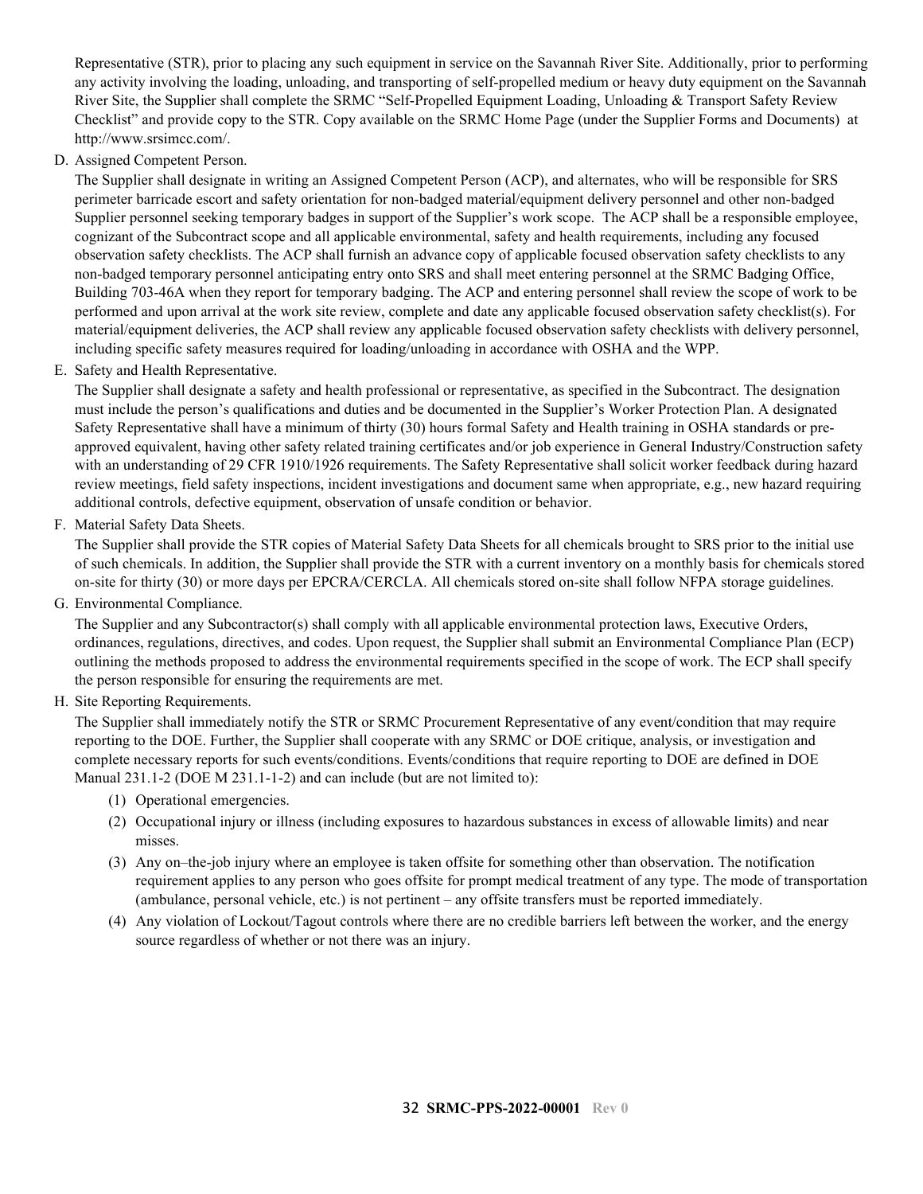Representative (STR), prior to placing any such equipment in service on the Savannah River Site. Additionally, prior to performing any activity involving the loading, unloading, and transporting of self-propelled medium or heavy duty equipment on the Savannah River Site, the Supplier shall complete the SRMC "Self-Propelled Equipment Loading, Unloading & Transport Safety Review Checklist" and provide copy to the STR. Copy available on the SRMC Home Page (under the Supplier Forms and Documents) at http://www.srsimcc.com/.

D. Assigned Competent Person.

The Supplier shall designate in writing an Assigned Competent Person (ACP), and alternates, who will be responsible for SRS perimeter barricade escort and safety orientation for non-badged material/equipment delivery personnel and other non-badged Supplier personnel seeking temporary badges in support of the Supplier's work scope. The ACP shall be a responsible employee, cognizant of the Subcontract scope and all applicable environmental, safety and health requirements, including any focused observation safety checklists. The ACP shall furnish an advance copy of applicable focused observation safety checklists to any non-badged temporary personnel anticipating entry onto SRS and shall meet entering personnel at the SRMC Badging Office, Building 703-46A when they report for temporary badging. The ACP and entering personnel shall review the scope of work to be performed and upon arrival at the work site review, complete and date any applicable focused observation safety checklist(s). For material/equipment deliveries, the ACP shall review any applicable focused observation safety checklists with delivery personnel, including specific safety measures required for loading/unloading in accordance with OSHA and the WPP.

E. Safety and Health Representative.

The Supplier shall designate a safety and health professional or representative, as specified in the Subcontract. The designation must include the person's qualifications and duties and be documented in the Supplier's Worker Protection Plan. A designated Safety Representative shall have a minimum of thirty (30) hours formal Safety and Health training in OSHA standards or pre-approved equivalent, having other safety related training certificates and/or job experience in General Industry/Construction safety with an understanding of 29 CFR 1910/1926 requirements. The Safety Representative shall solicit worker feedback during hazard review meetings, field safety inspections, incident investigations and document same when appropriate, e.g., new hazard requiring additional controls, defective equipment, observation of unsafe condition or behavior.

F. Material Safety Data Sheets.

The Supplier shall provide the STR copies of Material Safety Data Sheets for all chemicals brought to SRS prior to the initial use of such chemicals. In addition, the Supplier shall provide the STR with a current inventory on a monthly basis for chemicals stored on-site for thirty (30) or more days per EPCRA/CERCLA. All chemicals stored on-site shall follow NFPA storage guidelines.

G. Environmental Compliance.

The Supplier and any Subcontractor(s) shall comply with all applicable environmental protection laws, Executive Orders, ordinances, regulations, directives, and codes. Upon request, the Supplier shall submit an Environmental Compliance Plan (ECP) outlining the methods proposed to address the environmental requirements specified in the scope of work. The ECP shall specify the person responsible for ensuring the requirements are met.

H. Site Reporting Requirements.

The Supplier shall immediately notify the STR or SRMC Procurement Representative of any event/condition that may require reporting to the DOE. Further, the Supplier shall cooperate with any SRMC or DOE critique, analysis, or investigation and complete necessary reports for such events/conditions. Events/conditions that require reporting to DOE are defined in DOE Manual 231.1-2 (DOE M 231.1-1-2) and can include (but are not limited to):

(1) Operational emergencies.

(2) Occupational injury or illness (including exposures to hazardous substances in excess of allowable limits) and near misses.

(3) Any on–the-job injury where an employee is taken offsite for something other than observation. The notification requirement applies to any person who goes offsite for prompt medical treatment of any type. The mode of transportation (ambulance, personal vehicle, etc.) is not pertinent – any offsite transfers must be reported immediately.

(4) Any violation of Lockout/Tagout controls where there are no credible barriers left between the worker, and the energy source regardless of whether or not there was an injury.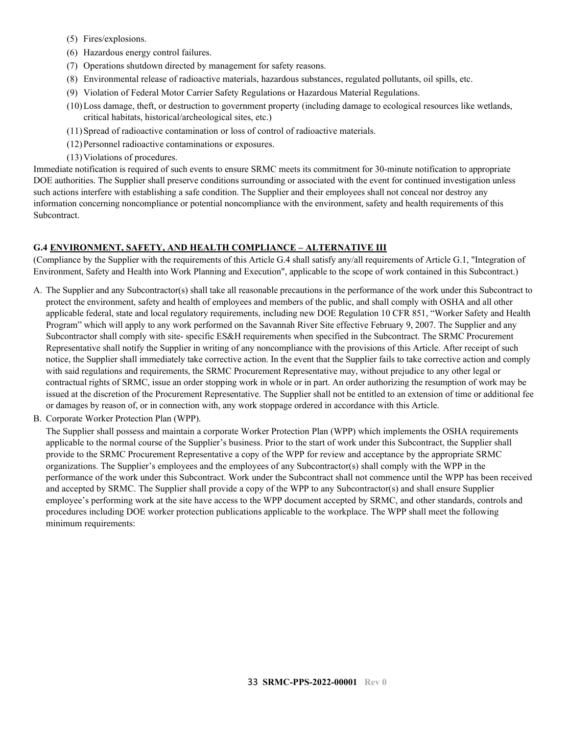(5) Fires/explosions.

(6) Hazardous energy control failures.

(7) Operations shutdown directed by management for safety reasons.

(8) Environmental release of radioactive materials, hazardous substances, regulated pollutants, oil spills, etc.

(9) Violation of Federal Motor Carrier Safety Regulations or Hazardous Material Regulations.

(10) Loss damage, theft, or destruction to government property (including damage to ecological resources like wetlands, critical habitats, historical/archeological sites, etc.)

(11) Spread of radioactive contamination or loss of control of radioactive materials.

(12) Personnel radioactive contaminations or exposures.

(13) Violations of procedures.

Immediate notification is required of such events to ensure SRMC meets its commitment for 30-minute notification to appropriate DOE authorities. The Supplier shall preserve conditions surrounding or associated with the event for continued investigation unless such actions interfere with establishing a safe condition. The Supplier and their employees shall not conceal nor destroy any information concerning noncompliance or potential noncompliance with the environment, safety and health requirements of this Subcontract.

### G.4 ENVIRONMENT, SAFETY, AND HEALTH COMPLIANCE – ALTERNATIVE III

(Compliance by the Supplier with the requirements of this Article G.4 shall satisfy any/all requirements of Article G.1, "Integration of Environment, Safety and Health into Work Planning and Execution", applicable to the scope of work contained in this Subcontract.)

A. The Supplier and any Subcontractor(s) shall take all reasonable precautions in the performance of the work under this Subcontract to protect the environment, safety and health of employees and members of the public, and shall comply with OSHA and all other applicable federal, state and local regulatory requirements, including new DOE Regulation 10 CFR 851, "Worker Safety and Health Program" which will apply to any work performed on the Savannah River Site effective February 9, 2007. The Supplier and any Subcontractor shall comply with site- specific ES&H requirements when specified in the Subcontract. The SRMC Procurement Representative shall notify the Supplier in writing of any noncompliance with the provisions of this Article. After receipt of such notice, the Supplier shall immediately take corrective action. In the event that the Supplier fails to take corrective action and comply with said regulations and requirements, the SRMC Procurement Representative may, without prejudice to any other legal or contractual rights of SRMC, issue an order stopping work in whole or in part. An order authorizing the resumption of work may be issued at the discretion of the Procurement Representative. The Supplier shall not be entitled to an extension of time or additional fee or damages by reason of, or in connection with, any work stoppage ordered in accordance with this Article.

B. Corporate Worker Protection Plan (WPP).

The Supplier shall possess and maintain a corporate Worker Protection Plan (WPP) which implements the OSHA requirements applicable to the normal course of the Supplier's business. Prior to the start of work under this Subcontract, the Supplier shall provide to the SRMC Procurement Representative a copy of the WPP for review and acceptance by the appropriate SRMC organizations. The Supplier's employees and the employees of any Subcontractor(s) shall comply with the WPP in the performance of the work under this Subcontract. Work under the Subcontract shall not commence until the WPP has been received and accepted by SRMC. The Supplier shall provide a copy of the WPP to any Subcontractor(s) and shall ensure Supplier employee's performing work at the site have access to the WPP document accepted by SRMC, and other standards, controls and procedures including DOE worker protection publications applicable to the workplace. The WPP shall meet the following minimum requirements: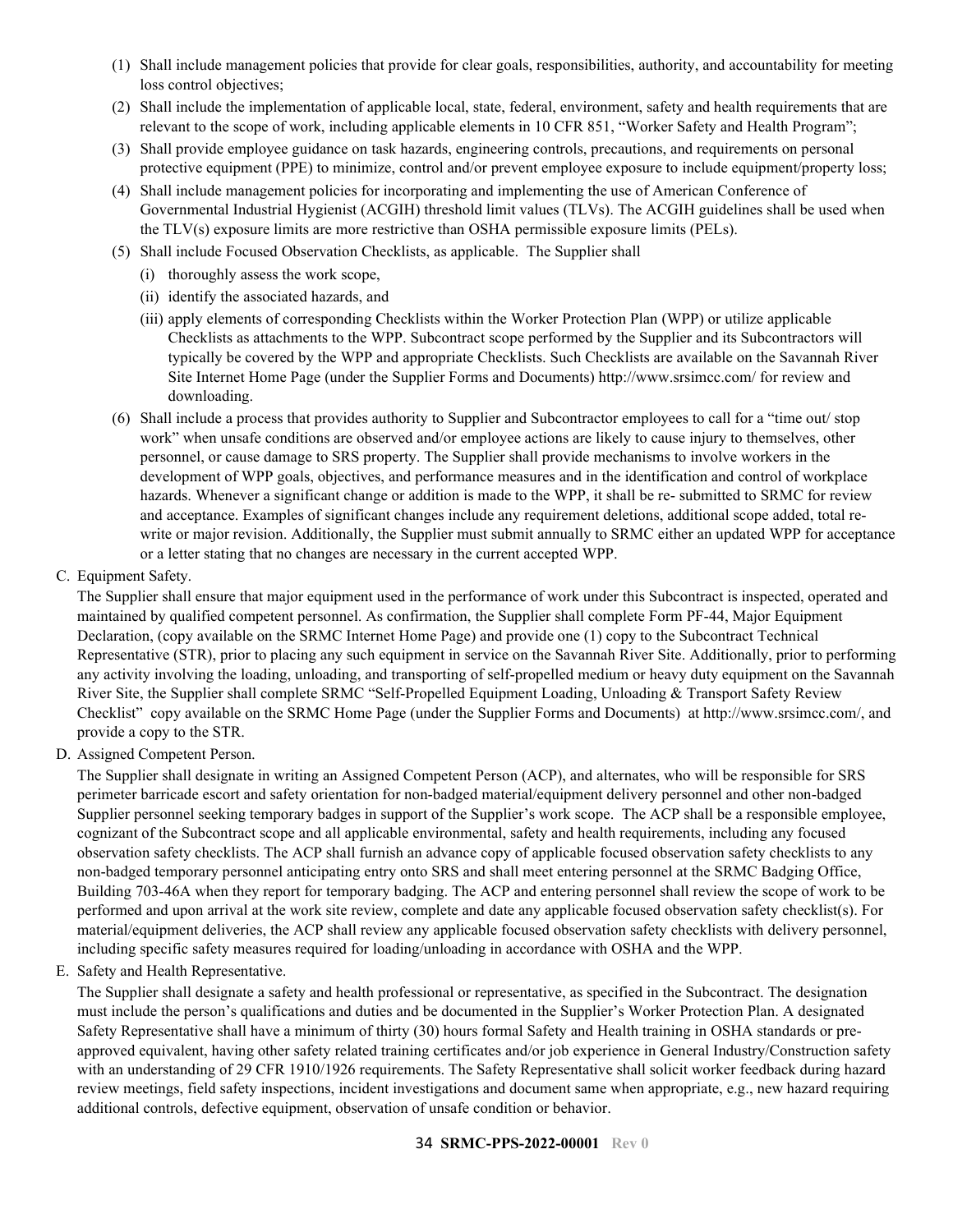(1) Shall include management policies that provide for clear goals, responsibilities, authority, and accountability for meeting loss control objectives;

(2) Shall include the implementation of applicable local, state, federal, environment, safety and health requirements that are relevant to the scope of work, including applicable elements in 10 CFR 851, "Worker Safety and Health Program";

(3) Shall provide employee guidance on task hazards, engineering controls, precautions, and requirements on personal protective equipment (PPE) to minimize, control and/or prevent employee exposure to include equipment/property loss;

(4) Shall include management policies for incorporating and implementing the use of American Conference of Governmental Industrial Hygienist (ACGIH) threshold limit values (TLVs). The ACGIH guidelines shall be used when the TLV(s) exposure limits are more restrictive than OSHA permissible exposure limits (PELs).

(5) Shall include Focused Observation Checklists, as applicable. The Supplier shall

   (i) thoroughly assess the work scope,

   (ii) identify the associated hazards, and

   (iii) apply elements of corresponding Checklists within the Worker Protection Plan (WPP) or utilize applicable Checklists as attachments to the WPP. Subcontract scope performed by the Supplier and its Subcontractors will typically be covered by the WPP and appropriate Checklists. Such Checklists are available on the Savannah River Site Internet Home Page (under the Supplier Forms and Documents) http://www.srsimcc.com/ for review and downloading.

(6) Shall include a process that provides authority to Supplier and Subcontractor employees to call for a "time out/ stop work" when unsafe conditions are observed and/or employee actions are likely to cause injury to themselves, other personnel, or cause damage to SRS property. The Supplier shall provide mechanisms to involve workers in the development of WPP goals, objectives, and performance measures and in the identification and control of workplace hazards. Whenever a significant change or addition is made to the WPP, it shall be re- submitted to SRMC for review and acceptance. Examples of significant changes include any requirement deletions, additional scope added, total re-write or major revision. Additionally, the Supplier must submit annually to SRMC either an updated WPP for acceptance or a letter stating that no changes are necessary in the current accepted WPP.

C. Equipment Safety.

The Supplier shall ensure that major equipment used in the performance of work under this Subcontract is inspected, operated and maintained by qualified competent personnel. As confirmation, the Supplier shall complete Form PF-44, Major Equipment Declaration, (copy available on the SRMC Internet Home Page) and provide one (1) copy to the Subcontract Technical Representative (STR), prior to placing any such equipment in service on the Savannah River Site. Additionally, prior to performing any activity involving the loading, unloading, and transporting of self-propelled medium or heavy duty equipment on the Savannah River Site, the Supplier shall complete SRMC "Self-Propelled Equipment Loading, Unloading & Transport Safety Review Checklist" copy available on the SRMC Home Page (under the Supplier Forms and Documents) at http://www.srsimcc.com/, and provide a copy to the STR.

D. Assigned Competent Person.

The Supplier shall designate in writing an Assigned Competent Person (ACP), and alternates, who will be responsible for SRS perimeter barricade escort and safety orientation for non-badged material/equipment delivery personnel and other non-badged Supplier personnel seeking temporary badges in support of the Supplier's work scope. The ACP shall be a responsible employee, cognizant of the Subcontract scope and all applicable environmental, safety and health requirements, including any focused observation safety checklists. The ACP shall furnish an advance copy of applicable focused observation safety checklists to any non-badged temporary personnel anticipating entry onto SRS and shall meet entering personnel at the SRMC Badging Office, Building 703-46A when they report for temporary badging. The ACP and entering personnel shall review the scope of work to be performed and upon arrival at the work site review, complete and date any applicable focused observation safety checklist(s). For material/equipment deliveries, the ACP shall review any applicable focused observation safety checklists with delivery personnel, including specific safety measures required for loading/unloading in accordance with OSHA and the WPP.

E. Safety and Health Representative.

The Supplier shall designate a safety and health professional or representative, as specified in the Subcontract. The designation must include the person's qualifications and duties and be documented in the Supplier's Worker Protection Plan. A designated Safety Representative shall have a minimum of thirty (30) hours formal Safety and Health training in OSHA standards or pre-approved equivalent, having other safety related training certificates and/or job experience in General Industry/Construction safety with an understanding of 29 CFR 1910/1926 requirements. The Safety Representative shall solicit worker feedback during hazard review meetings, field safety inspections, incident investigations and document same when appropriate, e.g., new hazard requiring additional controls, defective equipment, observation of unsafe condition or behavior.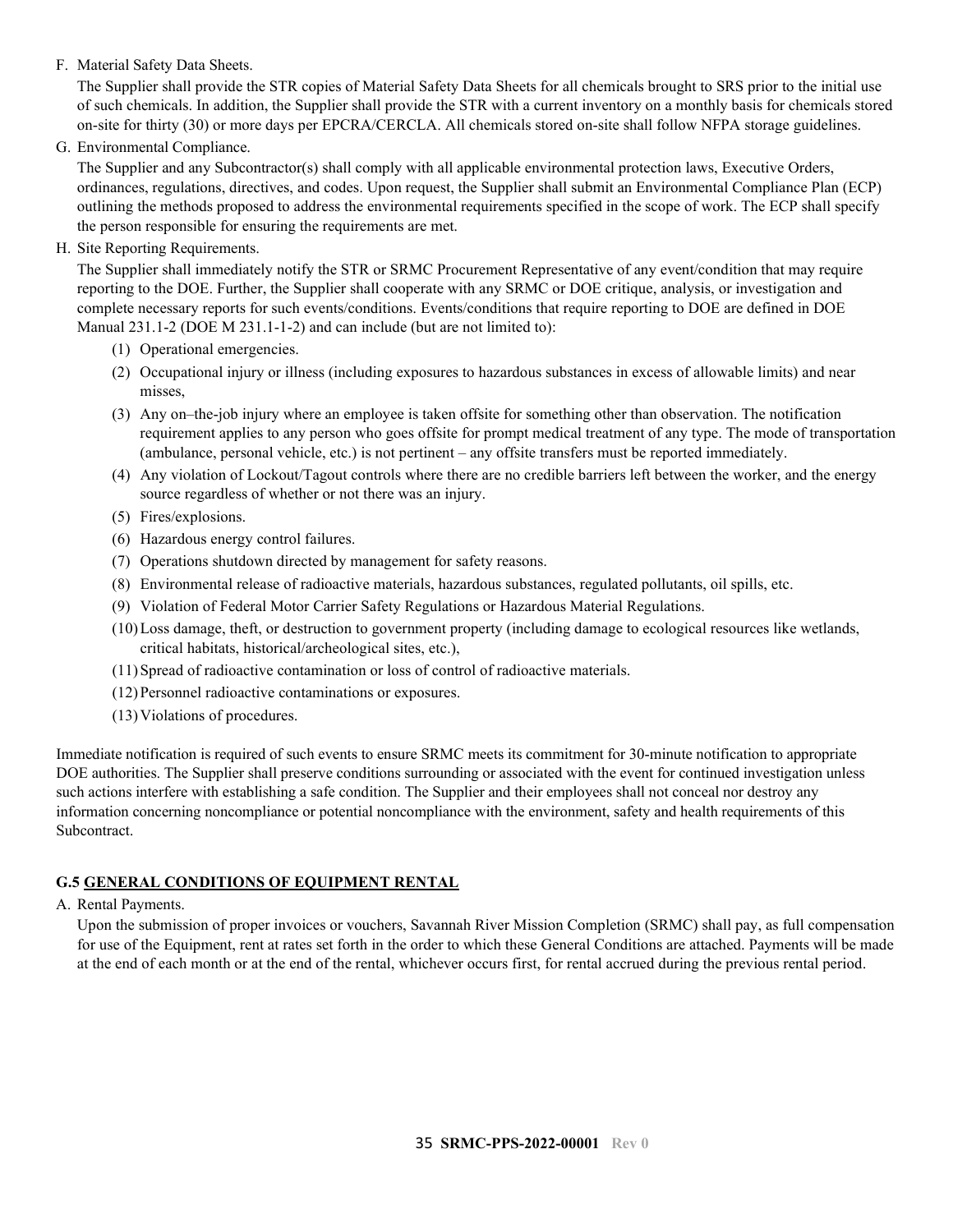F. Material Safety Data Sheets.

The Supplier shall provide the STR copies of Material Safety Data Sheets for all chemicals brought to SRS prior to the initial use of such chemicals. In addition, the Supplier shall provide the STR with a current inventory on a monthly basis for chemicals stored on-site for thirty (30) or more days per EPCRA/CERCLA. All chemicals stored on-site shall follow NFPA storage guidelines.

G. Environmental Compliance.

The Supplier and any Subcontractor(s) shall comply with all applicable environmental protection laws, Executive Orders, ordinances, regulations, directives, and codes. Upon request, the Supplier shall submit an Environmental Compliance Plan (ECP) outlining the methods proposed to address the environmental requirements specified in the scope of work. The ECP shall specify the person responsible for ensuring the requirements are met.

H. Site Reporting Requirements.

The Supplier shall immediately notify the STR or SRMC Procurement Representative of any event/condition that may require reporting to the DOE. Further, the Supplier shall cooperate with any SRMC or DOE critique, analysis, or investigation and complete necessary reports for such events/conditions. Events/conditions that require reporting to DOE are defined in DOE Manual 231.1-2 (DOE M 231.1-1-2) and can include (but are not limited to):

(1) Operational emergencies.
(2) Occupational injury or illness (including exposures to hazardous substances in excess of allowable limits) and near misses,
(3) Any on–the-job injury where an employee is taken offsite for something other than observation. The notification requirement applies to any person who goes offsite for prompt medical treatment of any type. The mode of transportation (ambulance, personal vehicle, etc.) is not pertinent – any offsite transfers must be reported immediately.
(4) Any violation of Lockout/Tagout controls where there are no credible barriers left between the worker, and the energy source regardless of whether or not there was an injury.
(5) Fires/explosions.
(6) Hazardous energy control failures.
(7) Operations shutdown directed by management for safety reasons.
(8) Environmental release of radioactive materials, hazardous substances, regulated pollutants, oil spills, etc.
(9) Violation of Federal Motor Carrier Safety Regulations or Hazardous Material Regulations.
(10) Loss damage, theft, or destruction to government property (including damage to ecological resources like wetlands, critical habitats, historical/archeological sites, etc.),
(11) Spread of radioactive contamination or loss of control of radioactive materials.
(12) Personnel radioactive contaminations or exposures.
(13) Violations of procedures.

Immediate notification is required of such events to ensure SRMC meets its commitment for 30-minute notification to appropriate DOE authorities. The Supplier shall preserve conditions surrounding or associated with the event for continued investigation unless such actions interfere with establishing a safe condition. The Supplier and their employees shall not conceal nor destroy any information concerning noncompliance or potential noncompliance with the environment, safety and health requirements of this Subcontract.

### G.5 GENERAL CONDITIONS OF EQUIPMENT RENTAL

A. Rental Payments.

Upon the submission of proper invoices or vouchers, Savannah River Mission Completion (SRMC) shall pay, as full compensation for use of the Equipment, rent at rates set forth in the order to which these General Conditions are attached. Payments will be made at the end of each month or at the end of the rental, whichever occurs first, for rental accrued during the previous rental period.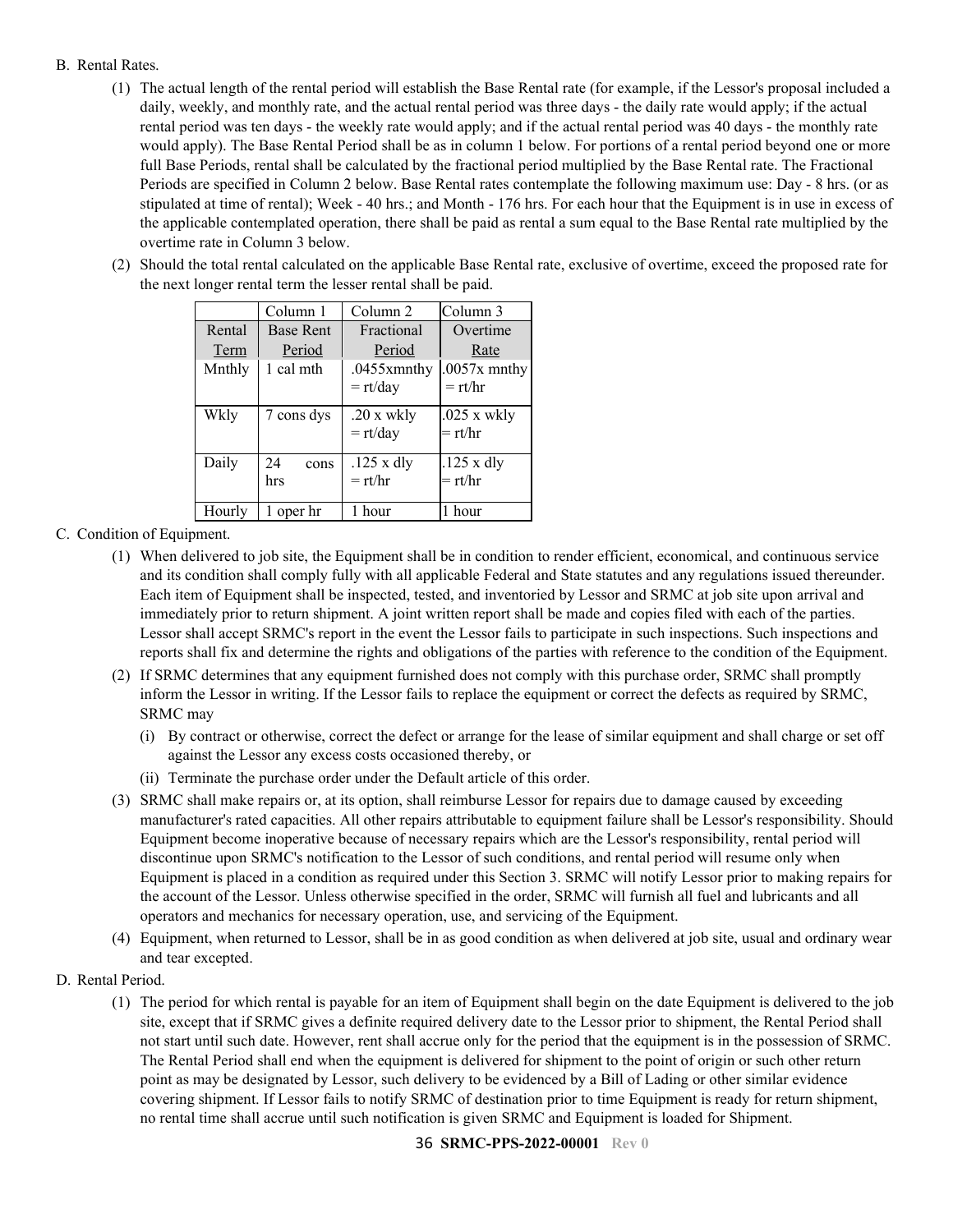B. Rental Rates.

(1) The actual length of the rental period will establish the Base Rental rate (for example, if the Lessor's proposal included a daily, weekly, and monthly rate, and the actual rental period was three days - the daily rate would apply; if the actual rental period was ten days - the weekly rate would apply; and if the actual rental period was 40 days - the monthly rate would apply). The Base Rental Period shall be as in column 1 below. For portions of a rental period beyond one or more full Base Periods, rental shall be calculated by the fractional period multiplied by the Base Rental rate. The Fractional Periods are specified in Column 2 below. Base Rental rates contemplate the following maximum use: Day - 8 hrs. (or as stipulated at time of rental); Week - 40 hrs.; and Month - 176 hrs. For each hour that the Equipment is in use in excess of the applicable contemplated operation, there shall be paid as rental a sum equal to the Base Rental rate multiplied by the overtime rate in Column 3 below.

(2) Should the total rental calculated on the applicable Base Rental rate, exclusive of overtime, exceed the proposed rate for the next longer rental term the lesser rental shall be paid.

| | Column 1 | Column 2 | Column 3 |
|---|---|---|---|
| Rental Term | Base Rent Period | Fractional Period | Overtime Rate |
| Mnthly | 1 cal mth | .0455xmnthy = rt/day | .0057x mnthy = rt/hr |
| Wkly | 7 cons dys | .20 x wkly = rt/day | .025 x wkly = rt/hr |
| Daily | 24 cons hrs | .125 x dly = rt/hr | .125 x dly = rt/hr |
| Hourly | 1 oper hr | 1 hour | 1 hour |

C. Condition of Equipment.

(1) When delivered to job site, the Equipment shall be in condition to render efficient, economical, and continuous service and its condition shall comply fully with all applicable Federal and State statutes and any regulations issued thereunder. Each item of Equipment shall be inspected, tested, and inventoried by Lessor and SRMC at job site upon arrival and immediately prior to return shipment. A joint written report shall be made and copies filed with each of the parties. Lessor shall accept SRMC's report in the event the Lessor fails to participate in such inspections. Such inspections and reports shall fix and determine the rights and obligations of the parties with reference to the condition of the Equipment.

(2) If SRMC determines that any equipment furnished does not comply with this purchase order, SRMC shall promptly inform the Lessor in writing. If the Lessor fails to replace the equipment or correct the defects as required by SRMC, SRMC may

(i) By contract or otherwise, correct the defect or arrange for the lease of similar equipment and shall charge or set off against the Lessor any excess costs occasioned thereby, or

(ii) Terminate the purchase order under the Default article of this order.

(3) SRMC shall make repairs or, at its option, shall reimburse Lessor for repairs due to damage caused by exceeding manufacturer's rated capacities. All other repairs attributable to equipment failure shall be Lessor's responsibility. Should Equipment become inoperative because of necessary repairs which are the Lessor's responsibility, rental period will discontinue upon SRMC's notification to the Lessor of such conditions, and rental period will resume only when Equipment is placed in a condition as required under this Section 3. SRMC will notify Lessor prior to making repairs for the account of the Lessor. Unless otherwise specified in the order, SRMC will furnish all fuel and lubricants and all operators and mechanics for necessary operation, use, and servicing of the Equipment.

(4) Equipment, when returned to Lessor, shall be in as good condition as when delivered at job site, usual and ordinary wear and tear excepted.

D. Rental Period.

(1) The period for which rental is payable for an item of Equipment shall begin on the date Equipment is delivered to the job site, except that if SRMC gives a definite required delivery date to the Lessor prior to shipment, the Rental Period shall not start until such date. However, rent shall accrue only for the period that the equipment is in the possession of SRMC. The Rental Period shall end when the equipment is delivered for shipment to the point of origin or such other return point as may be designated by Lessor, such delivery to be evidenced by a Bill of Lading or other similar evidence covering shipment. If Lessor fails to notify SRMC of destination prior to time Equipment is ready for return shipment, no rental time shall accrue until such notification is given SRMC and Equipment is loaded for Shipment.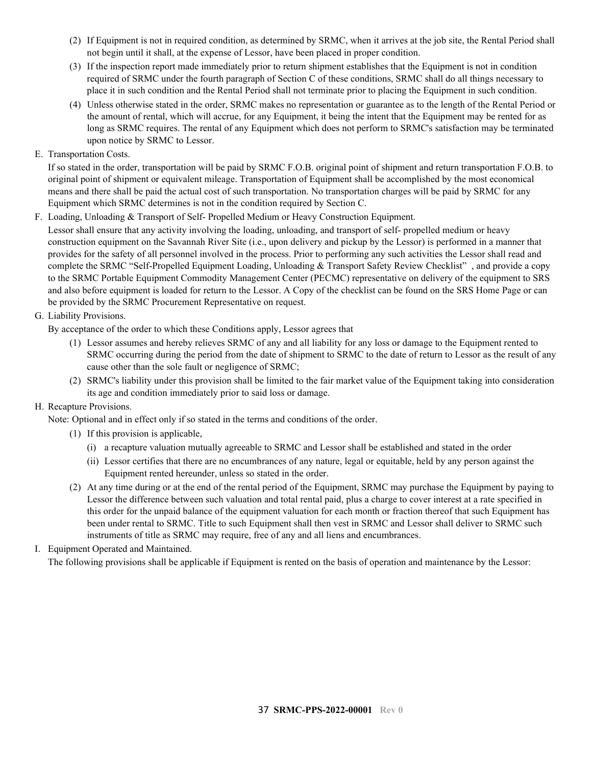(2) If Equipment is not in required condition, as determined by SRMC, when it arrives at the job site, the Rental Period shall not begin until it shall, at the expense of Lessor, have been placed in proper condition.

(3) If the inspection report made immediately prior to return shipment establishes that the Equipment is not in condition required of SRMC under the fourth paragraph of Section C of these conditions, SRMC shall do all things necessary to place it in such condition and the Rental Period shall not terminate prior to placing the Equipment in such condition.

(4) Unless otherwise stated in the order, SRMC makes no representation or guarantee as to the length of the Rental Period or the amount of rental, which will accrue, for any Equipment, it being the intent that the Equipment may be rented for as long as SRMC requires. The rental of any Equipment which does not perform to SRMC's satisfaction may be terminated upon notice by SRMC to Lessor.

E. Transportation Costs.

If so stated in the order, transportation will be paid by SRMC F.O.B. original point of shipment and return transportation F.O.B. to original point of shipment or equivalent mileage. Transportation of Equipment shall be accomplished by the most economical means and there shall be paid the actual cost of such transportation. No transportation charges will be paid by SRMC for any Equipment which SRMC determines is not in the condition required by Section C.

F. Loading, Unloading & Transport of Self- Propelled Medium or Heavy Construction Equipment.

Lessor shall ensure that any activity involving the loading, unloading, and transport of self- propelled medium or heavy construction equipment on the Savannah River Site (i.e., upon delivery and pickup by the Lessor) is performed in a manner that provides for the safety of all personnel involved in the process. Prior to performing any such activities the Lessor shall read and complete the SRMC "Self-Propelled Equipment Loading, Unloading & Transport Safety Review Checklist" , and provide a copy to the SRMC Portable Equipment Commodity Management Center (PECMC) representative on delivery of the equipment to SRS and also before equipment is loaded for return to the Lessor. A Copy of the checklist can be found on the SRS Home Page or can be provided by the SRMC Procurement Representative on request.

G. Liability Provisions.

By acceptance of the order to which these Conditions apply, Lessor agrees that

(1) Lessor assumes and hereby relieves SRMC of any and all liability for any loss or damage to the Equipment rented to SRMC occurring during the period from the date of shipment to SRMC to the date of return to Lessor as the result of any cause other than the sole fault or negligence of SRMC;

(2) SRMC's liability under this provision shall be limited to the fair market value of the Equipment taking into consideration its age and condition immediately prior to said loss or damage.

H. Recapture Provisions.

Note: Optional and in effect only if so stated in the terms and conditions of the order.

(1) If this provision is applicable,

(i) a recapture valuation mutually agreeable to SRMC and Lessor shall be established and stated in the order

(ii) Lessor certifies that there are no encumbrances of any nature, legal or equitable, held by any person against the Equipment rented hereunder, unless so stated in the order.

(2) At any time during or at the end of the rental period of the Equipment, SRMC may purchase the Equipment by paying to Lessor the difference between such valuation and total rental paid, plus a charge to cover interest at a rate specified in this order for the unpaid balance of the equipment valuation for each month or fraction thereof that such Equipment has been under rental to SRMC. Title to such Equipment shall then vest in SRMC and Lessor shall deliver to SRMC such instruments of title as SRMC may require, free of any and all liens and encumbrances.

I. Equipment Operated and Maintained.

The following provisions shall be applicable if Equipment is rented on the basis of operation and maintenance by the Lessor: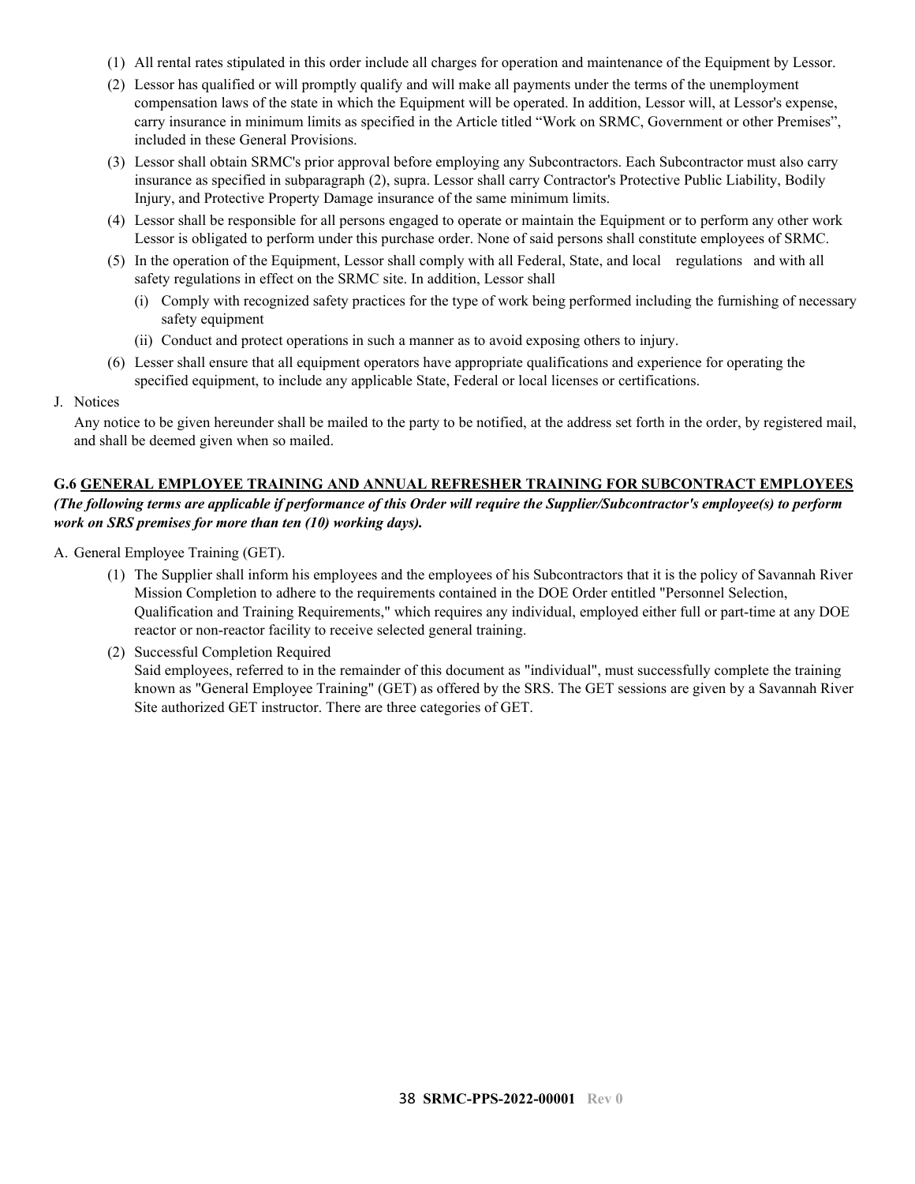(1) All rental rates stipulated in this order include all charges for operation and maintenance of the Equipment by Lessor.

(2) Lessor has qualified or will promptly qualify and will make all payments under the terms of the unemployment compensation laws of the state in which the Equipment will be operated. In addition, Lessor will, at Lessor's expense, carry insurance in minimum limits as specified in the Article titled "Work on SRMC, Government or other Premises", included in these General Provisions.

(3) Lessor shall obtain SRMC's prior approval before employing any Subcontractors. Each Subcontractor must also carry insurance as specified in subparagraph (2), supra. Lessor shall carry Contractor's Protective Public Liability, Bodily Injury, and Protective Property Damage insurance of the same minimum limits.

(4) Lessor shall be responsible for all persons engaged to operate or maintain the Equipment or to perform any other work Lessor is obligated to perform under this purchase order. None of said persons shall constitute employees of SRMC.

(5) In the operation of the Equipment, Lessor shall comply with all Federal, State, and local regulations and with all safety regulations in effect on the SRMC site. In addition, Lessor shall

   (i) Comply with recognized safety practices for the type of work being performed including the furnishing of necessary safety equipment

   (ii) Conduct and protect operations in such a manner as to avoid exposing others to injury.

(6) Lesser shall ensure that all equipment operators have appropriate qualifications and experience for operating the specified equipment, to include any applicable State, Federal or local licenses or certifications.

J. Notices

Any notice to be given hereunder shall be mailed to the party to be notified, at the address set forth in the order, by registered mail, and shall be deemed given when so mailed.

### G.6 GENERAL EMPLOYEE TRAINING AND ANNUAL REFRESHER TRAINING FOR SUBCONTRACT EMPLOYEES

***(The following terms are applicable if performance of this Order will require the Supplier/Subcontractor's employee(s) to perform work on SRS premises for more than ten (10) working days).***

A. General Employee Training (GET).

(1) The Supplier shall inform his employees and the employees of his Subcontractors that it is the policy of Savannah River Mission Completion to adhere to the requirements contained in the DOE Order entitled "Personnel Selection, Qualification and Training Requirements," which requires any individual, employed either full or part-time at any DOE reactor or non-reactor facility to receive selected general training.

(2) Successful Completion Required

Said employees, referred to in the remainder of this document as "individual", must successfully complete the training known as "General Employee Training" (GET) as offered by the SRS. The GET sessions are given by a Savannah River Site authorized GET instructor. There are three categories of GET.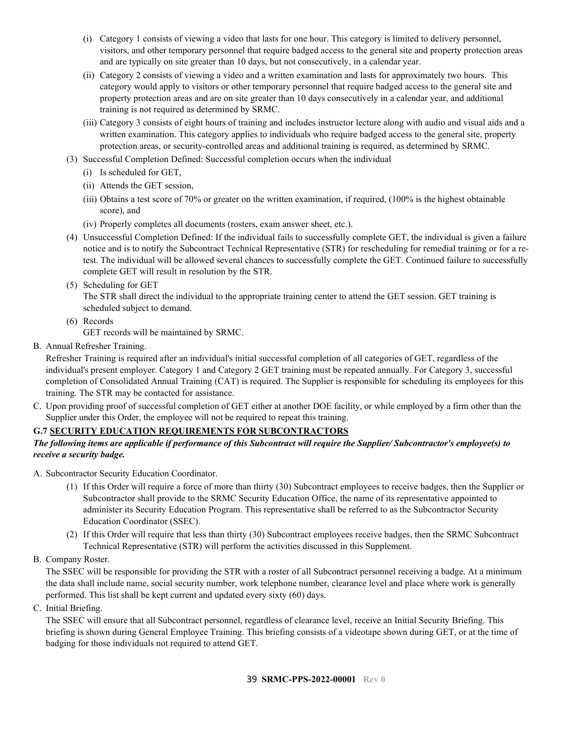(i) Category 1 consists of viewing a video that lasts for one hour. This category is limited to delivery personnel, visitors, and other temporary personnel that require badged access to the general site and property protection areas and are typically on site greater than 10 days, but not consecutively, in a calendar year.

(ii) Category 2 consists of viewing a video and a written examination and lasts for approximately two hours. This category would apply to visitors or other temporary personnel that require badged access to the general site and property protection areas and are on site greater than 10 days consecutively in a calendar year, and additional training is not required as determined by SRMC.

(iii) Category 3 consists of eight hours of training and includes instructor lecture along with audio and visual aids and a written examination. This category applies to individuals who require badged access to the general site, property protection areas, or security-controlled areas and additional training is required, as determined by SRMC.

(3) Successful Completion Defined: Successful completion occurs when the individual

(i) Is scheduled for GET,

(ii) Attends the GET session,

(iii) Obtains a test score of 70% or greater on the written examination, if required, (100% is the highest obtainable score), and

(iv) Properly completes all documents (rosters, exam answer sheet, etc.).

(4) Unsuccessful Completion Defined: If the individual fails to successfully complete GET, the individual is given a failure notice and is to notify the Subcontract Technical Representative (STR) for rescheduling for remedial training or for a re-test. The individual will be allowed several chances to successfully complete the GET. Continued failure to successfully complete GET will result in resolution by the STR.

(5) Scheduling for GET

The STR shall direct the individual to the appropriate training center to attend the GET session. GET training is scheduled subject to demand.

(6) Records

GET records will be maintained by SRMC.

B. Annual Refresher Training.

Refresher Training is required after an individual's initial successful completion of all categories of GET, regardless of the individual's present employer. Category 1 and Category 2 GET training must be repeated annually. For Category 3, successful completion of Consolidated Annual Training (CAT) is required. The Supplier is responsible for scheduling its employees for this training. The STR may be contacted for assistance.

C. Upon providing proof of successful completion of GET either at another DOE facility, or while employed by a firm other than the Supplier under this Order, the employee will not be required to repeat this training.

### G.7 SECURITY EDUCATION REQUIREMENTS FOR SUBCONTRACTORS

***The following items are applicable if performance of this Subcontract will require the Supplier/ Subcontractor's employee(s) to receive a security badge.***

A. Subcontractor Security Education Coordinator.

(1) If this Order will require a force of more than thirty (30) Subcontract employees to receive badges, then the Supplier or Subcontractor shall provide to the SRMC Security Education Office, the name of its representative appointed to administer its Security Education Program. This representative shall be referred to as the Subcontractor Security Education Coordinator (SSEC).

(2) If this Order will require that less than thirty (30) Subcontract employees receive badges, then the SRMC Subcontract Technical Representative (STR) will perform the activities discussed in this Supplement.

B. Company Roster.

The SSEC will be responsible for providing the STR with a roster of all Subcontract personnel receiving a badge. At a minimum the data shall include name, social security number, work telephone number, clearance level and place where work is generally performed. This list shall be kept current and updated every sixty (60) days.

C. Initial Briefing.

The SSEC will ensure that all Subcontract personnel, regardless of clearance level, receive an Initial Security Briefing. This briefing is shown during General Employee Training. This briefing consists of a videotape shown during GET, or at the time of badging for those individuals not required to attend GET.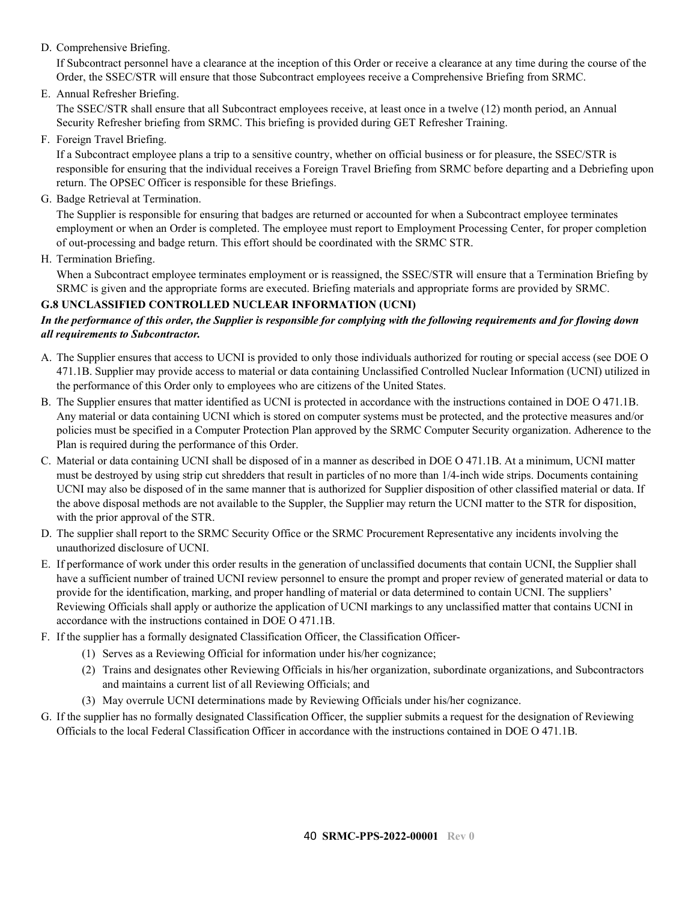D. Comprehensive Briefing.

   If Subcontract personnel have a clearance at the inception of this Order or receive a clearance at any time during the course of the Order, the SSEC/STR will ensure that those Subcontract employees receive a Comprehensive Briefing from SRMC.

E. Annual Refresher Briefing.

   The SSEC/STR shall ensure that all Subcontract employees receive, at least once in a twelve (12) month period, an Annual Security Refresher briefing from SRMC. This briefing is provided during GET Refresher Training.

F. Foreign Travel Briefing.

   If a Subcontract employee plans a trip to a sensitive country, whether on official business or for pleasure, the SSEC/STR is responsible for ensuring that the individual receives a Foreign Travel Briefing from SRMC before departing and a Debriefing upon return. The OPSEC Officer is responsible for these Briefings.

G. Badge Retrieval at Termination.

   The Supplier is responsible for ensuring that badges are returned or accounted for when a Subcontract employee terminates employment or when an Order is completed. The employee must report to Employment Processing Center, for proper completion of out-processing and badge return. This effort should be coordinated with the SRMC STR.

H. Termination Briefing.

   When a Subcontract employee terminates employment or is reassigned, the SSEC/STR will ensure that a Termination Briefing by SRMC is given and the appropriate forms are executed. Briefing materials and appropriate forms are provided by SRMC.

**G.8 UNCLASSIFIED CONTROLLED NUCLEAR INFORMATION (UCNI)**

***In the performance of this order, the Supplier is responsible for complying with the following requirements and for flowing down all requirements to Subcontractor.***

A. The Supplier ensures that access to UCNI is provided to only those individuals authorized for routing or special access (see DOE O 471.1B. Supplier may provide access to material or data containing Unclassified Controlled Nuclear Information (UCNI) utilized in the performance of this Order only to employees who are citizens of the United States.
B. The Supplier ensures that matter identified as UCNI is protected in accordance with the instructions contained in DOE O 471.1B. Any material or data containing UCNI which is stored on computer systems must be protected, and the protective measures and/or policies must be specified in a Computer Protection Plan approved by the SRMC Computer Security organization. Adherence to the Plan is required during the performance of this Order.
C. Material or data containing UCNI shall be disposed of in a manner as described in DOE O 471.1B. At a minimum, UCNI matter must be destroyed by using strip cut shredders that result in particles of no more than 1/4-inch wide strips. Documents containing UCNI may also be disposed of in the same manner that is authorized for Supplier disposition of other classified material or data. If the above disposal methods are not available to the Suppler, the Supplier may return the UCNI matter to the STR for disposition, with the prior approval of the STR.
D. The supplier shall report to the SRMC Security Office or the SRMC Procurement Representative any incidents involving the unauthorized disclosure of UCNI.
E. If performance of work under this order results in the generation of unclassified documents that contain UCNI, the Supplier shall have a sufficient number of trained UCNI review personnel to ensure the prompt and proper review of generated material or data to provide for the identification, marking, and proper handling of material or data determined to contain UCNI. The suppliers' Reviewing Officials shall apply or authorize the application of UCNI markings to any unclassified matter that contains UCNI in accordance with the instructions contained in DOE O 471.1B.
F. If the supplier has a formally designated Classification Officer, the Classification Officer-
   (1) Serves as a Reviewing Official for information under his/her cognizance;
   (2) Trains and designates other Reviewing Officials in his/her organization, subordinate organizations, and Subcontractors and maintains a current list of all Reviewing Officials; and
   (3) May overrule UCNI determinations made by Reviewing Officials under his/her cognizance.
G. If the supplier has no formally designated Classification Officer, the supplier submits a request for the designation of Reviewing Officials to the local Federal Classification Officer in accordance with the instructions contained in DOE O 471.1B.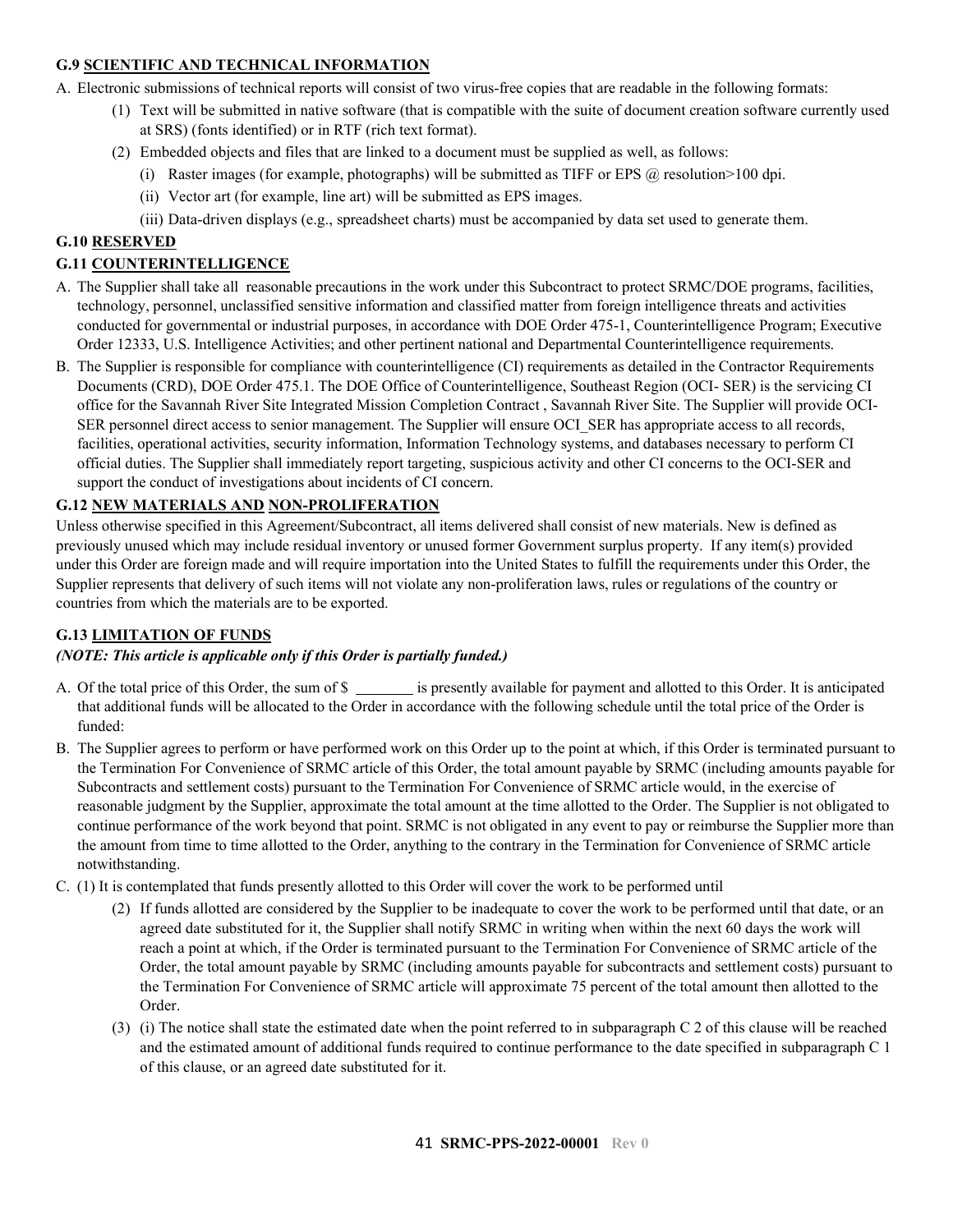**G.9 SCIENTIFIC AND TECHNICAL INFORMATION**

A. Electronic submissions of technical reports will consist of two virus-free copies that are readable in the following formats:

   (1) Text will be submitted in native software (that is compatible with the suite of document creation software currently used at SRS) (fonts identified) or in RTF (rich text format).

   (2) Embedded objects and files that are linked to a document must be supplied as well, as follows:

      (i) Raster images (for example, photographs) will be submitted as TIFF or EPS @ resolution>100 dpi.

      (ii) Vector art (for example, line art) will be submitted as EPS images.

      (iii) Data-driven displays (e.g., spreadsheet charts) must be accompanied by data set used to generate them.

**G.10 RESERVED**

**G.11 COUNTERINTELLIGENCE**

A. The Supplier shall take all reasonable precautions in the work under this Subcontract to protect SRMC/DOE programs, facilities, technology, personnel, unclassified sensitive information and classified matter from foreign intelligence threats and activities conducted for governmental or industrial purposes, in accordance with DOE Order 475-1, Counterintelligence Program; Executive Order 12333, U.S. Intelligence Activities; and other pertinent national and Departmental Counterintelligence requirements.

B. The Supplier is responsible for compliance with counterintelligence (CI) requirements as detailed in the Contractor Requirements Documents (CRD), DOE Order 475.1. The DOE Office of Counterintelligence, Southeast Region (OCI- SER) is the servicing CI office for the Savannah River Site Integrated Mission Completion Contract , Savannah River Site. The Supplier will provide OCI-SER personnel direct access to senior management. The Supplier will ensure OCI_SER has appropriate access to all records, facilities, operational activities, security information, Information Technology systems, and databases necessary to perform CI official duties. The Supplier shall immediately report targeting, suspicious activity and other CI concerns to the OCI-SER and support the conduct of investigations about incidents of CI concern.

**G.12 NEW MATERIALS AND NON-PROLIFERATION**

Unless otherwise specified in this Agreement/Subcontract, all items delivered shall consist of new materials. New is defined as previously unused which may include residual inventory or unused former Government surplus property. If any item(s) provided under this Order are foreign made and will require importation into the United States to fulfill the requirements under this Order, the Supplier represents that delivery of such items will not violate any non-proliferation laws, rules or regulations of the country or countries from which the materials are to be exported.

**G.13 LIMITATION OF FUNDS**

***(NOTE: This article is applicable only if this Order is partially funded.)***

A. Of the total price of this Order, the sum of $ ________ is presently available for payment and allotted to this Order. It is anticipated that additional funds will be allocated to the Order in accordance with the following schedule until the total price of the Order is funded:

B. The Supplier agrees to perform or have performed work on this Order up to the point at which, if this Order is terminated pursuant to the Termination For Convenience of SRMC article of this Order, the total amount payable by SRMC (including amounts payable for Subcontracts and settlement costs) pursuant to the Termination For Convenience of SRMC article would, in the exercise of reasonable judgment by the Supplier, approximate the total amount at the time allotted to the Order. The Supplier is not obligated to continue performance of the work beyond that point. SRMC is not obligated in any event to pay or reimburse the Supplier more than the amount from time to time allotted to the Order, anything to the contrary in the Termination for Convenience of SRMC article notwithstanding.

C. (1) It is contemplated that funds presently allotted to this Order will cover the work to be performed until

   (2) If funds allotted are considered by the Supplier to be inadequate to cover the work to be performed until that date, or an agreed date substituted for it, the Supplier shall notify SRMC in writing when within the next 60 days the work will reach a point at which, if the Order is terminated pursuant to the Termination For Convenience of SRMC article of the Order, the total amount payable by SRMC (including amounts payable for subcontracts and settlement costs) pursuant to the Termination For Convenience of SRMC article will approximate 75 percent of the total amount then allotted to the Order.

   (3) (i) The notice shall state the estimated date when the point referred to in subparagraph C 2 of this clause will be reached and the estimated amount of additional funds required to continue performance to the date specified in subparagraph C 1 of this clause, or an agreed date substituted for it.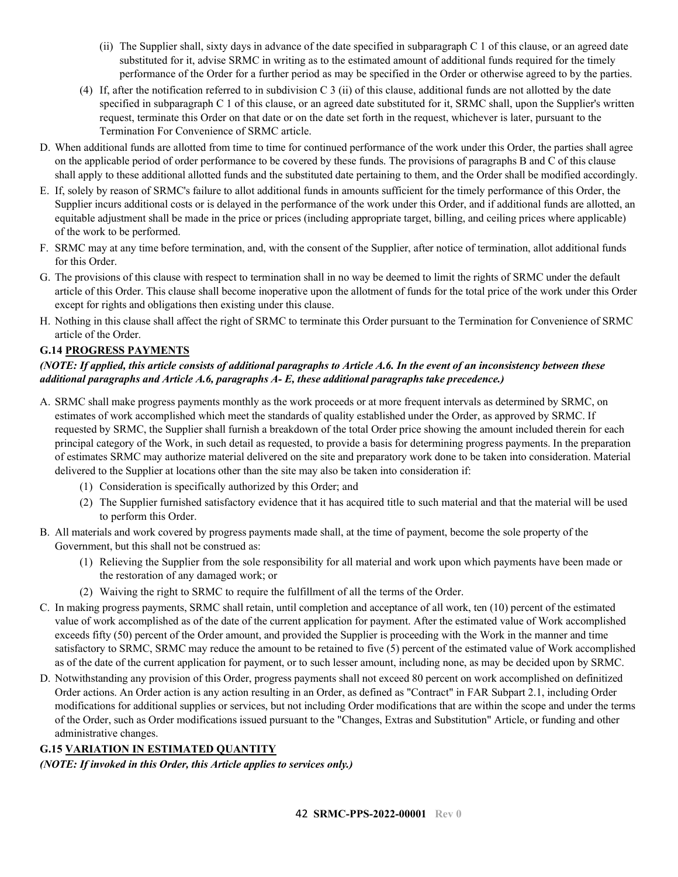(ii) The Supplier shall, sixty days in advance of the date specified in subparagraph C 1 of this clause, or an agreed date substituted for it, advise SRMC in writing as to the estimated amount of additional funds required for the timely performance of the Order for a further period as may be specified in the Order or otherwise agreed to by the parties.

(4) If, after the notification referred to in subdivision C 3 (ii) of this clause, additional funds are not allotted by the date specified in subparagraph C 1 of this clause, or an agreed date substituted for it, SRMC shall, upon the Supplier's written request, terminate this Order on that date or on the date set forth in the request, whichever is later, pursuant to the Termination For Convenience of SRMC article.

D. When additional funds are allotted from time to time for continued performance of the work under this Order, the parties shall agree on the applicable period of order performance to be covered by these funds. The provisions of paragraphs B and C of this clause shall apply to these additional allotted funds and the substituted date pertaining to them, and the Order shall be modified accordingly.

E. If, solely by reason of SRMC's failure to allot additional funds in amounts sufficient for the timely performance of this Order, the Supplier incurs additional costs or is delayed in the performance of the work under this Order, and if additional funds are allotted, an equitable adjustment shall be made in the price or prices (including appropriate target, billing, and ceiling prices where applicable) of the work to be performed.

F. SRMC may at any time before termination, and, with the consent of the Supplier, after notice of termination, allot additional funds for this Order.

G. The provisions of this clause with respect to termination shall in no way be deemed to limit the rights of SRMC under the default article of this Order. This clause shall become inoperative upon the allotment of funds for the total price of the work under this Order except for rights and obligations then existing under this clause.

H. Nothing in this clause shall affect the right of SRMC to terminate this Order pursuant to the Termination for Convenience of SRMC article of the Order.

### G.14 PROGRESS PAYMENTS

***(NOTE: If applied, this article consists of additional paragraphs to Article A.6. In the event of an inconsistency between these additional paragraphs and Article A.6, paragraphs A- E, these additional paragraphs take precedence.)***

A. SRMC shall make progress payments monthly as the work proceeds or at more frequent intervals as determined by SRMC, on estimates of work accomplished which meet the standards of quality established under the Order, as approved by SRMC. If requested by SRMC, the Supplier shall furnish a breakdown of the total Order price showing the amount included therein for each principal category of the Work, in such detail as requested, to provide a basis for determining progress payments. In the preparation of estimates SRMC may authorize material delivered on the site and preparatory work done to be taken into consideration. Material delivered to the Supplier at locations other than the site may also be taken into consideration if:

(1) Consideration is specifically authorized by this Order; and

(2) The Supplier furnished satisfactory evidence that it has acquired title to such material and that the material will be used to perform this Order.

B. All materials and work covered by progress payments made shall, at the time of payment, become the sole property of the Government, but this shall not be construed as:

(1) Relieving the Supplier from the sole responsibility for all material and work upon which payments have been made or the restoration of any damaged work; or

(2) Waiving the right to SRMC to require the fulfillment of all the terms of the Order.

C. In making progress payments, SRMC shall retain, until completion and acceptance of all work, ten (10) percent of the estimated value of work accomplished as of the date of the current application for payment. After the estimated value of Work accomplished exceeds fifty (50) percent of the Order amount, and provided the Supplier is proceeding with the Work in the manner and time satisfactory to SRMC, SRMC may reduce the amount to be retained to five (5) percent of the estimated value of Work accomplished as of the date of the current application for payment, or to such lesser amount, including none, as may be decided upon by SRMC.

D. Notwithstanding any provision of this Order, progress payments shall not exceed 80 percent on work accomplished on definitized Order actions. An Order action is any action resulting in an Order, as defined as "Contract" in FAR Subpart 2.1, including Order modifications for additional supplies or services, but not including Order modifications that are within the scope and under the terms of the Order, such as Order modifications issued pursuant to the "Changes, Extras and Substitution" Article, or funding and other administrative changes.

### G.15 VARIATION IN ESTIMATED QUANTITY

***(NOTE: If invoked in this Order, this Article applies to services only.)***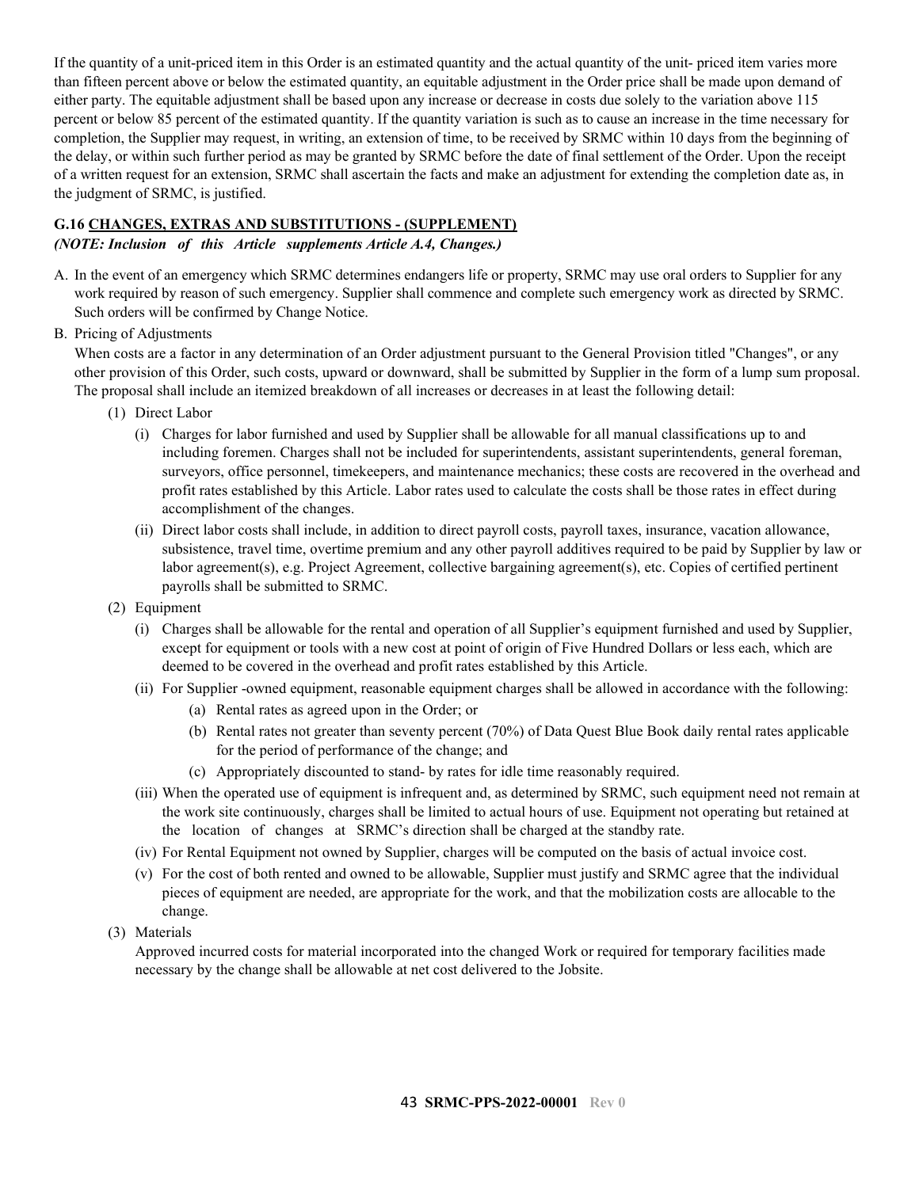If the quantity of a unit-priced item in this Order is an estimated quantity and the actual quantity of the unit- priced item varies more than fifteen percent above or below the estimated quantity, an equitable adjustment in the Order price shall be made upon demand of either party. The equitable adjustment shall be based upon any increase or decrease in costs due solely to the variation above 115 percent or below 85 percent of the estimated quantity. If the quantity variation is such as to cause an increase in the time necessary for completion, the Supplier may request, in writing, an extension of time, to be received by SRMC within 10 days from the beginning of the delay, or within such further period as may be granted by SRMC before the date of final settlement of the Order. Upon the receipt of a written request for an extension, SRMC shall ascertain the facts and make an adjustment for extending the completion date as, in the judgment of SRMC, is justified.

## G.16 CHANGES, EXTRAS AND SUBSTITUTIONS - (SUPPLEMENT)

***(NOTE: Inclusion of this Article supplements Article A.4, Changes.)***

A. In the event of an emergency which SRMC determines endangers life or property, SRMC may use oral orders to Supplier for any work required by reason of such emergency. Supplier shall commence and complete such emergency work as directed by SRMC. Such orders will be confirmed by Change Notice.

B. Pricing of Adjustments

When costs are a factor in any determination of an Order adjustment pursuant to the General Provision titled "Changes", or any other provision of this Order, such costs, upward or downward, shall be submitted by Supplier in the form of a lump sum proposal. The proposal shall include an itemized breakdown of all increases or decreases in at least the following detail:

(1) Direct Labor

(i) Charges for labor furnished and used by Supplier shall be allowable for all manual classifications up to and including foremen. Charges shall not be included for superintendents, assistant superintendents, general foreman, surveyors, office personnel, timekeepers, and maintenance mechanics; these costs are recovered in the overhead and profit rates established by this Article. Labor rates used to calculate the costs shall be those rates in effect during accomplishment of the changes.

(ii) Direct labor costs shall include, in addition to direct payroll costs, payroll taxes, insurance, vacation allowance, subsistence, travel time, overtime premium and any other payroll additives required to be paid by Supplier by law or labor agreement(s), e.g. Project Agreement, collective bargaining agreement(s), etc. Copies of certified pertinent payrolls shall be submitted to SRMC.

(2) Equipment

(i) Charges shall be allowable for the rental and operation of all Supplier's equipment furnished and used by Supplier, except for equipment or tools with a new cost at point of origin of Five Hundred Dollars or less each, which are deemed to be covered in the overhead and profit rates established by this Article.

(ii) For Supplier -owned equipment, reasonable equipment charges shall be allowed in accordance with the following:

(a) Rental rates as agreed upon in the Order; or

(b) Rental rates not greater than seventy percent (70%) of Data Quest Blue Book daily rental rates applicable for the period of performance of the change; and

(c) Appropriately discounted to stand- by rates for idle time reasonably required.

(iii) When the operated use of equipment is infrequent and, as determined by SRMC, such equipment need not remain at the work site continuously, charges shall be limited to actual hours of use. Equipment not operating but retained at the location of changes at SRMC's direction shall be charged at the standby rate.

(iv) For Rental Equipment not owned by Supplier, charges will be computed on the basis of actual invoice cost.

(v) For the cost of both rented and owned to be allowable, Supplier must justify and SRMC agree that the individual pieces of equipment are needed, are appropriate for the work, and that the mobilization costs are allocable to the change.

(3) Materials

Approved incurred costs for material incorporated into the changed Work or required for temporary facilities made necessary by the change shall be allowable at net cost delivered to the Jobsite.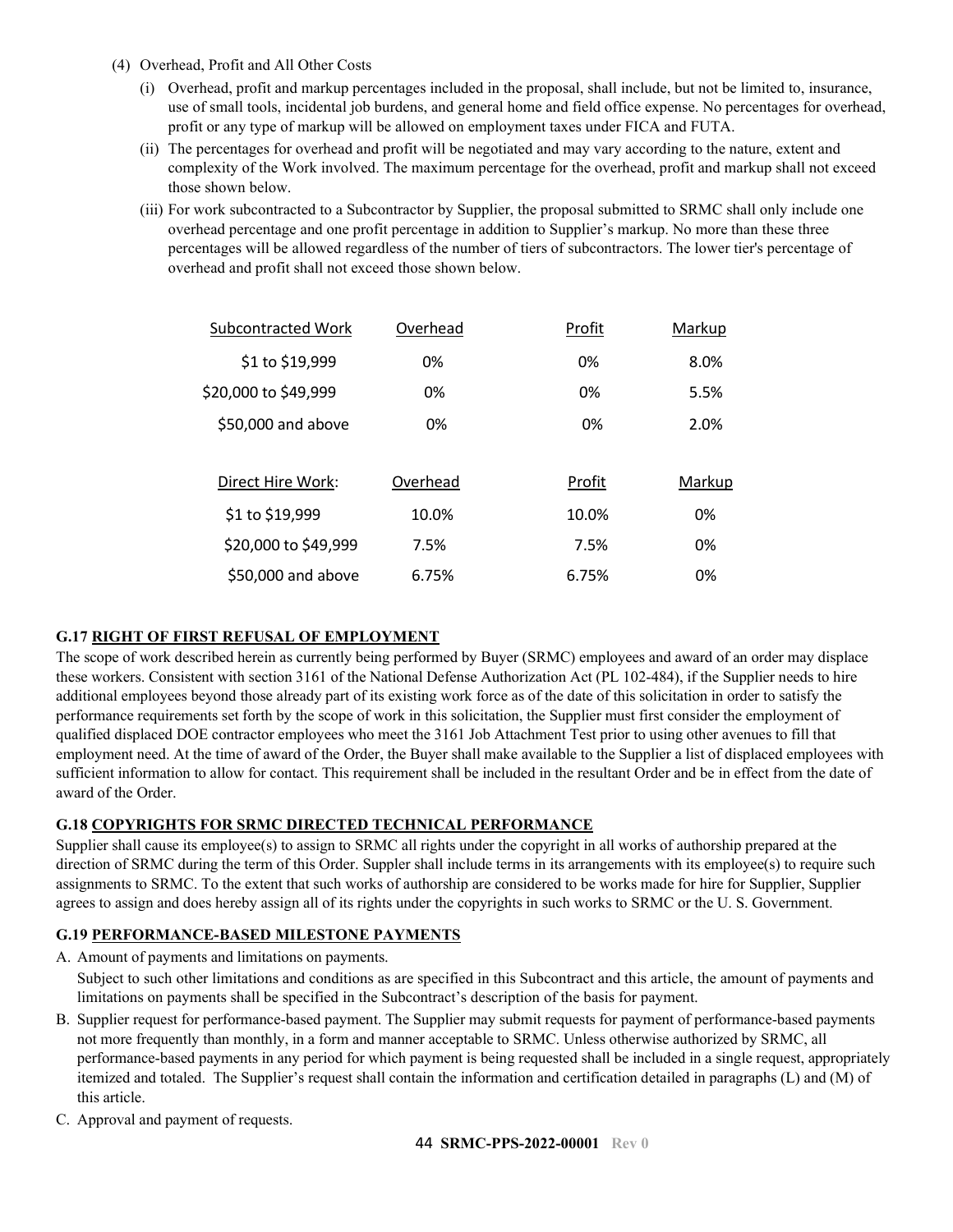(4) Overhead, Profit and All Other Costs

(i) Overhead, profit and markup percentages included in the proposal, shall include, but not be limited to, insurance, use of small tools, incidental job burdens, and general home and field office expense. No percentages for overhead, profit or any type of markup will be allowed on employment taxes under FICA and FUTA.

(ii) The percentages for overhead and profit will be negotiated and may vary according to the nature, extent and complexity of the Work involved. The maximum percentage for the overhead, profit and markup shall not exceed those shown below.

(iii) For work subcontracted to a Subcontractor by Supplier, the proposal submitted to SRMC shall only include one overhead percentage and one profit percentage in addition to Supplier's markup. No more than these three percentages will be allowed regardless of the number of tiers of subcontractors. The lower tier's percentage of overhead and profit shall not exceed those shown below.

| Subcontracted Work | Overhead | Profit | Markup |
|---|---|---|---|
| $1 to $19,999 | 0% | 0% | 8.0% |
| $20,000 to $49,999 | 0% | 0% | 5.5% |
| $50,000 and above | 0% | 0% | 2.0% |

| Direct Hire Work: | Overhead | Profit | Markup |
|---|---|---|---|
| $1 to $19,999 | 10.0% | 10.0% | 0% |
| $20,000 to $49,999 | 7.5% | 7.5% | 0% |
| $50,000 and above | 6.75% | 6.75% | 0% |

### G.17 RIGHT OF FIRST REFUSAL OF EMPLOYMENT

The scope of work described herein as currently being performed by Buyer (SRMC) employees and award of an order may displace these workers. Consistent with section 3161 of the National Defense Authorization Act (PL 102-484), if the Supplier needs to hire additional employees beyond those already part of its existing work force as of the date of this solicitation in order to satisfy the performance requirements set forth by the scope of work in this solicitation, the Supplier must first consider the employment of qualified displaced DOE contractor employees who meet the 3161 Job Attachment Test prior to using other avenues to fill that employment need. At the time of award of the Order, the Buyer shall make available to the Supplier a list of displaced employees with sufficient information to allow for contact. This requirement shall be included in the resultant Order and be in effect from the date of award of the Order.

### G.18 COPYRIGHTS FOR SRMC DIRECTED TECHNICAL PERFORMANCE

Supplier shall cause its employee(s) to assign to SRMC all rights under the copyright in all works of authorship prepared at the direction of SRMC during the term of this Order. Suppler shall include terms in its arrangements with its employee(s) to require such assignments to SRMC. To the extent that such works of authorship are considered to be works made for hire for Supplier, Supplier agrees to assign and does hereby assign all of its rights under the copyrights in such works to SRMC or the U. S. Government.

### G.19 PERFORMANCE-BASED MILESTONE PAYMENTS

A. Amount of payments and limitations on payments.

Subject to such other limitations and conditions as are specified in this Subcontract and this article, the amount of payments and limitations on payments shall be specified in the Subcontract's description of the basis for payment.

B. Supplier request for performance-based payment. The Supplier may submit requests for payment of performance-based payments not more frequently than monthly, in a form and manner acceptable to SRMC. Unless otherwise authorized by SRMC, all performance-based payments in any period for which payment is being requested shall be included in a single request, appropriately itemized and totaled. The Supplier's request shall contain the information and certification detailed in paragraphs (L) and (M) of this article.

C. Approval and payment of requests.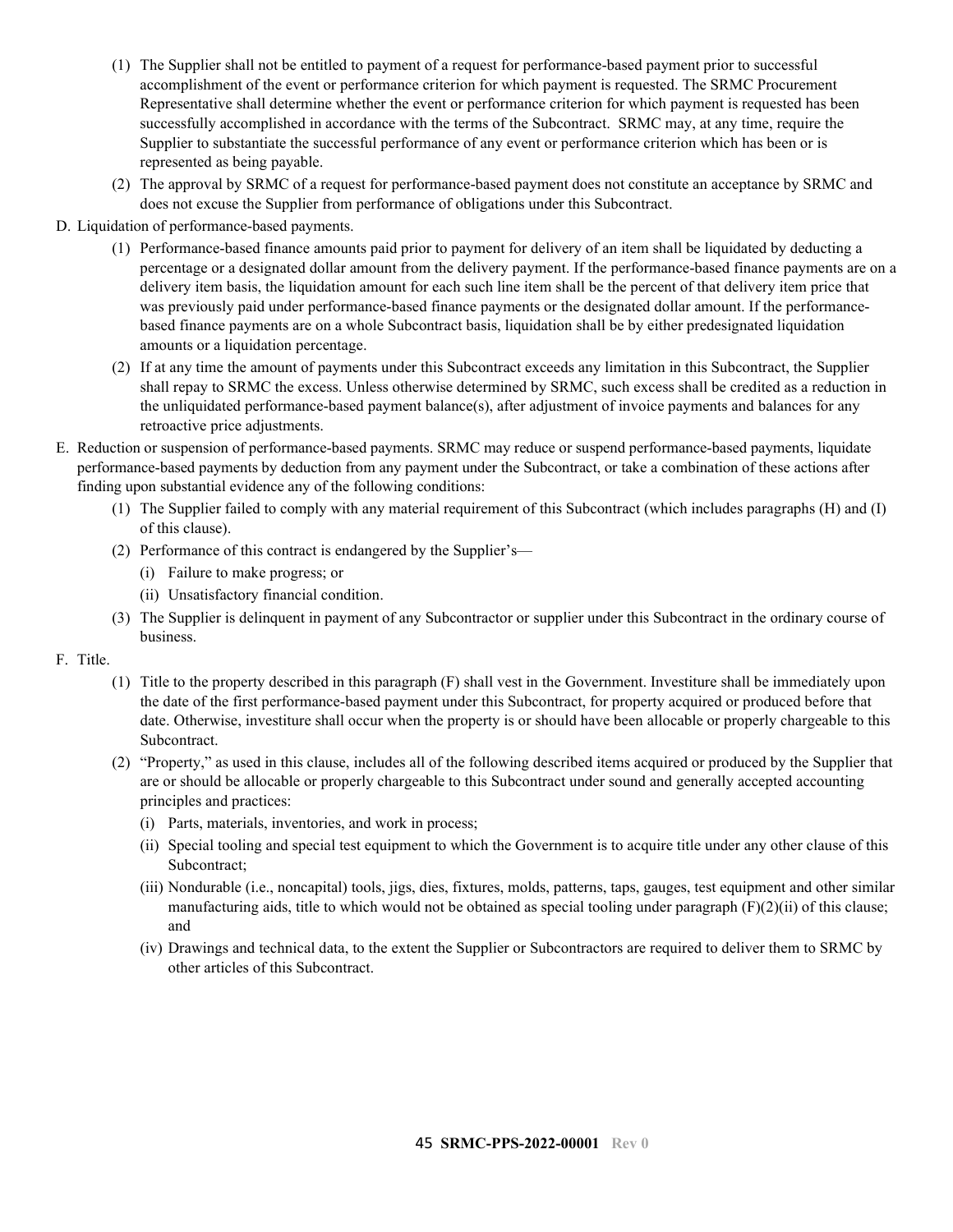(1) The Supplier shall not be entitled to payment of a request for performance-based payment prior to successful accomplishment of the event or performance criterion for which payment is requested. The SRMC Procurement Representative shall determine whether the event or performance criterion for which payment is requested has been successfully accomplished in accordance with the terms of the Subcontract. SRMC may, at any time, require the Supplier to substantiate the successful performance of any event or performance criterion which has been or is represented as being payable.

(2) The approval by SRMC of a request for performance-based payment does not constitute an acceptance by SRMC and does not excuse the Supplier from performance of obligations under this Subcontract.

D. Liquidation of performance-based payments.

(1) Performance-based finance amounts paid prior to payment for delivery of an item shall be liquidated by deducting a percentage or a designated dollar amount from the delivery payment. If the performance-based finance payments are on a delivery item basis, the liquidation amount for each such line item shall be the percent of that delivery item price that was previously paid under performance-based finance payments or the designated dollar amount. If the performance-based finance payments are on a whole Subcontract basis, liquidation shall be by either predesignated liquidation amounts or a liquidation percentage.

(2) If at any time the amount of payments under this Subcontract exceeds any limitation in this Subcontract, the Supplier shall repay to SRMC the excess. Unless otherwise determined by SRMC, such excess shall be credited as a reduction in the unliquidated performance-based payment balance(s), after adjustment of invoice payments and balances for any retroactive price adjustments.

E. Reduction or suspension of performance-based payments. SRMC may reduce or suspend performance-based payments, liquidate performance-based payments by deduction from any payment under the Subcontract, or take a combination of these actions after finding upon substantial evidence any of the following conditions:

(1) The Supplier failed to comply with any material requirement of this Subcontract (which includes paragraphs (H) and (I) of this clause).

(2) Performance of this contract is endangered by the Supplier's—

(i) Failure to make progress; or

(ii) Unsatisfactory financial condition.

(3) The Supplier is delinquent in payment of any Subcontractor or supplier under this Subcontract in the ordinary course of business.

F. Title.

(1) Title to the property described in this paragraph (F) shall vest in the Government. Investiture shall be immediately upon the date of the first performance-based payment under this Subcontract, for property acquired or produced before that date. Otherwise, investiture shall occur when the property is or should have been allocable or properly chargeable to this Subcontract.

(2) "Property," as used in this clause, includes all of the following described items acquired or produced by the Supplier that are or should be allocable or properly chargeable to this Subcontract under sound and generally accepted accounting principles and practices:

(i) Parts, materials, inventories, and work in process;

(ii) Special tooling and special test equipment to which the Government is to acquire title under any other clause of this Subcontract;

(iii) Nondurable (i.e., noncapital) tools, jigs, dies, fixtures, molds, patterns, taps, gauges, test equipment and other similar manufacturing aids, title to which would not be obtained as special tooling under paragraph (F)(2)(ii) of this clause; and

(iv) Drawings and technical data, to the extent the Supplier or Subcontractors are required to deliver them to SRMC by other articles of this Subcontract.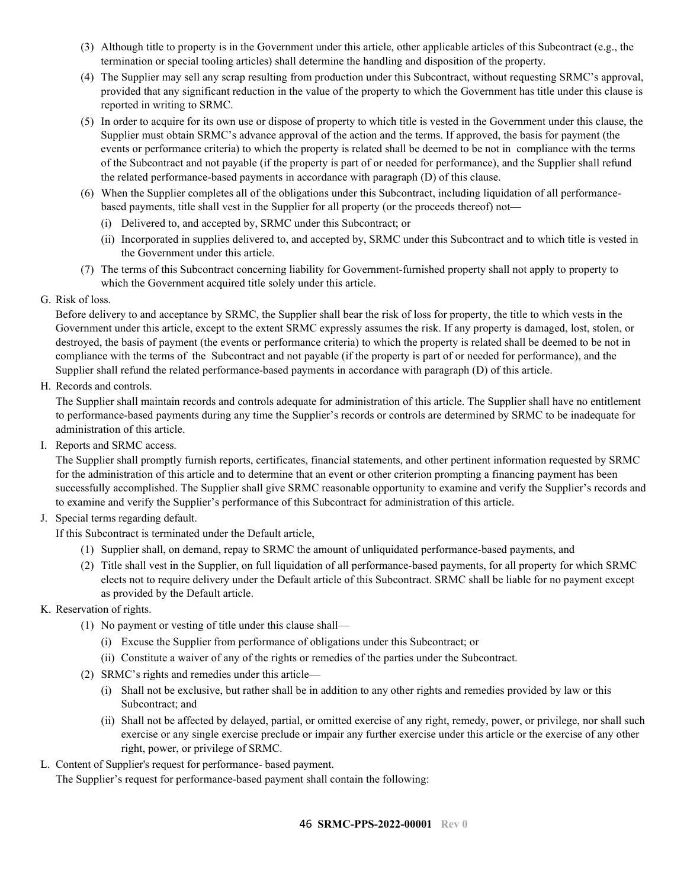(3) Although title to property is in the Government under this article, other applicable articles of this Subcontract (e.g., the termination or special tooling articles) shall determine the handling and disposition of the property.

(4) The Supplier may sell any scrap resulting from production under this Subcontract, without requesting SRMC's approval, provided that any significant reduction in the value of the property to which the Government has title under this clause is reported in writing to SRMC.

(5) In order to acquire for its own use or dispose of property to which title is vested in the Government under this clause, the Supplier must obtain SRMC's advance approval of the action and the terms. If approved, the basis for payment (the events or performance criteria) to which the property is related shall be deemed to be not in compliance with the terms of the Subcontract and not payable (if the property is part of or needed for performance), and the Supplier shall refund the related performance-based payments in accordance with paragraph (D) of this clause.

(6) When the Supplier completes all of the obligations under this Subcontract, including liquidation of all performance-based payments, title shall vest in the Supplier for all property (or the proceeds thereof) not—

- (i) Delivered to, and accepted by, SRMC under this Subcontract; or
- (ii) Incorporated in supplies delivered to, and accepted by, SRMC under this Subcontract and to which title is vested in the Government under this article.

(7) The terms of this Subcontract concerning liability for Government-furnished property shall not apply to property to which the Government acquired title solely under this article.

G. Risk of loss.

Before delivery to and acceptance by SRMC, the Supplier shall bear the risk of loss for property, the title to which vests in the Government under this article, except to the extent SRMC expressly assumes the risk. If any property is damaged, lost, stolen, or destroyed, the basis of payment (the events or performance criteria) to which the property is related shall be deemed to be not in compliance with the terms of the Subcontract and not payable (if the property is part of or needed for performance), and the Supplier shall refund the related performance-based payments in accordance with paragraph (D) of this article.

H. Records and controls.

The Supplier shall maintain records and controls adequate for administration of this article. The Supplier shall have no entitlement to performance-based payments during any time the Supplier's records or controls are determined by SRMC to be inadequate for administration of this article.

I. Reports and SRMC access.

The Supplier shall promptly furnish reports, certificates, financial statements, and other pertinent information requested by SRMC for the administration of this article and to determine that an event or other criterion prompting a financing payment has been successfully accomplished. The Supplier shall give SRMC reasonable opportunity to examine and verify the Supplier's records and to examine and verify the Supplier's performance of this Subcontract for administration of this article.

J. Special terms regarding default.

If this Subcontract is terminated under the Default article,

(1) Supplier shall, on demand, repay to SRMC the amount of unliquidated performance-based payments, and

(2) Title shall vest in the Supplier, on full liquidation of all performance-based payments, for all property for which SRMC elects not to require delivery under the Default article of this Subcontract. SRMC shall be liable for no payment except as provided by the Default article.

K. Reservation of rights.

(1) No payment or vesting of title under this clause shall—

- (i) Excuse the Supplier from performance of obligations under this Subcontract; or
- (ii) Constitute a waiver of any of the rights or remedies of the parties under the Subcontract.

(2) SRMC's rights and remedies under this article—

- (i) Shall not be exclusive, but rather shall be in addition to any other rights and remedies provided by law or this Subcontract; and
- (ii) Shall not be affected by delayed, partial, or omitted exercise of any right, remedy, power, or privilege, nor shall such exercise or any single exercise preclude or impair any further exercise under this article or the exercise of any other right, power, or privilege of SRMC.

L. Content of Supplier's request for performance- based payment.

The Supplier's request for performance-based payment shall contain the following: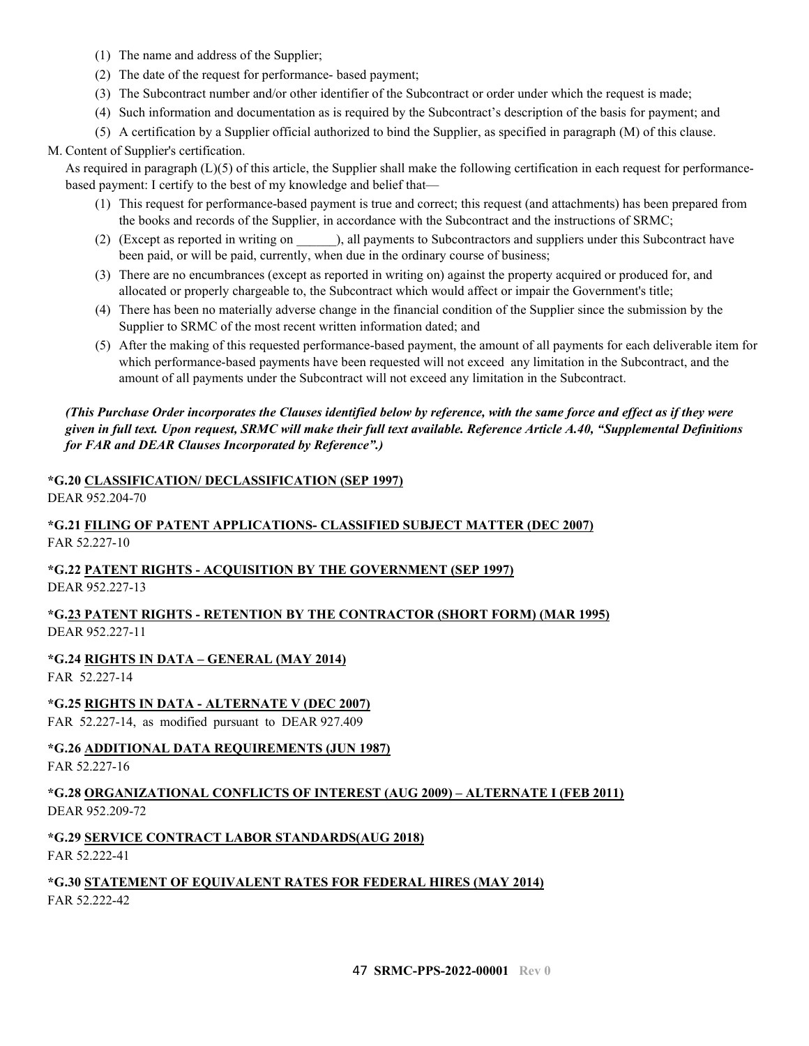(1) The name and address of the Supplier;

(2) The date of the request for performance- based payment;

(3) The Subcontract number and/or other identifier of the Subcontract or order under which the request is made;

(4) Such information and documentation as is required by the Subcontract's description of the basis for payment; and

(5) A certification by a Supplier official authorized to bind the Supplier, as specified in paragraph (M) of this clause.

M. Content of Supplier's certification.

As required in paragraph (L)(5) of this article, the Supplier shall make the following certification in each request for performance-based payment: I certify to the best of my knowledge and belief that—

(1) This request for performance-based payment is true and correct; this request (and attachments) has been prepared from the books and records of the Supplier, in accordance with the Subcontract and the instructions of SRMC;

(2) (Except as reported in writing on ______), all payments to Subcontractors and suppliers under this Subcontract have been paid, or will be paid, currently, when due in the ordinary course of business;

(3) There are no encumbrances (except as reported in writing on) against the property acquired or produced for, and allocated or properly chargeable to, the Subcontract which would affect or impair the Government's title;

(4) There has been no materially adverse change in the financial condition of the Supplier since the submission by the Supplier to SRMC of the most recent written information dated; and

(5) After the making of this requested performance-based payment, the amount of all payments for each deliverable item for which performance-based payments have been requested will not exceed any limitation in the Subcontract, and the amount of all payments under the Subcontract will not exceed any limitation in the Subcontract.

***(This Purchase Order incorporates the Clauses identified below by reference, with the same force and effect as if they were given in full text. Upon request, SRMC will make their full text available. Reference Article A.40, "Supplemental Definitions for FAR and DEAR Clauses Incorporated by Reference".)***

**\*G.20 CLASSIFICATION/ DECLASSIFICATION (SEP 1997)**
DEAR 952.204-70

**\*G.21 FILING OF PATENT APPLICATIONS- CLASSIFIED SUBJECT MATTER (DEC 2007)**
FAR 52.227-10

**\*G.22 PATENT RIGHTS - ACQUISITION BY THE GOVERNMENT (SEP 1997)**
DEAR 952.227-13

**\*G.23 PATENT RIGHTS - RETENTION BY THE CONTRACTOR (SHORT FORM) (MAR 1995)**
DEAR 952.227-11

**\*G.24 RIGHTS IN DATA – GENERAL (MAY 2014)**
FAR 52.227-14

**\*G.25 RIGHTS IN DATA - ALTERNATE V (DEC 2007)**
FAR 52.227-14, as modified pursuant to DEAR 927.409

**\*G.26 ADDITIONAL DATA REQUIREMENTS (JUN 1987)**
FAR 52.227-16

**\*G.28 ORGANIZATIONAL CONFLICTS OF INTEREST (AUG 2009) – ALTERNATE I (FEB 2011)**
DEAR 952.209-72

**\*G.29 SERVICE CONTRACT LABOR STANDARDS(AUG 2018)**
FAR 52.222-41

**\*G.30 STATEMENT OF EQUIVALENT RATES FOR FEDERAL HIRES (MAY 2014)**
FAR 52.222-42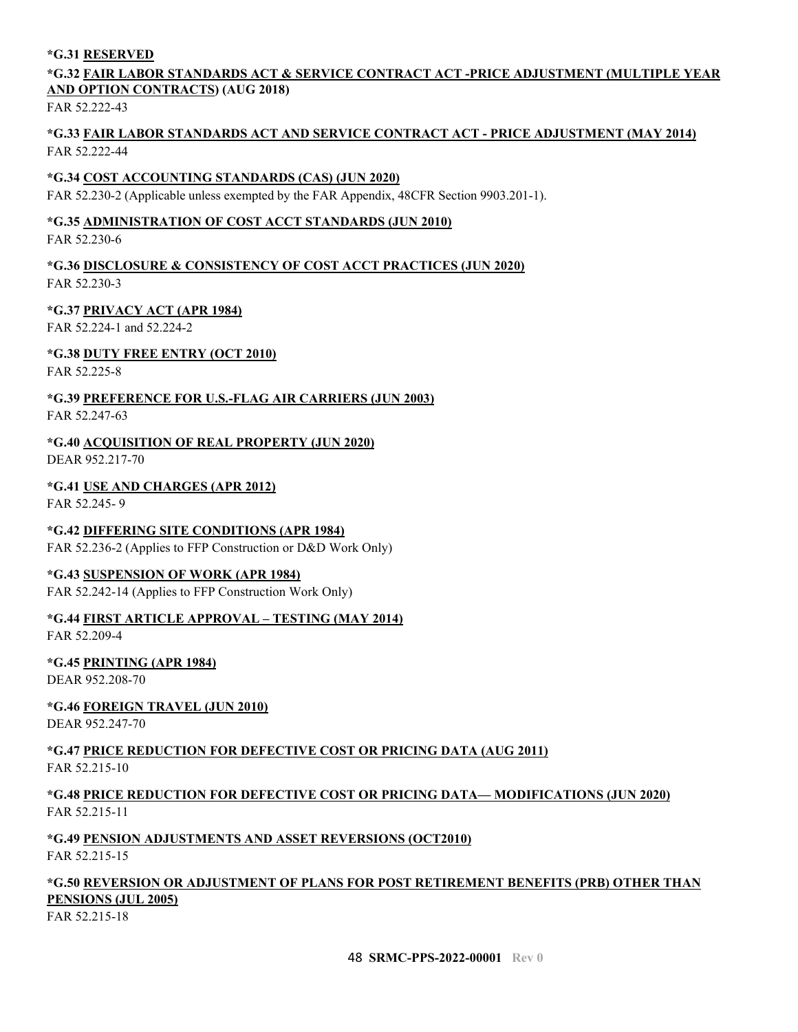**\*G.31 RESERVED**

**\*G.32 FAIR LABOR STANDARDS ACT & SERVICE CONTRACT ACT -PRICE ADJUSTMENT (MULTIPLE YEAR AND OPTION CONTRACTS) (AUG 2018)**

FAR 52.222-43

**\*G.33 FAIR LABOR STANDARDS ACT AND SERVICE CONTRACT ACT - PRICE ADJUSTMENT (MAY 2014)**

FAR 52.222-44

**\*G.34 COST ACCOUNTING STANDARDS (CAS) (JUN 2020)**

FAR 52.230-2 (Applicable unless exempted by the FAR Appendix, 48CFR Section 9903.201-1).

**\*G.35 ADMINISTRATION OF COST ACCT STANDARDS (JUN 2010)**

FAR 52.230-6

**\*G.36 DISCLOSURE & CONSISTENCY OF COST ACCT PRACTICES (JUN 2020)**

FAR 52.230-3

**\*G.37 PRIVACY ACT (APR 1984)**

FAR 52.224-1 and 52.224-2

**\*G.38 DUTY FREE ENTRY (OCT 2010)**

FAR 52.225-8

**\*G.39 PREFERENCE FOR U.S.-FLAG AIR CARRIERS (JUN 2003)**

FAR 52.247-63

**\*G.40 ACQUISITION OF REAL PROPERTY (JUN 2020)**

DEAR 952.217-70

**\*G.41 USE AND CHARGES (APR 2012)**

FAR 52.245- 9

**\*G.42 DIFFERING SITE CONDITIONS (APR 1984)**

FAR 52.236-2 (Applies to FFP Construction or D&D Work Only)

**\*G.43 SUSPENSION OF WORK (APR 1984)**

FAR 52.242-14 (Applies to FFP Construction Work Only)

**\*G.44 FIRST ARTICLE APPROVAL – TESTING (MAY 2014)**

FAR 52.209-4

**\*G.45 PRINTING (APR 1984)**

DEAR 952.208-70

**\*G.46 FOREIGN TRAVEL (JUN 2010)**

DEAR 952.247-70

**\*G.47 PRICE REDUCTION FOR DEFECTIVE COST OR PRICING DATA (AUG 2011)**

FAR 52.215-10

**\*G.48 PRICE REDUCTION FOR DEFECTIVE COST OR PRICING DATA— MODIFICATIONS (JUN 2020)**

FAR 52.215-11

**\*G.49 PENSION ADJUSTMENTS AND ASSET REVERSIONS (OCT2010)**

FAR 52.215-15

**\*G.50 REVERSION OR ADJUSTMENT OF PLANS FOR POST RETIREMENT BENEFITS (PRB) OTHER THAN PENSIONS (JUL 2005)**

FAR 52.215-18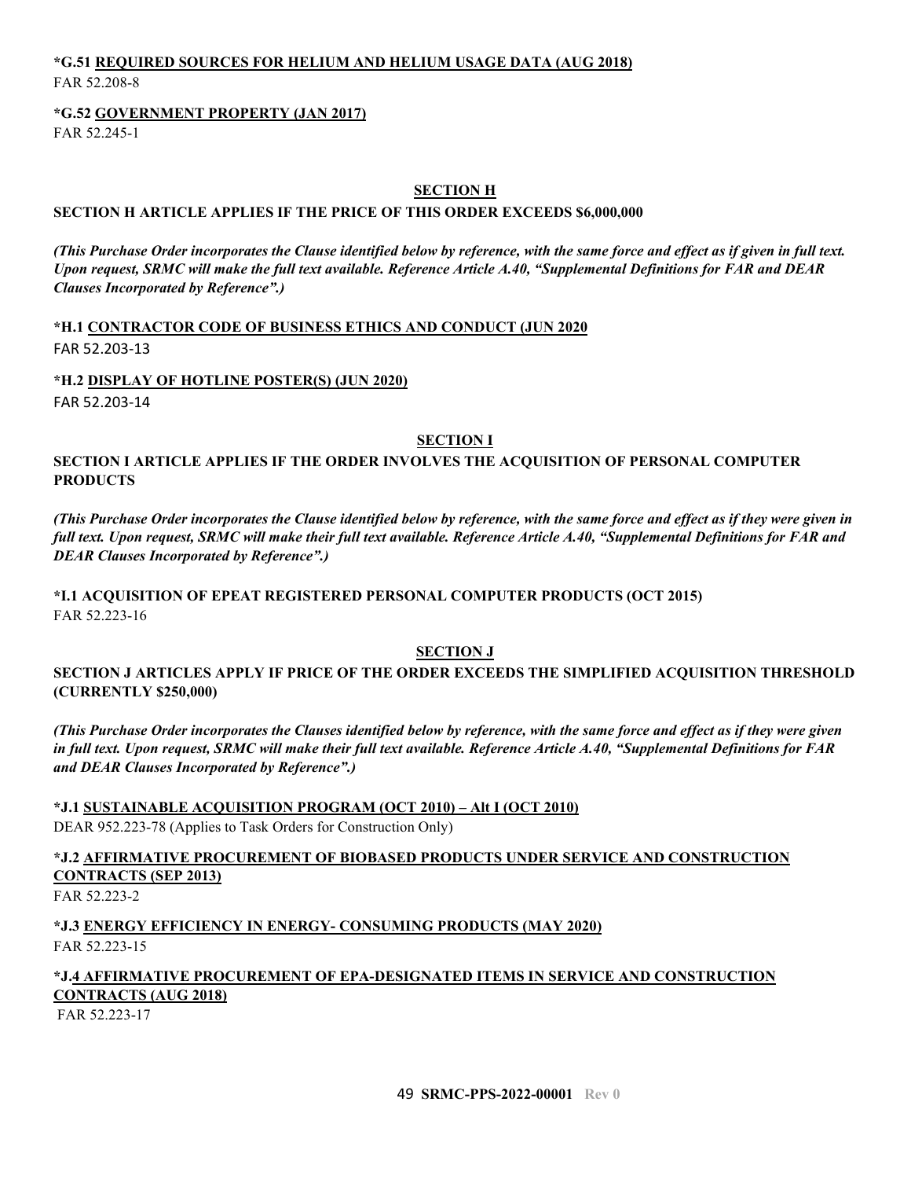**\*G.51 <u>REQUIRED SOURCES FOR HELIUM AND HELIUM USAGE DATA (AUG 2018)</u>**
FAR 52.208-8

**\*G.52 <u>GOVERNMENT PROPERTY (JAN 2017)</u>**
FAR 52.245-1

## SECTION H

**SECTION H ARTICLE APPLIES IF THE PRICE OF THIS ORDER EXCEEDS $6,000,000**

***(This Purchase Order incorporates the Clause identified below by reference, with the same force and effect as if given in full text. Upon request, SRMC will make the full text available. Reference Article A.40, "Supplemental Definitions for FAR and DEAR Clauses Incorporated by Reference".)***

**\*H.1 <u>CONTRACTOR CODE OF BUSINESS ETHICS AND CONDUCT (JUN 2020</u>**
FAR 52.203-13

**\*H.2 <u>DISPLAY OF HOTLINE POSTER(S) (JUN 2020)</u>**
FAR 52.203-14

## SECTION I

**SECTION I ARTICLE APPLIES IF THE ORDER INVOLVES THE ACQUISITION OF PERSONAL COMPUTER PRODUCTS**

***(This Purchase Order incorporates the Clause identified below by reference, with the same force and effect as if they were given in full text. Upon request, SRMC will make their full text available. Reference Article A.40, "Supplemental Definitions for FAR and DEAR Clauses Incorporated by Reference".)***

**\*I.1 ACQUISITION OF EPEAT REGISTERED PERSONAL COMPUTER PRODUCTS (OCT 2015)**
FAR 52.223-16

## SECTION J

**SECTION J ARTICLES APPLY IF PRICE OF THE ORDER EXCEEDS THE SIMPLIFIED ACQUISITION THRESHOLD (CURRENTLY $250,000)**

***(This Purchase Order incorporates the Clauses identified below by reference, with the same force and effect as if they were given in full text. Upon request, SRMC will make their full text available. Reference Article A.40, "Supplemental Definitions for FAR and DEAR Clauses Incorporated by Reference".)***

**\*J.1 <u>SUSTAINABLE ACQUISITION PROGRAM (OCT 2010) – Alt I (OCT 2010)</u>**
DEAR 952.223-78 (Applies to Task Orders for Construction Only)

**\*J.2 <u>AFFIRMATIVE PROCUREMENT OF BIOBASED PRODUCTS UNDER SERVICE AND CONSTRUCTION CONTRACTS (SEP 2013)</u>**
FAR 52.223-2

**\*J.3 <u>ENERGY EFFICIENCY IN ENERGY- CONSUMING PRODUCTS (MAY 2020)</u>**
FAR 52.223-15

**\*J.<u>4 AFFIRMATIVE PROCUREMENT OF EPA-DESIGNATED ITEMS IN SERVICE AND CONSTRUCTION CONTRACTS (AUG 2018)</u>**
FAR 52.223-17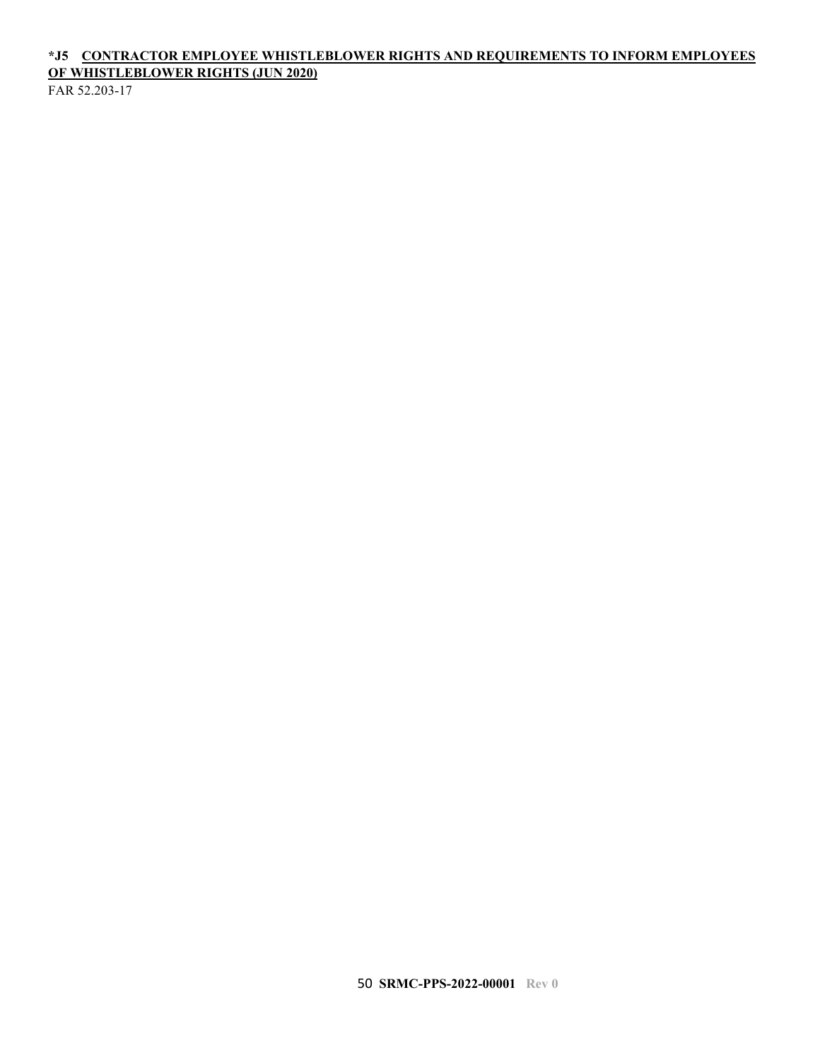**\*J5 CONTRACTOR EMPLOYEE WHISTLEBLOWER RIGHTS AND REQUIREMENTS TO INFORM EMPLOYEES OF WHISTLEBLOWER RIGHTS (JUN 2020)**

FAR 52.203-17